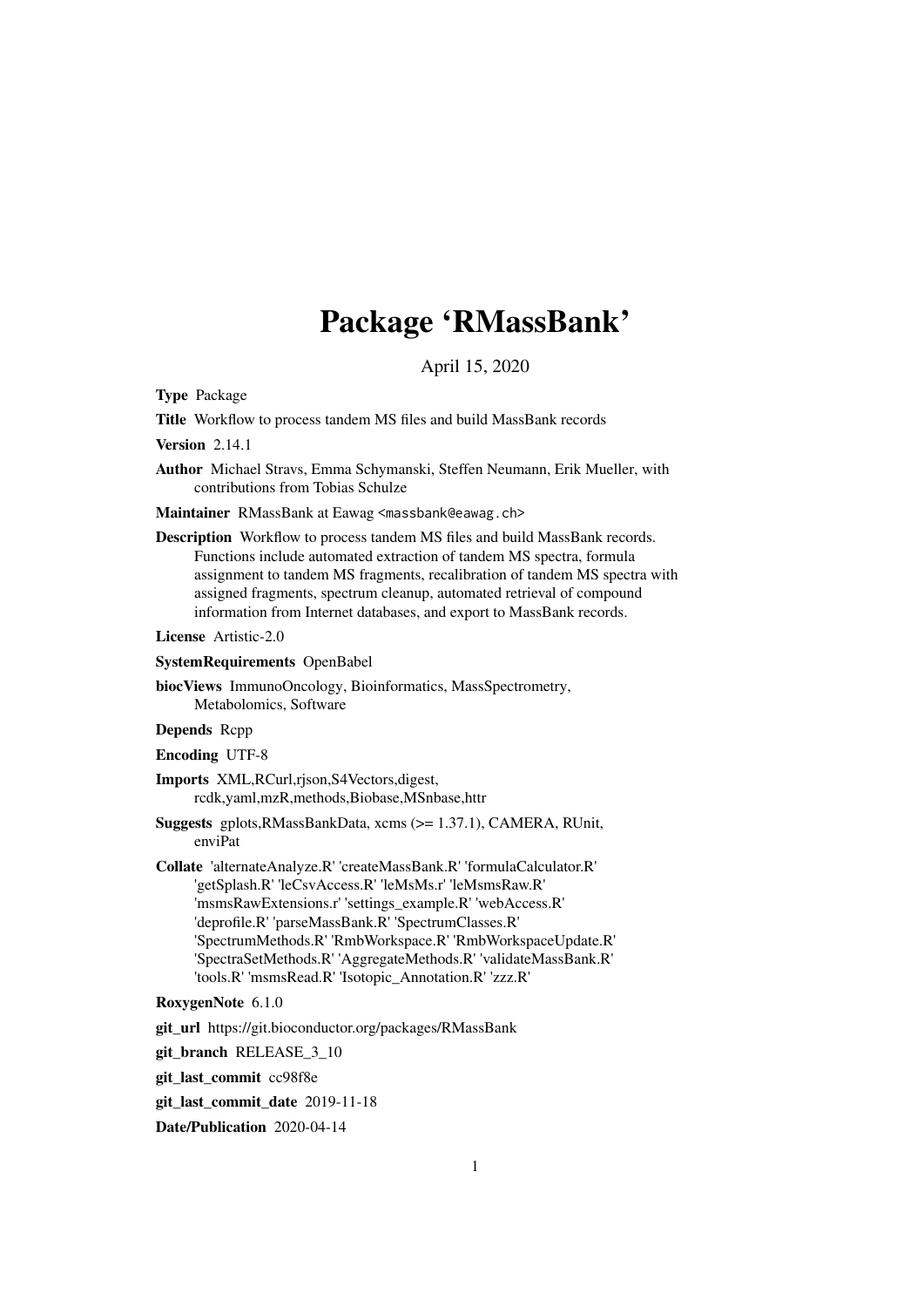# Package 'RMassBank'

April 15, 2020

**Type** Package

**Title** Workflow to process tandem MS files and build MassBank records

**Version** 2.14.1

**Author** Michael Stravs, Emma Schymanski, Steffen Neumann, Erik Mueller, with contributions from Tobias Schulze

**Maintainer** RMassBank at Eawag <massbank@eawag.ch>

**Description** Workflow to process tandem MS files and build MassBank records. Functions include automated extraction of tandem MS spectra, formula assignment to tandem MS fragments, recalibration of tandem MS spectra with assigned fragments, spectrum cleanup, automated retrieval of compound information from Internet databases, and export to MassBank records.

**License** Artistic-2.0

**SystemRequirements** OpenBabel

**biocViews** ImmunoOncology, Bioinformatics, MassSpectrometry, Metabolomics, Software

**Depends** Rcpp

**Encoding** UTF-8

**Imports** XML,RCurl,rjson,S4Vectors,digest, rcdk,yaml,mzR,methods,Biobase,MSnbase,httr

**Suggests** gplots,RMassBankData, xcms (>= 1.37.1), CAMERA, RUnit, enviPat

**Collate** 'alternateAnalyze.R' 'createMassBank.R' 'formulaCalculator.R' 'getSplash.R' 'leCsvAccess.R' 'leMsMs.r' 'leMsmsRaw.R' 'msmsRawExtensions.r' 'settings_example.R' 'webAccess.R' 'deprofile.R' 'parseMassBank.R' 'SpectrumClasses.R' 'SpectrumMethods.R' 'RmbWorkspace.R' 'RmbWorkspaceUpdate.R' 'SpectraSetMethods.R' 'AggregateMethods.R' 'validateMassBank.R' 'tools.R' 'msmsRead.R' 'Isotopic_Annotation.R' 'zzz.R'

**RoxygenNote** 6.1.0

**git_url** https://git.bioconductor.org/packages/RMassBank

**git_branch** RELEASE_3_10

**git_last_commit** cc98f8e

**git_last_commit_date** 2019-11-18

**Date/Publication** 2020-04-14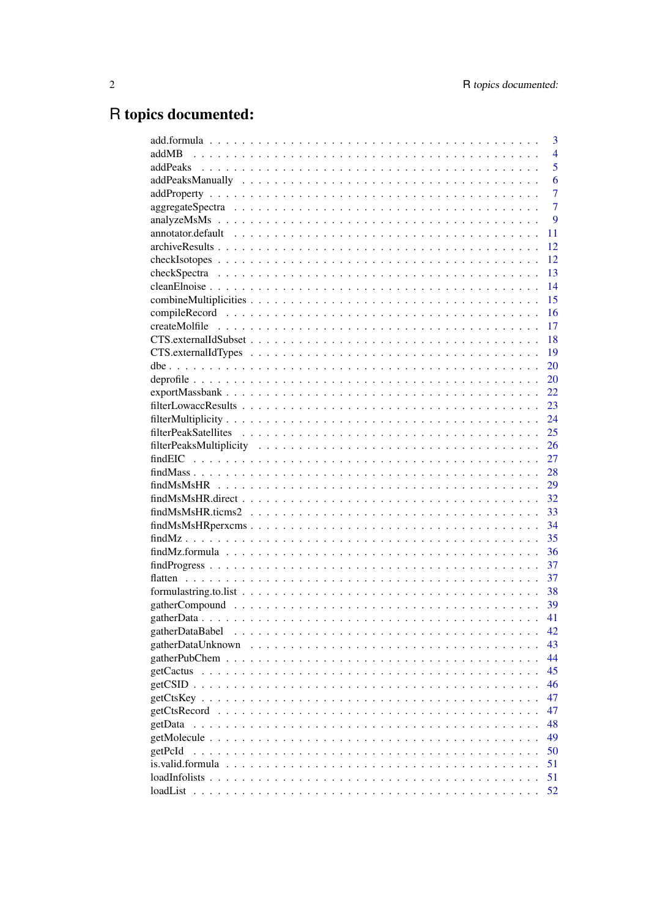# R topics documented:

| | |
|---|---|
| add.formula | 3 |
| addMB | 4 |
| addPeaks | 5 |
| addPeaksManually | 6 |
| addProperty | 7 |
| aggregateSpectra | 7 |
| analyzeMsMs | 9 |
| annotator.default | 11 |
| archiveResults | 12 |
| checkIsotopes | 12 |
| checkSpectra | 13 |
| cleanElnoise | 14 |
| combineMultiplicities | 15 |
| compileRecord | 16 |
| createMolfile | 17 |
| CTS.externalIdSubset | 18 |
| CTS.externalIdTypes | 19 |
| dbe | 20 |
| deprofile | 20 |
| exportMassbank | 22 |
| filterLowaccResults | 23 |
| filterMultiplicity | 24 |
| filterPeakSatellites | 25 |
| filterPeaksMultiplicity | 26 |
| findEIC | 27 |
| findMass | 28 |
| findMsMsHR | 29 |
| findMsMsHR.direct | 32 |
| findMsMsHR.ticms2 | 33 |
| findMsMsHRperxcms | 34 |
| findMz | 35 |
| findMz.formula | 36 |
| findProgress | 37 |
| flatten | 37 |
| formulastring.to.list | 38 |
| gatherCompound | 39 |
| gatherData | 41 |
| gatherDataBabel | 42 |
| gatherDataUnknown | 43 |
| gatherPubChem | 44 |
| getCactus | 45 |
| getCSID | 46 |
| getCtsKey | 47 |
| getCtsRecord | 47 |
| getData | 48 |
| getMolecule | 49 |
| getPcId | 50 |
| is.valid.formula | 51 |
| loadInfolists | 51 |
| loadList | 52 |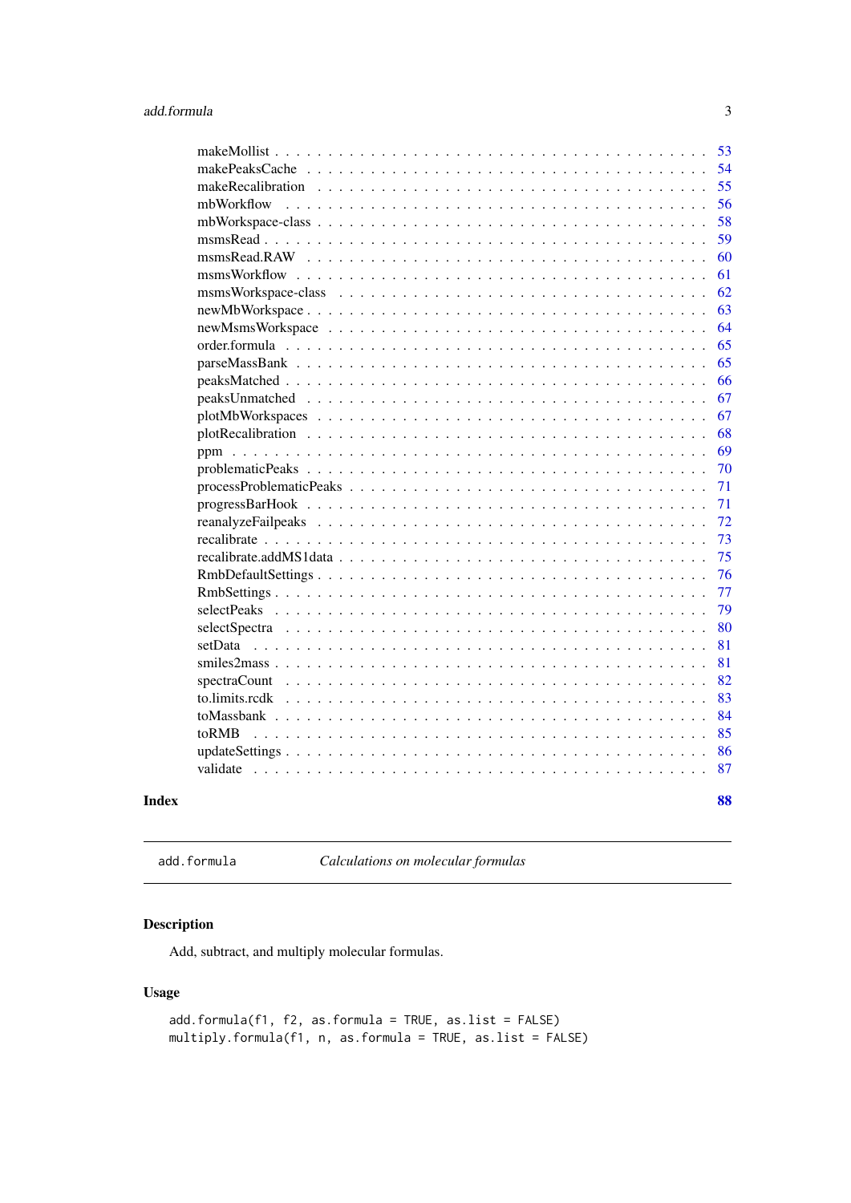| | |
|---|---|
| makeMollist | 53 |
| makePeaksCache | 54 |
| makeRecalibration | 55 |
| mbWorkflow | 56 |
| mbWorkspace-class | 58 |
| msmsRead | 59 |
| msmsRead.RAW | 60 |
| msmsWorkflow | 61 |
| msmsWorkspace-class | 62 |
| newMbWorkspace | 63 |
| newMsmsWorkspace | 64 |
| order.formula | 65 |
| parseMassBank | 65 |
| peaksMatched | 66 |
| peaksUnmatched | 67 |
| plotMbWorkspaces | 67 |
| plotRecalibration | 68 |
| ppm | 69 |
| problematicPeaks | 70 |
| processProblematicPeaks | 71 |
| progressBarHook | 71 |
| reanalyzeFailpeaks | 72 |
| recalibrate | 73 |
| recalibrate.addMS1data | 75 |
| RmbDefaultSettings | 76 |
| RmbSettings | 77 |
| selectPeaks | 79 |
| selectSpectra | 80 |
| setData | 81 |
| smiles2mass | 81 |
| spectraCount | 82 |
| to.limits.rcdk | 83 |
| toMassbank | 84 |
| toRMB | 85 |
| updateSettings | 86 |
| validate | 87 |

**Index** **88**

---

`add.formula` *Calculations on molecular formulas*

---

## Description

Add, subtract, and multiply molecular formulas.

## Usage

```
add.formula(f1, f2, as.formula = TRUE, as.list = FALSE)
multiply.formula(f1, n, as.formula = TRUE, as.list = FALSE)
```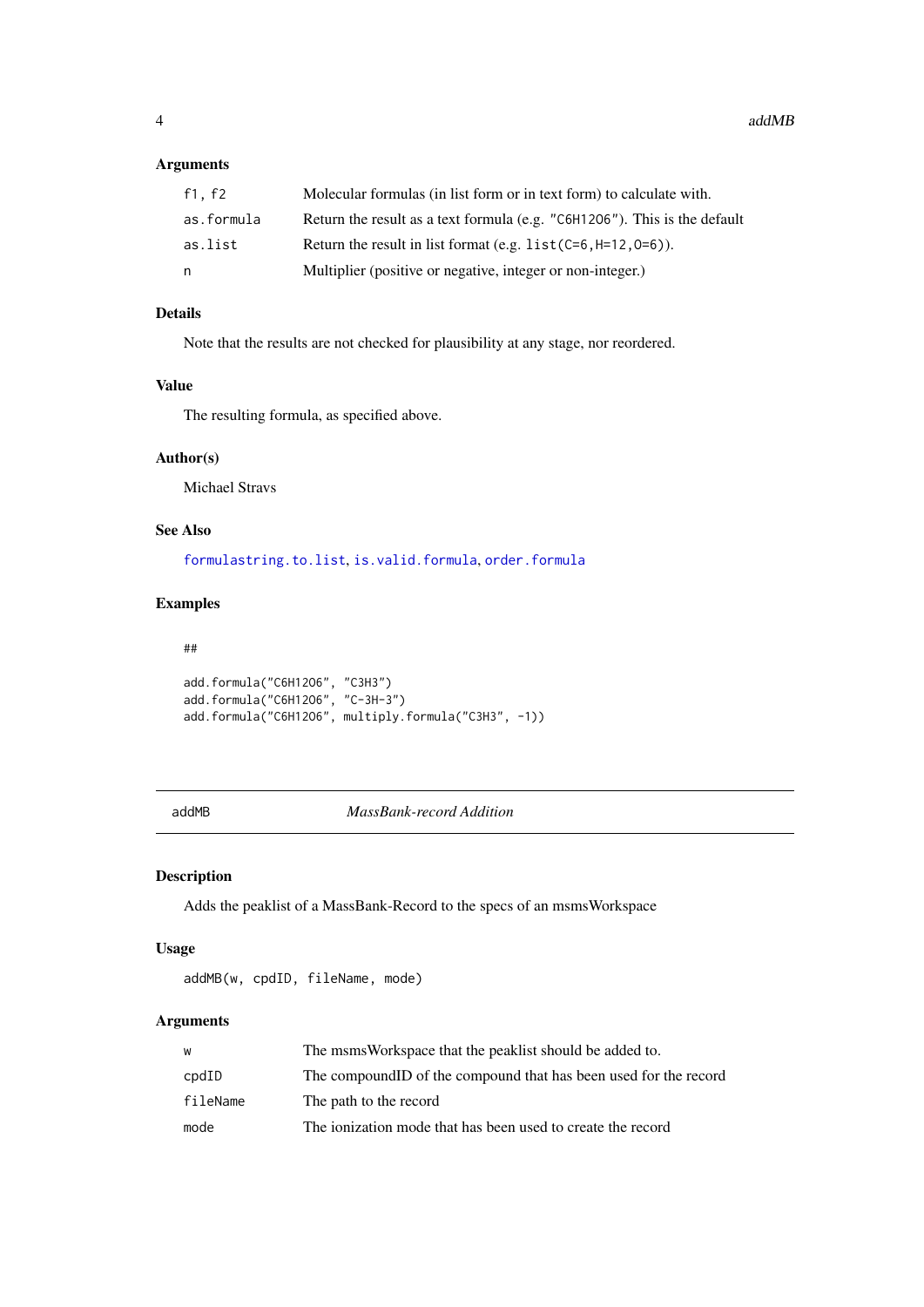### Arguments

| | |
|---|---|
| f1, f2 | Molecular formulas (in list form or in text form) to calculate with. |
| as.formula | Return the result as a text formula (e.g. "C6H12O6"). This is the default |
| as.list | Return the result in list format (e.g. list(C=6,H=12,O=6)). |
| n | Multiplier (positive or negative, integer or non-integer.) |

### Details

Note that the results are not checked for plausibility at any stage, nor reordered.

### Value

The resulting formula, as specified above.

### Author(s)

Michael Stravs

### See Also

formulastring.to.list, is.valid.formula, order.formula

### Examples

```
##

add.formula("C6H12O6", "C3H3")
add.formula("C6H12O6", "C-3H-3")
add.formula("C6H12O6", multiply.formula("C3H3", -1))
```

---

## addMB — *MassBank-record Addition*

---

### Description

Adds the peaklist of a MassBank-Record to the specs of an msmsWorkspace

### Usage

```
addMB(w, cpdID, fileName, mode)
```

### Arguments

| | |
|---|---|
| w | The msmsWorkspace that the peaklist should be added to. |
| cpdID | The compoundID of the compound that has been used for the record |
| fileName | The path to the record |
| mode | The ionization mode that has been used to create the record |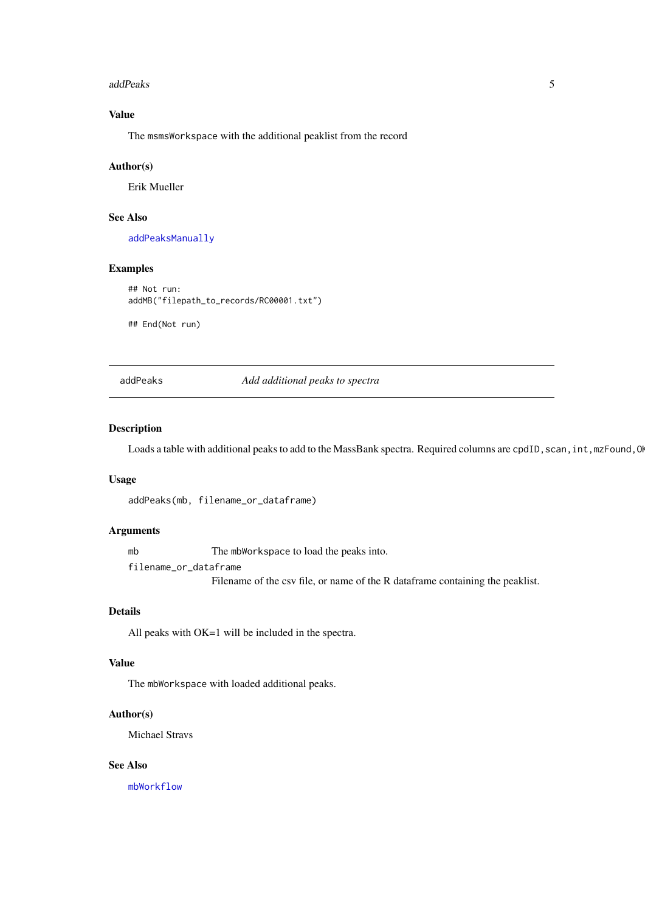## Value

The `msmsWorkspace` with the additional peaklist from the record

## Author(s)

Erik Mueller

## See Also

addPeaksManually

## Examples

```
## Not run:
addMB("filepath_to_records/RC00001.txt")

## End(Not run)
```

---

addPeaks *Add additional peaks to spectra*

---

## Description

Loads a table with additional peaks to add to the MassBank spectra. Required columns are `cpdID,scan,int,mzFound,OK`

## Usage

```
addPeaks(mb, filename_or_dataframe)
```

## Arguments

- `mb` The `mbWorkspace` to load the peaks into.
- `filename_or_dataframe` Filename of the csv file, or name of the R dataframe containing the peaklist.

## Details

All peaks with OK=1 will be included in the spectra.

## Value

The `mbWorkspace` with loaded additional peaks.

## Author(s)

Michael Stravs

## See Also

mbWorkflow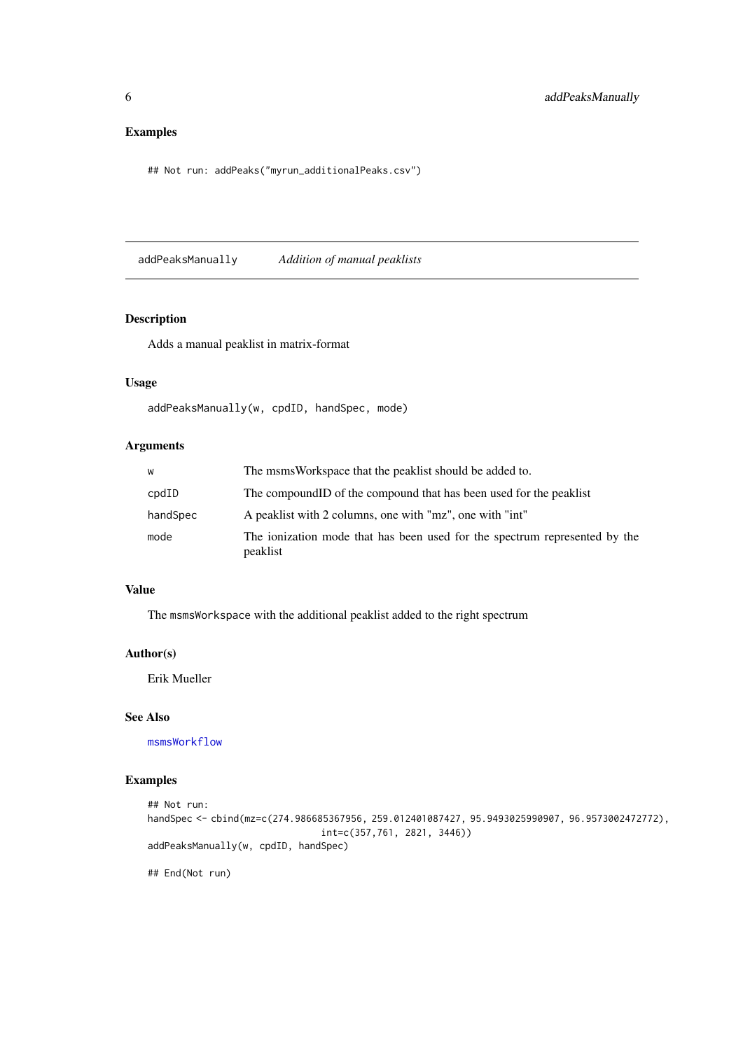### Examples

```
## Not run: addPeaks("myrun_additionalPeaks.csv")
```

---

## addPeaksManually *Addition of manual peaklists*

---

### Description

Adds a manual peaklist in matrix-format

### Usage

```
addPeaksManually(w, cpdID, handSpec, mode)
```

### Arguments

| | |
|---|---|
| w | The msmsWorkspace that the peaklist should be added to. |
| cpdID | The compoundID of the compound that has been used for the peaklist |
| handSpec | A peaklist with 2 columns, one with "mz", one with "int" |
| mode | The ionization mode that has been used for the spectrum represented by the peaklist |

### Value

The `msmsWorkspace` with the additional peaklist added to the right spectrum

### Author(s)

Erik Mueller

### See Also

msmsWorkflow

### Examples

```
## Not run:
handSpec <- cbind(mz=c(274.986685367956, 259.012401087427, 95.9493025990907, 96.9573002472772),
                          int=c(357,761, 2821, 3446))
addPeaksManually(w, cpdID, handSpec)

## End(Not run)
```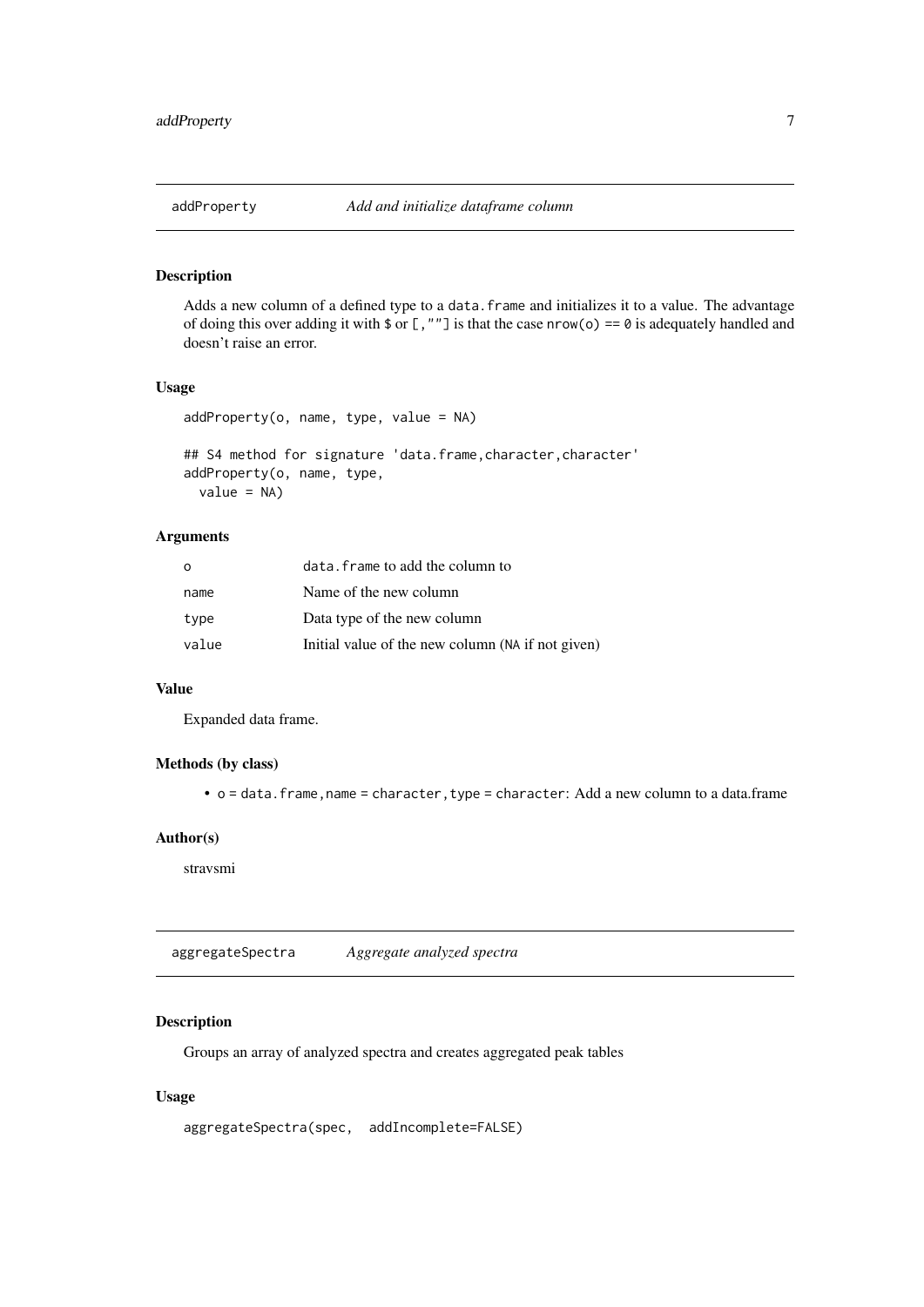## addProperty — *Add and initialize dataframe column*

### Description

Adds a new column of a defined type to a data.frame and initializes it to a value. The advantage of doing this over adding it with $ or [,""] is that the case nrow(o) == 0 is adequately handled and doesn't raise an error.

### Usage

```
addProperty(o, name, type, value = NA)

## S4 method for signature 'data.frame,character,character'
addProperty(o, name, type,
  value = NA)
```

### Arguments

| | |
|---|---|
| o | data.frame to add the column to |
| name | Name of the new column |
| type | Data type of the new column |
| value | Initial value of the new column (NA if not given) |

### Value

Expanded data frame.

### Methods (by class)

- o = data.frame,name = character,type = character: Add a new column to a data.frame

### Author(s)

stravsmi

## aggregateSpectra — *Aggregate analyzed spectra*

### Description

Groups an array of analyzed spectra and creates aggregated peak tables

### Usage

```
aggregateSpectra(spec,  addIncomplete=FALSE)
```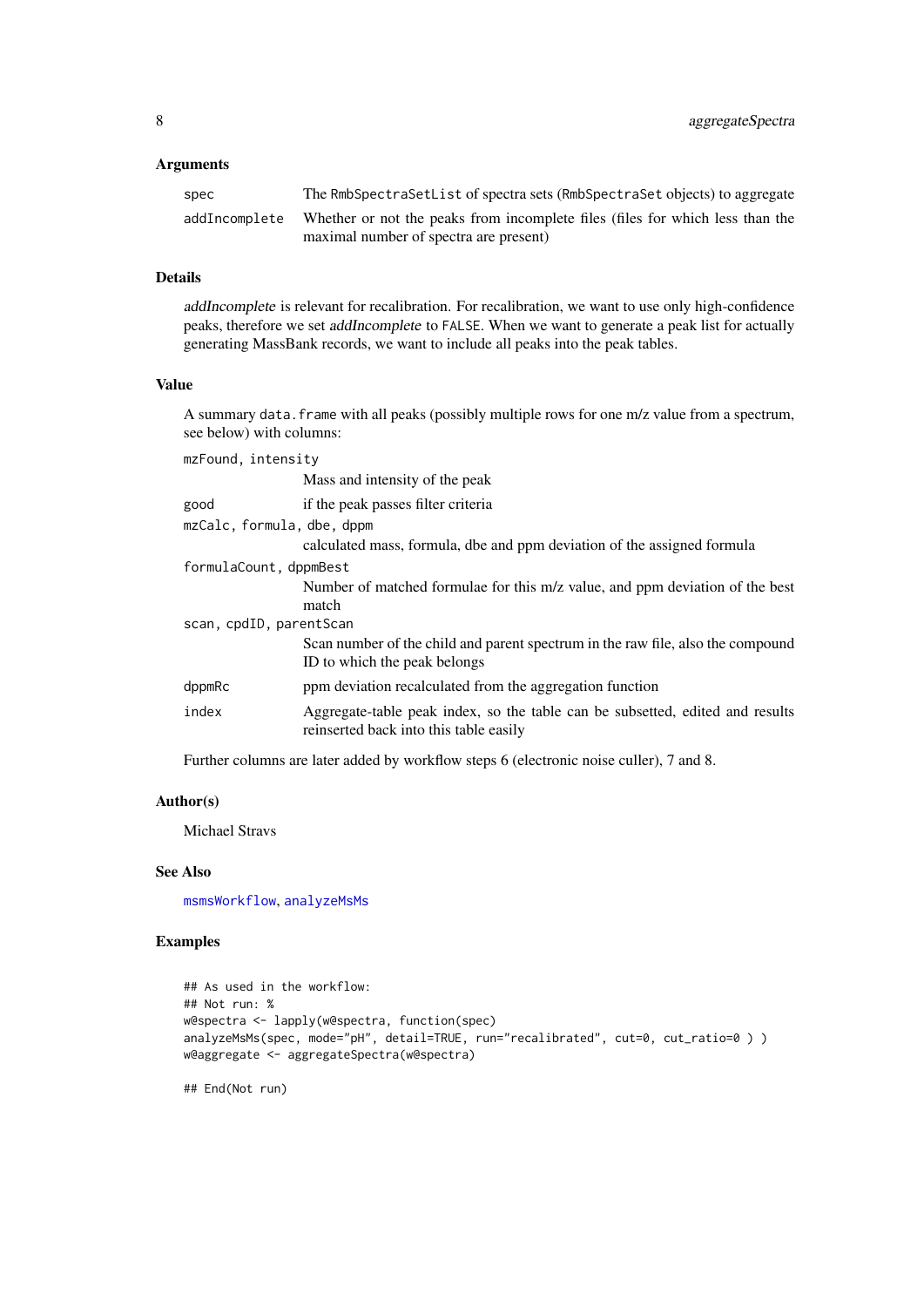### Arguments

- `spec` — The `RmbSpectraSetList` of spectra sets (`RmbSpectraSet` objects) to aggregate
- `addIncomplete` — Whether or not the peaks from incomplete files (files for which less than the maximal number of spectra are present)

### Details

*addIncomplete* is relevant for recalibration. For recalibration, we want to use only high-confidence peaks, therefore we set *addIncomplete* to `FALSE`. When we want to generate a peak list for actually generating MassBank records, we want to include all peaks into the peak tables.

### Value

A summary `data.frame` with all peaks (possibly multiple rows for one m/z value from a spectrum, see below) with columns:

- `mzFound, intensity` — Mass and intensity of the peak
- `good` — if the peak passes filter criteria
- `mzCalc, formula, dbe, dppm` — calculated mass, formula, dbe and ppm deviation of the assigned formula
- `formulaCount, dppmBest` — Number of matched formulae for this m/z value, and ppm deviation of the best match
- `scan, cpdID, parentScan` — Scan number of the child and parent spectrum in the raw file, also the compound ID to which the peak belongs
- `dppmRc` — ppm deviation recalculated from the aggregation function
- `index` — Aggregate-table peak index, so the table can be subsetted, edited and results reinserted back into this table easily

Further columns are later added by workflow steps 6 (electronic noise culler), 7 and 8.

### Author(s)

Michael Stravs

### See Also

`msmsWorkflow`, `analyzeMsMs`

### Examples

```
## As used in the workflow:
## Not run: %
w@spectra <- lapply(w@spectra, function(spec)
analyzeMsMs(spec, mode="pH", detail=TRUE, run="recalibrated", cut=0, cut_ratio=0 ) )
w@aggregate <- aggregateSpectra(w@spectra)

## End(Not run)
```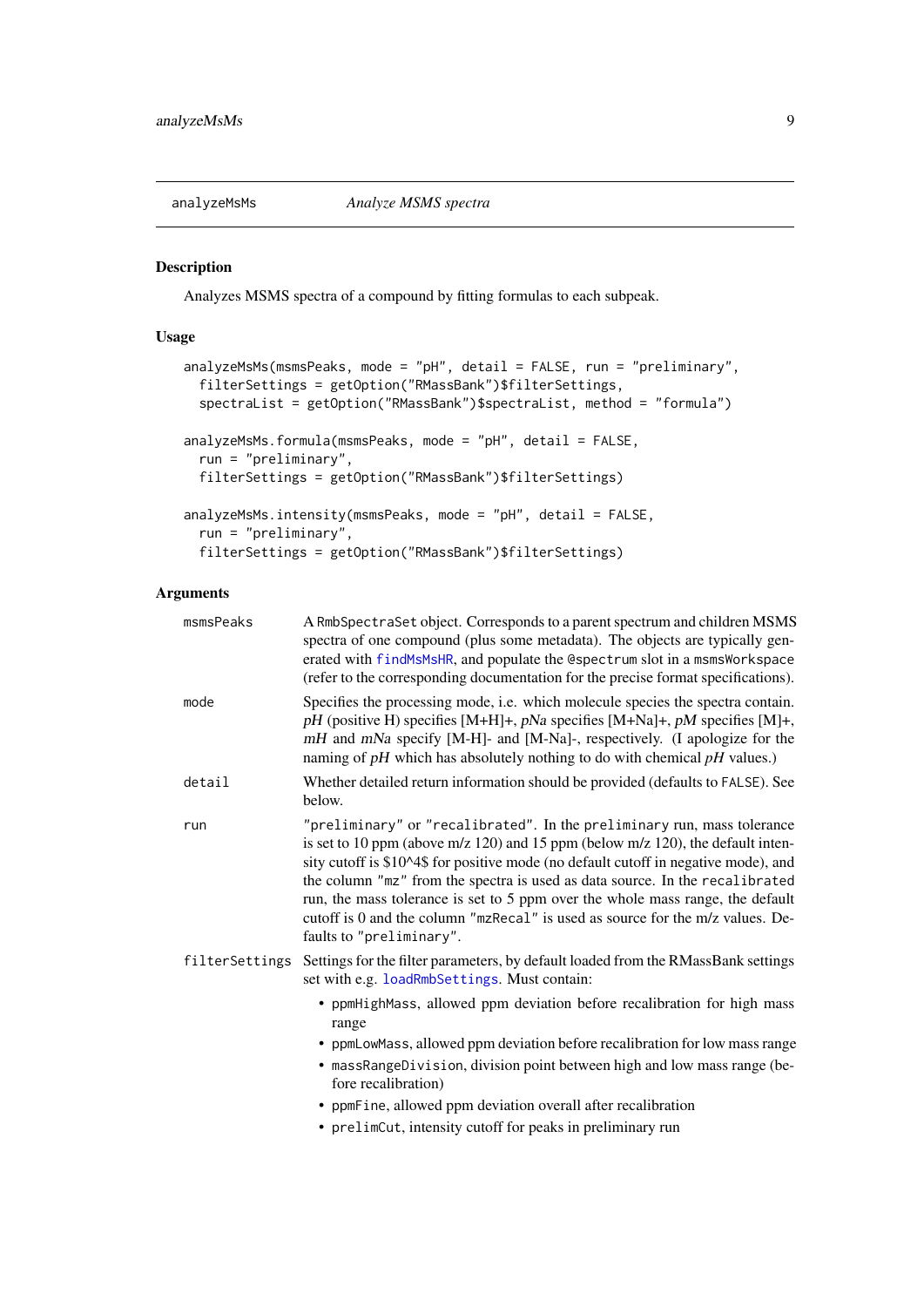## analyzeMsMs — *Analyze MSMS spectra*

### Description

Analyzes MSMS spectra of a compound by fitting formulas to each subpeak.

### Usage

```
analyzeMsMs(msmsPeaks, mode = "pH", detail = FALSE, run = "preliminary",
  filterSettings = getOption("RMassBank")$filterSettings,
  spectraList = getOption("RMassBank")$spectraList, method = "formula")

analyzeMsMs.formula(msmsPeaks, mode = "pH", detail = FALSE,
  run = "preliminary",
  filterSettings = getOption("RMassBank")$filterSettings)

analyzeMsMs.intensity(msmsPeaks, mode = "pH", detail = FALSE,
  run = "preliminary",
  filterSettings = getOption("RMassBank")$filterSettings)
```

### Arguments

`msmsPeaks`
: A `RmbSpectraSet` object. Corresponds to a parent spectrum and children MSMS spectra of one compound (plus some metadata). The objects are typically generated with `findMsMsHR`, and populate the `@spectrum` slot in a `msmsWorkspace` (refer to the corresponding documentation for the precise format specifications).

`mode`
: Specifies the processing mode, i.e. which molecule species the spectra contain. *pH* (positive H) specifies [M+H]+, *pNa* specifies [M+Na]+, *pM* specifies [M]+, *mH* and *mNa* specify [M-H]- and [M-Na]-, respectively. (I apologize for the naming of *pH* which has absolutely nothing to do with chemical *pH* values.)

`detail`
: Whether detailed return information should be provided (defaults to `FALSE`). See below.

`run`
: `"preliminary"` or `"recalibrated"`. In the `preliminary` run, mass tolerance is set to 10 ppm (above m/z 120) and 15 ppm (below m/z 120), the default intensity cutoff is $10^4$ for positive mode (no default cutoff in negative mode), and the column `"mz"` from the spectra is used as data source. In the `recalibrated` run, the mass tolerance is set to 5 ppm over the whole mass range, the default cutoff is 0 and the column `"mzRecal"` is used as source for the m/z values. Defaults to `"preliminary"`.

`filterSettings`
: Settings for the filter parameters, by default loaded from the RMassBank settings set with e.g. `loadRmbSettings`. Must contain:
  - `ppmHighMass`, allowed ppm deviation before recalibration for high mass range
  - `ppmLowMass`, allowed ppm deviation before recalibration for low mass range
  - `massRangeDivision`, division point between high and low mass range (before recalibration)
  - `ppmFine`, allowed ppm deviation overall after recalibration
  - `prelimCut`, intensity cutoff for peaks in preliminary run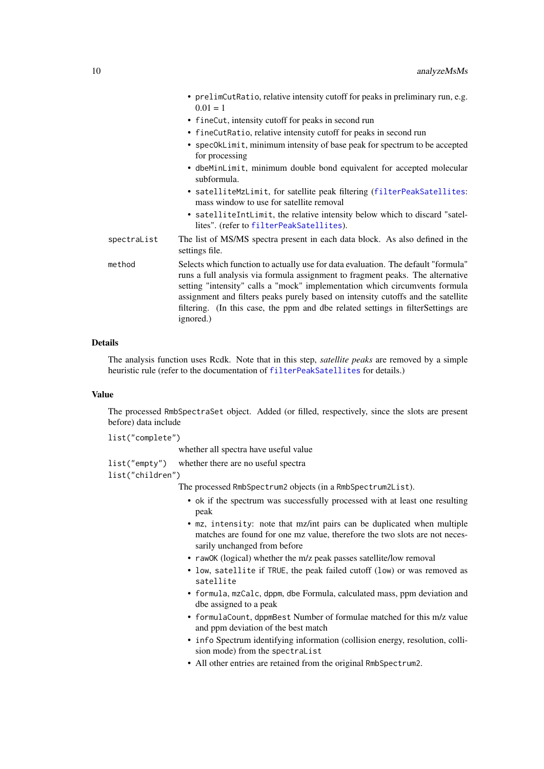- `prelimCutRatio`, relative intensity cutoff for peaks in preliminary run, e.g. 0.01 = 1
- `fineCut`, intensity cutoff for peaks in second run
- `fineCutRatio`, relative intensity cutoff for peaks in second run
- `specOkLimit`, minimum intensity of base peak for spectrum to be accepted for processing
- `dbeMinLimit`, minimum double bond equivalent for accepted molecular subformula.
- `satelliteMzLimit`, for satellite peak filtering (`filterPeakSatellites`: mass window to use for satellite removal
- `satelliteIntLimit`, the relative intensity below which to discard "satellites". (refer to `filterPeakSatellites`).

`spectraList` The list of MS/MS spectra present in each data block. As also defined in the settings file.

`method` Selects which function to actually use for data evaluation. The default "formula" runs a full analysis via formula assignment to fragment peaks. The alternative setting "intensity" calls a "mock" implementation which circumvents formula assignment and filters peaks purely based on intensity cutoffs and the satellite filtering. (In this case, the ppm and dbe related settings in filterSettings are ignored.)

### Details

The analysis function uses Rcdk. Note that in this step, *satellite peaks* are removed by a simple heuristic rule (refer to the documentation of `filterPeakSatellites` for details.)

### Value

The processed `RmbSpectraSet` object. Added (or filled, respectively, since the slots are present before) data include

`list("complete")` whether all spectra have useful value

`list("empty")` whether there are no useful spectra

`list("children")` The processed `RmbSpectrum2` objects (in a `RmbSpectrum2List`).

- `ok` if the spectrum was successfully processed with at least one resulting peak
- `mz`, `intensity`: note that mz/int pairs can be duplicated when multiple matches are found for one mz value, therefore the two slots are not necessarily unchanged from before
- `rawOK` (logical) whether the m/z peak passes satellite/low removal
- `low`, `satellite` if `TRUE`, the peak failed cutoff (`low`) or was removed as `satellite`
- `formula`, `mzCalc`, `dppm`, `dbe` Formula, calculated mass, ppm deviation and dbe assigned to a peak
- `formulaCount`, `dppmBest` Number of formulae matched for this m/z value and ppm deviation of the best match
- `info` Spectrum identifying information (collision energy, resolution, collision mode) from the `spectraList`
- All other entries are retained from the original `RmbSpectrum2`.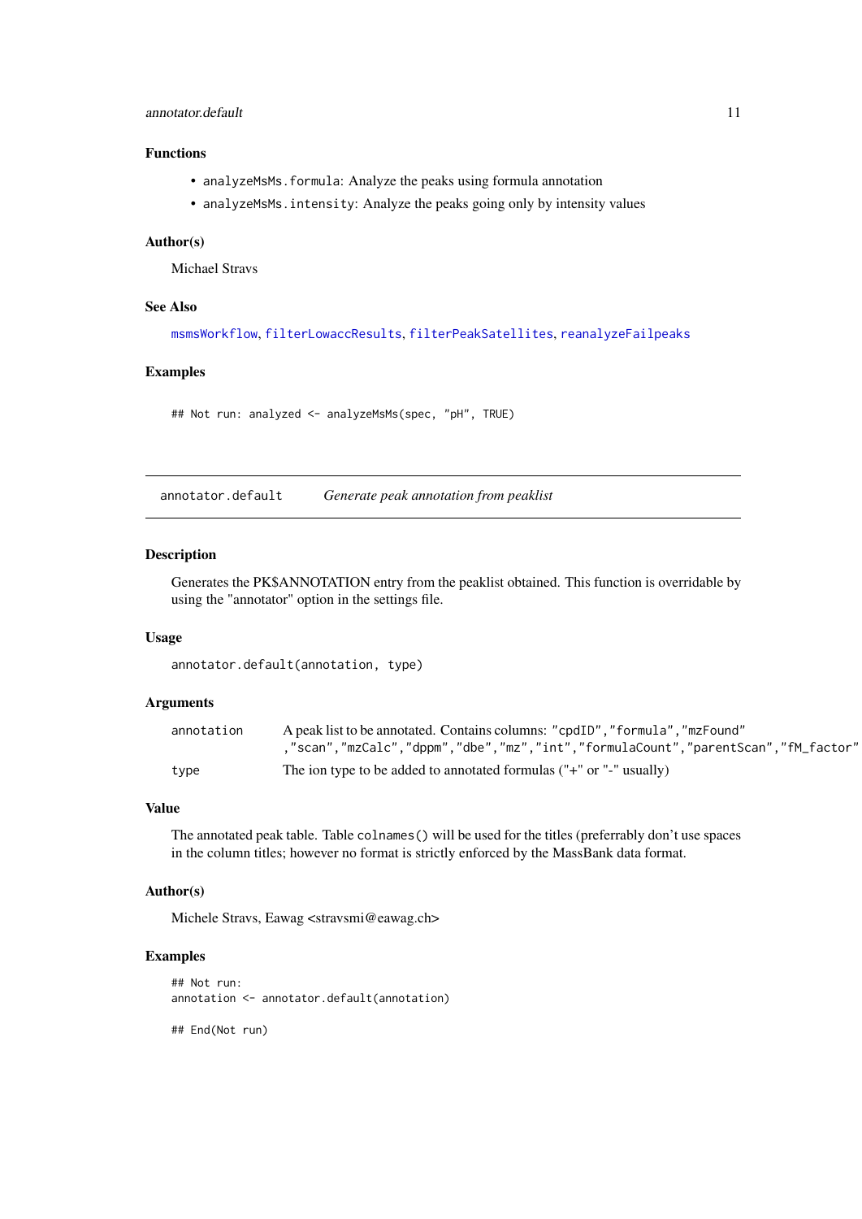### Functions

- `analyzeMsMs.formula`: Analyze the peaks using formula annotation
- `analyzeMsMs.intensity`: Analyze the peaks going only by intensity values

### Author(s)

Michael Stravs

### See Also

`msmsWorkflow`, `filterLowaccResults`, `filterPeakSatellites`, `reanalyzeFailpeaks`

### Examples

```
## Not run: analyzed <- analyzeMsMs(spec, "pH", TRUE)
```

---

## annotator.default — *Generate peak annotation from peaklist*

---

### Description

Generates the PK$ANNOTATION entry from the peaklist obtained. This function is overridable by using the "annotator" option in the settings file.

### Usage

```
annotator.default(annotation, type)
```

### Arguments

| | |
|---|---|
| `annotation` | A peak list to be annotated. Contains columns: `"cpdID","formula","mzFound" ,"scan","mzCalc","dppm","dbe","mz","int","formulaCount","parentScan","fM_factor"` |
| `type` | The ion type to be added to annotated formulas ("+" or "-" usually) |

### Value

The annotated peak table. Table `colnames()` will be used for the titles (preferrably don't use spaces in the column titles; however no format is strictly enforced by the MassBank data format.

### Author(s)

Michele Stravs, Eawag <stravsmi@eawag.ch>

### Examples

```
## Not run:
annotation <- annotator.default(annotation)

## End(Not run)
```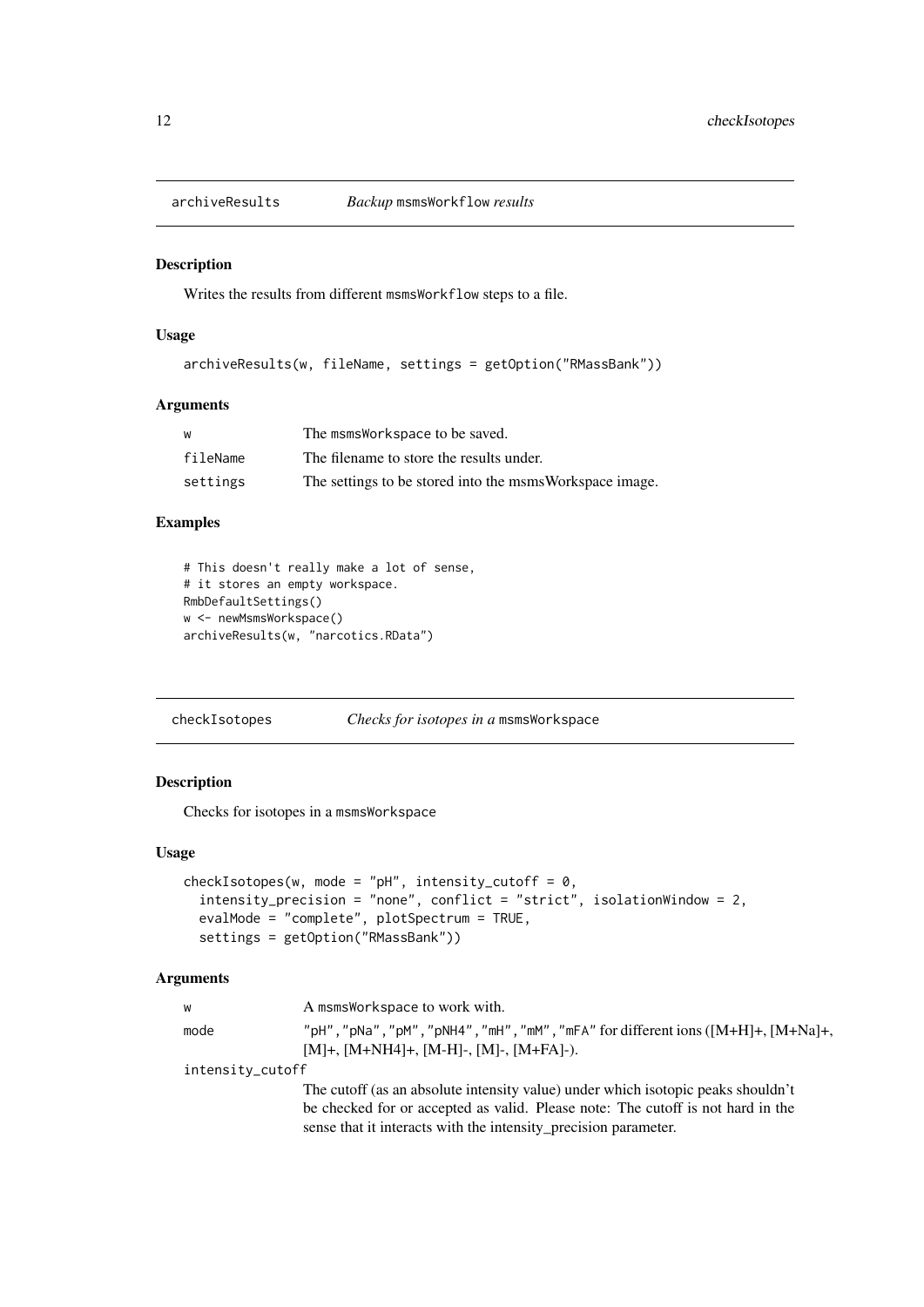## archiveResults — *Backup* `msmsWorkflow` *results*

### Description

Writes the results from different `msmsWorkflow` steps to a file.

### Usage

```
archiveResults(w, fileName, settings = getOption("RMassBank"))
```

### Arguments

| | |
|---|---|
| w | The msmsWorkspace to be saved. |
| fileName | The filename to store the results under. |
| settings | The settings to be stored into the msmsWorkspace image. |

### Examples

```
# This doesn't really make a lot of sense,
# it stores an empty workspace.
RmbDefaultSettings()
w <- newMsmsWorkspace()
archiveResults(w, "narcotics.RData")
```

## checkIsotopes — *Checks for isotopes in a* `msmsWorkspace`

### Description

Checks for isotopes in a `msmsWorkspace`

### Usage

```
checkIsotopes(w, mode = "pH", intensity_cutoff = 0,
  intensity_precision = "none", conflict = "strict", isolationWindow = 2,
  evalMode = "complete", plotSpectrum = TRUE,
  settings = getOption("RMassBank"))
```

### Arguments

| | |
|---|---|
| w | A msmsWorkspace to work with. |
| mode | "pH","pNa","pM","pNH4","mH","mM","mFA" for different ions ([M+H]+, [M+Na]+, [M]+, [M+NH4]+, [M-H]-, [M]-, [M+FA]-). |
| intensity_cutoff | The cutoff (as an absolute intensity value) under which isotopic peaks shouldn't be checked for or accepted as valid. Please note: The cutoff is not hard in the sense that it interacts with the intensity_precision parameter. |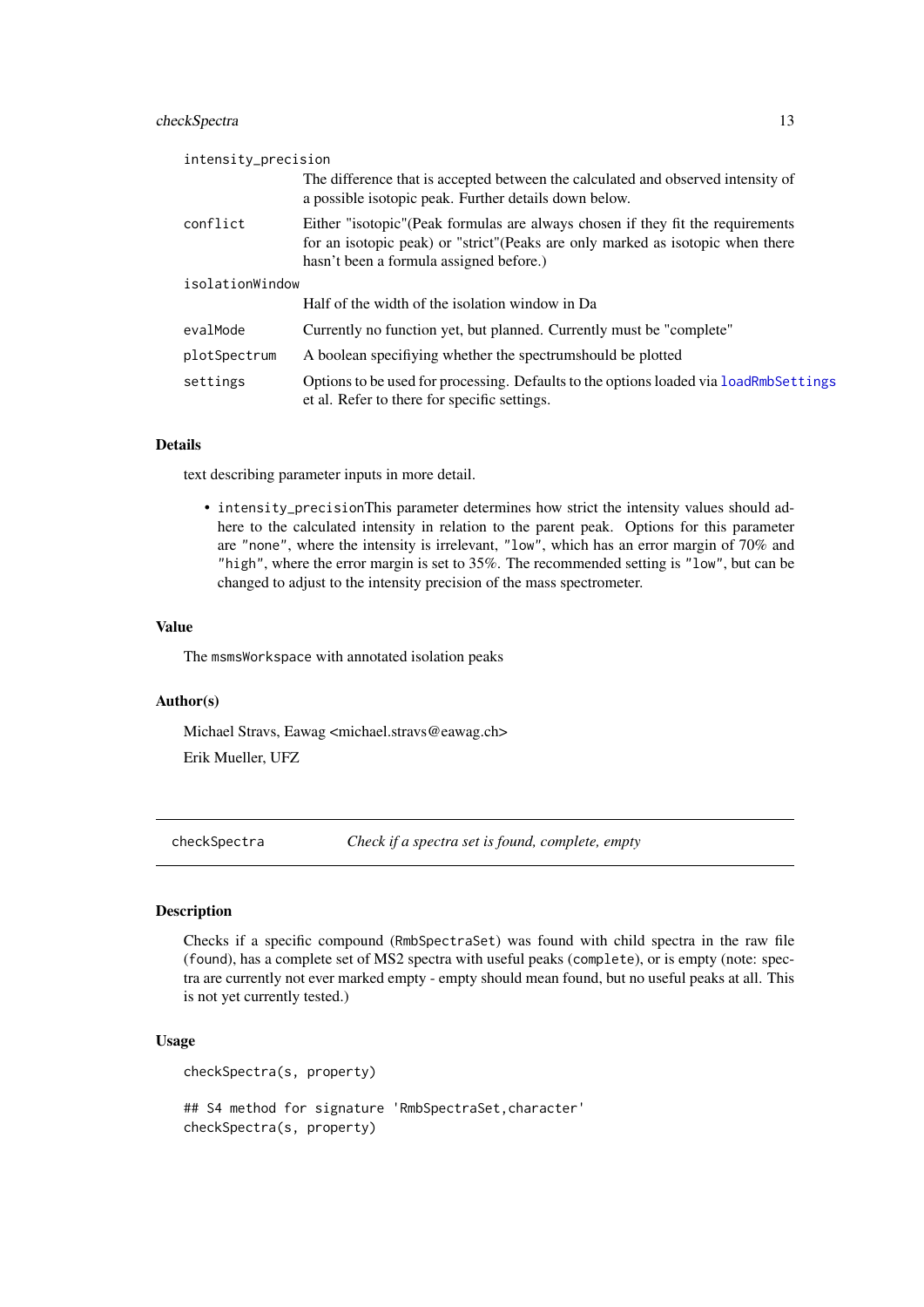`intensity_precision`
: The difference that is accepted between the calculated and observed intensity of a possible isotopic peak. Further details down below.

`conflict`
: Either "isotopic"(Peak formulas are always chosen if they fit the requirements for an isotopic peak) or "strict"(Peaks are only marked as isotopic when there hasn't been a formula assigned before.)

`isolationWindow`
: Half of the width of the isolation window in Da

`evalMode`
: Currently no function yet, but planned. Currently must be "complete"

`plotSpectrum`
: A boolean specifiying whether the spectrumshould be plotted

`settings`
: Options to be used for processing. Defaults to the options loaded via `loadRmbSettings` et al. Refer to there for specific settings.

### Details

text describing parameter inputs in more detail.

- `intensity_precision`This parameter determines how strict the intensity values should adhere to the calculated intensity in relation to the parent peak. Options for this parameter are `"none"`, where the intensity is irrelevant, `"low"`, which has an error margin of 70% and `"high"`, where the error margin is set to 35%. The recommended setting is `"low"`, but can be changed to adjust to the intensity precision of the mass spectrometer.

### Value

The `msmsWorkspace` with annotated isolation peaks

### Author(s)

Michael Stravs, Eawag <michael.stravs@eawag.ch>

Erik Mueller, UFZ

---

## checkSpectra — *Check if a spectra set is found, complete, empty*

---

### Description

Checks if a specific compound (`RmbSpectraSet`) was found with child spectra in the raw file (`found`), has a complete set of MS2 spectra with useful peaks (`complete`), or is empty (note: spectra are currently not ever marked empty - empty should mean found, but no useful peaks at all. This is not yet currently tested.)

### Usage

```
checkSpectra(s, property)

## S4 method for signature 'RmbSpectraSet,character'
checkSpectra(s, property)
```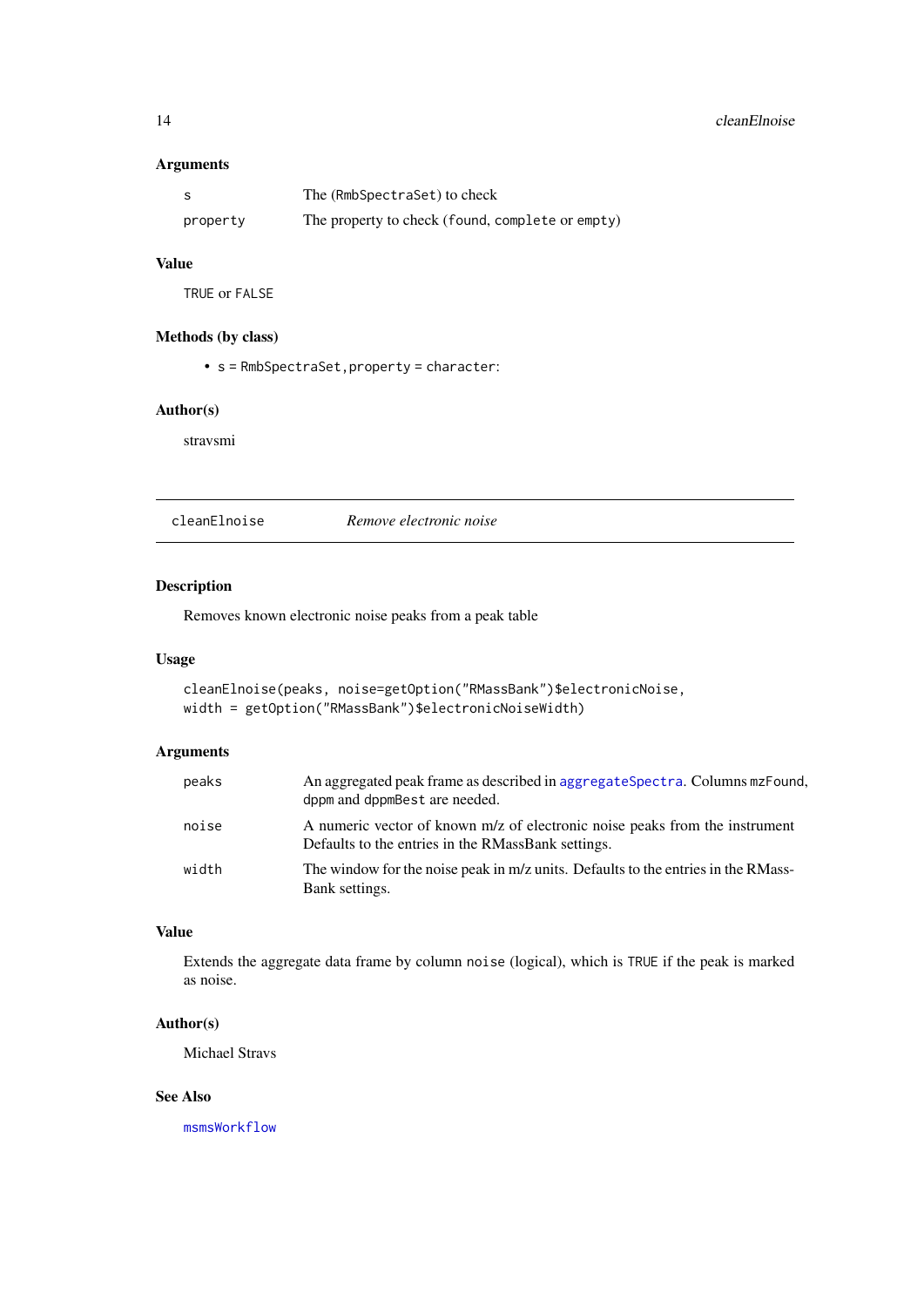### Arguments

| | |
|---|---|
| s | The (RmbSpectraSet) to check |
| property | The property to check (found, complete or empty) |

### Value

TRUE or FALSE

### Methods (by class)

- s = RmbSpectraSet,property = character:

### Author(s)

stravsmi

---

## cleanElnoise *Remove electronic noise*

---

### Description

Removes known electronic noise peaks from a peak table

### Usage

```
cleanElnoise(peaks, noise=getOption("RMassBank")$electronicNoise,
width = getOption("RMassBank")$electronicNoiseWidth)
```

### Arguments

| | |
|---|---|
| peaks | An aggregated peak frame as described in aggregateSpectra. Columns mzFound, dppm and dppmBest are needed. |
| noise | A numeric vector of known m/z of electronic noise peaks from the instrument Defaults to the entries in the RMassBank settings. |
| width | The window for the noise peak in m/z units. Defaults to the entries in the RMassBank settings. |

### Value

Extends the aggregate data frame by column noise (logical), which is TRUE if the peak is marked as noise.

### Author(s)

Michael Stravs

### See Also

msmsWorkflow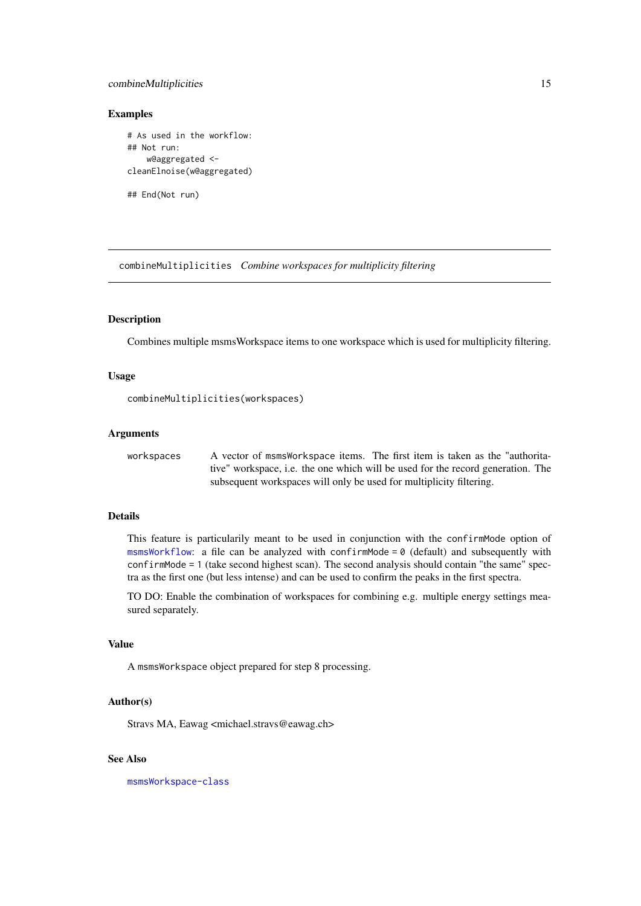### Examples

```
# As used in the workflow:
## Not run:
    w@aggregated <-
cleanElnoise(w@aggregated)

## End(Not run)
```

---

## combineMultiplicities *Combine workspaces for multiplicity filtering*

---

### Description

Combines multiple msmsWorkspace items to one workspace which is used for multiplicity filtering.

### Usage

```
combineMultiplicities(workspaces)
```

### Arguments

| | |
|---|---|
| `workspaces` | A vector of `msmsWorkspace` items. The first item is taken as the "authoritative" workspace, i.e. the one which will be used for the record generation. The subsequent workspaces will only be used for multiplicity filtering. |

### Details

This feature is particularly meant to be used in conjunction with the `confirmMode` option of `msmsWorkflow`: a file can be analyzed with `confirmMode = 0` (default) and subsequently with `confirmMode = 1` (take second highest scan). The second analysis should contain "the same" spectra as the first one (but less intense) and can be used to confirm the peaks in the first spectra.

TO DO: Enable the combination of workspaces for combining e.g. multiple energy settings measured separately.

### Value

A `msmsWorkspace` object prepared for step 8 processing.

### Author(s)

Stravs MA, Eawag <michael.stravs@eawag.ch>

### See Also

`msmsWorkspace-class`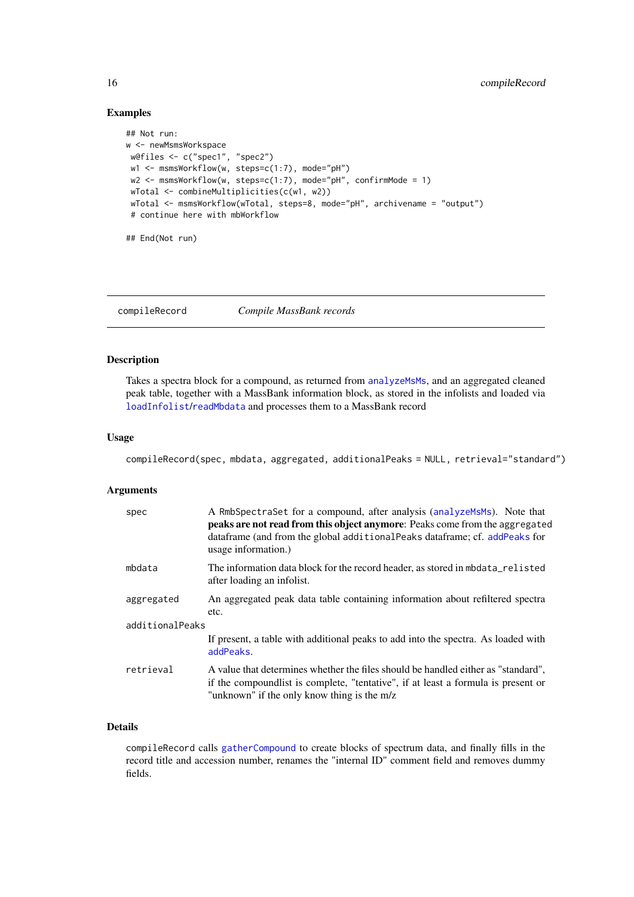### Examples

```
## Not run:
w <- newMsmsWorkspace
 w@files <- c("spec1", "spec2")
 w1 <- msmsWorkflow(w, steps=c(1:7), mode="pH")
 w2 <- msmsWorkflow(w, steps=c(1:7), mode="pH", confirmMode = 1)
 wTotal <- combineMultiplicities(c(w1, w2))
 wTotal <- msmsWorkflow(wTotal, steps=8, mode="pH", archivename = "output")
 # continue here with mbWorkflow

## End(Not run)
```

---

## compileRecord — *Compile MassBank records*

### Description

Takes a spectra block for a compound, as returned from `analyzeMsMs`, and an aggregated cleaned peak table, together with a MassBank information block, as stored in the infolists and loaded via `loadInfolist`/`readMbdata` and processes them to a MassBank record

### Usage

```
compileRecord(spec, mbdata, aggregated, additionalPeaks = NULL, retrieval="standard")
```

### Arguments

| Argument | Description |
|---|---|
| `spec` | A `RmbSpectraSet` for a compound, after analysis (`analyzeMsMs`). Note that **peaks are not read from this object anymore**: Peaks come from the `aggregated` dataframe (and from the global `additionalPeaks` dataframe; cf. `addPeaks` for usage information.) |
| `mbdata` | The information data block for the record header, as stored in `mbdata_relisted` after loading an infolist. |
| `aggregated` | An aggregated peak data table containing information about refiltered spectra etc. |
| `additionalPeaks` | If present, a table with additional peaks to add into the spectra. As loaded with `addPeaks`. |
| `retrieval` | A value that determines whether the files should be handled either as "standard", if the compoundlist is complete, "tentative", if at least a formula is present or "unknown" if the only know thing is the m/z |

### Details

`compileRecord` calls `gatherCompound` to create blocks of spectrum data, and finally fills in the record title and accession number, renames the "internal ID" comment field and removes dummy fields.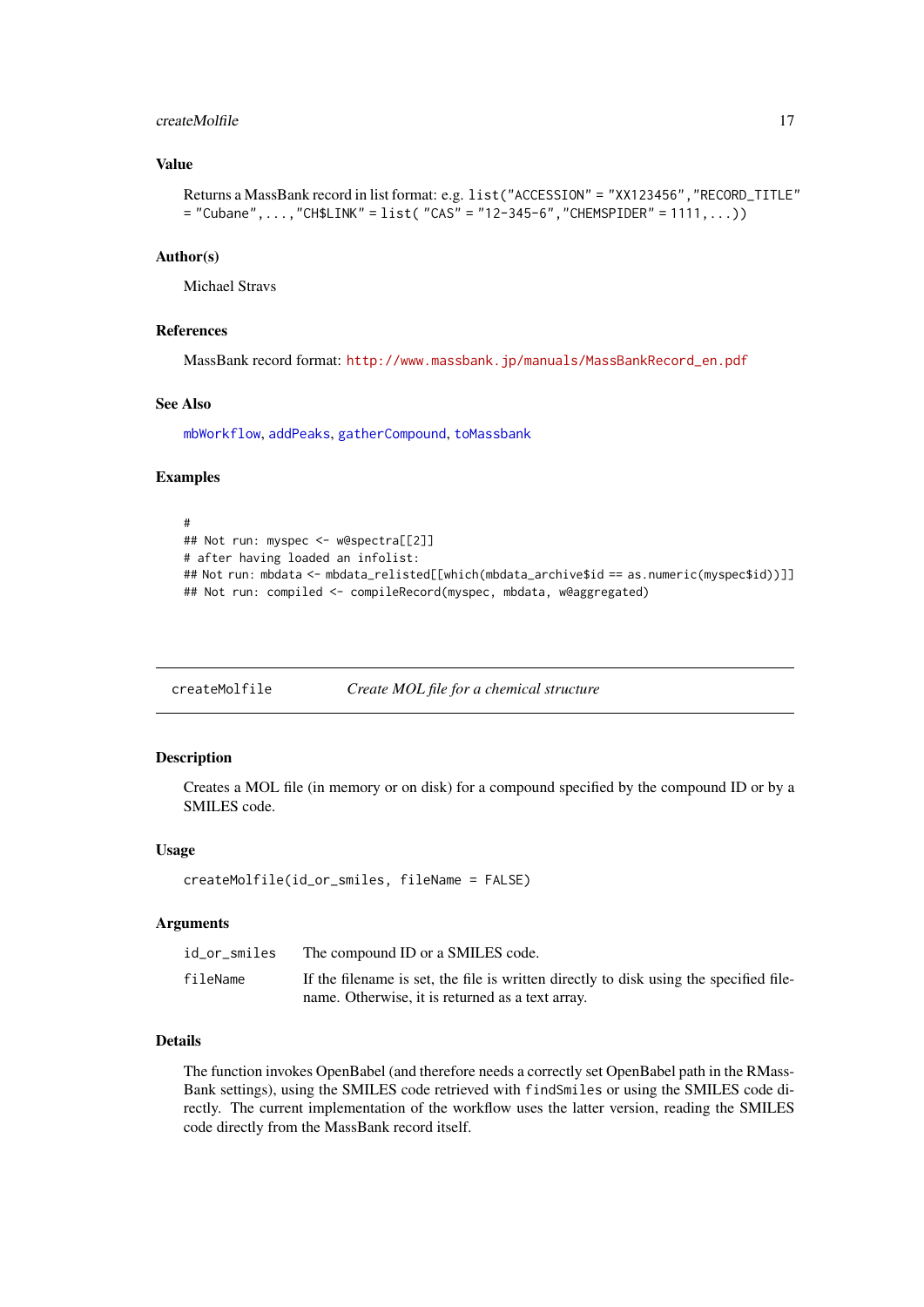### Value

Returns a MassBank record in list format: e.g. `list("ACCESSION" = "XX123456","RECORD_TITLE" = "Cubane",...,"CH$LINK" = list( "CAS" = "12-345-6","CHEMSPIDER" = 1111,...))`

### Author(s)

Michael Stravs

### References

MassBank record format: http://www.massbank.jp/manuals/MassBankRecord_en.pdf

### See Also

mbWorkflow, addPeaks, gatherCompound, toMassbank

### Examples

```
#
## Not run: myspec <- w@spectra[[2]]
# after having loaded an infolist:
## Not run: mbdata <- mbdata_relisted[[which(mbdata_archive$id == as.numeric(myspec$id))]]
## Not run: compiled <- compileRecord(myspec, mbdata, w@aggregated)
```

---

## createMolfile — *Create MOL file for a chemical structure*

### Description

Creates a MOL file (in memory or on disk) for a compound specified by the compound ID or by a SMILES code.

### Usage

```
createMolfile(id_or_smiles, fileName = FALSE)
```

### Arguments

| | |
|---|---|
| `id_or_smiles` | The compound ID or a SMILES code. |
| `fileName` | If the filename is set, the file is written directly to disk using the specified filename. Otherwise, it is returned as a text array. |

### Details

The function invokes OpenBabel (and therefore needs a correctly set OpenBabel path in the RMassBank settings), using the SMILES code retrieved with `findSmiles` or using the SMILES code directly. The current implementation of the workflow uses the latter version, reading the SMILES code directly from the MassBank record itself.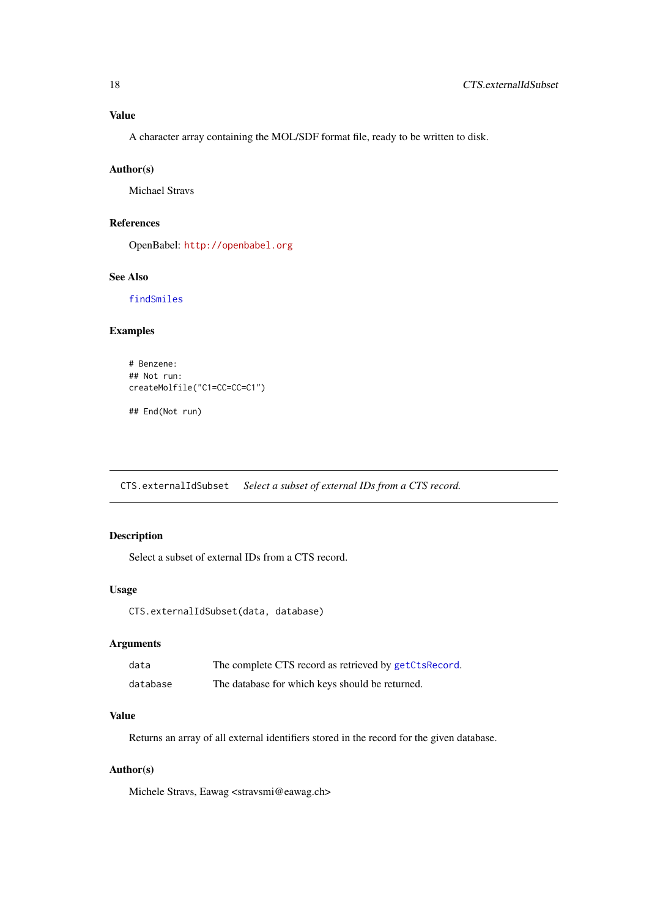### Value

A character array containing the MOL/SDF format file, ready to be written to disk.

### Author(s)

Michael Stravs

### References

OpenBabel: http://openbabel.org

### See Also

findSmiles

### Examples

```
# Benzene:
## Not run:
createMolfile("C1=CC=CC=C1")

## End(Not run)
```

---

## CTS.externalIdSubset    *Select a subset of external IDs from a CTS record.*

---

### Description

Select a subset of external IDs from a CTS record.

### Usage

```
CTS.externalIdSubset(data, database)
```

### Arguments

| | |
|---|---|
| data | The complete CTS record as retrieved by getCtsRecord. |
| database | The database for which keys should be returned. |

### Value

Returns an array of all external identifiers stored in the record for the given database.

### Author(s)

Michele Stravs, Eawag <stravsmi@eawag.ch>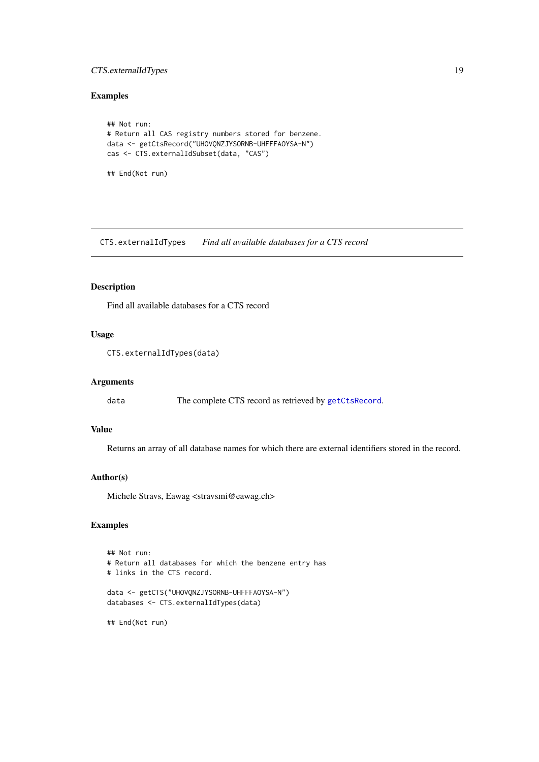## Examples

```
## Not run:
# Return all CAS registry numbers stored for benzene.
data <- getCtsRecord("UHOVQNZJYSORNB-UHFFFAOYSA-N")
cas <- CTS.externalIdSubset(data, "CAS")

## End(Not run)
```

---

## CTS.externalIdTypes    *Find all available databases for a CTS record*

---

### Description

Find all available databases for a CTS record

### Usage

```
CTS.externalIdTypes(data)
```

### Arguments

| | |
|---|---|
| data | The complete CTS record as retrieved by getCtsRecord. |

### Value

Returns an array of all database names for which there are external identifiers stored in the record.

### Author(s)

Michele Stravs, Eawag <stravsmi@eawag.ch>

### Examples

```
## Not run:
# Return all databases for which the benzene entry has
# links in the CTS record.

data <- getCTS("UHOVQNZJYSORNB-UHFFFAOYSA-N")
databases <- CTS.externalIdTypes(data)

## End(Not run)
```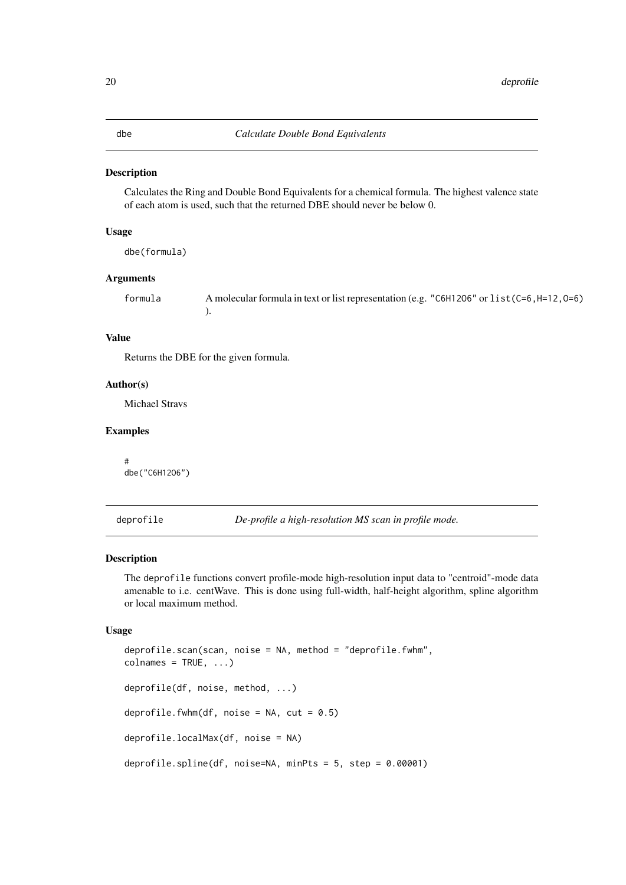## dbe — *Calculate Double Bond Equivalents*

### Description

Calculates the Ring and Double Bond Equivalents for a chemical formula. The highest valence state of each atom is used, such that the returned DBE should never be below 0.

### Usage

```
dbe(formula)
```

### Arguments

| | |
|---|---|
| formula | A molecular formula in text or list representation (e.g. "C6H12O6" or list(C=6,H=12,O=6) ). |

### Value

Returns the DBE for the given formula.

### Author(s)

Michael Stravs

### Examples

```
#
dbe("C6H12O6")
```

## deprofile — *De-profile a high-resolution MS scan in profile mode.*

### Description

The deprofile functions convert profile-mode high-resolution input data to "centroid"-mode data amenable to i.e. centWave. This is done using full-width, half-height algorithm, spline algorithm or local maximum method.

### Usage

```
deprofile.scan(scan, noise = NA, method = "deprofile.fwhm",
colnames = TRUE, ...)

deprofile(df, noise, method, ...)

deprofile.fwhm(df, noise = NA, cut = 0.5)

deprofile.localMax(df, noise = NA)

deprofile.spline(df, noise=NA, minPts = 5, step = 0.00001)
```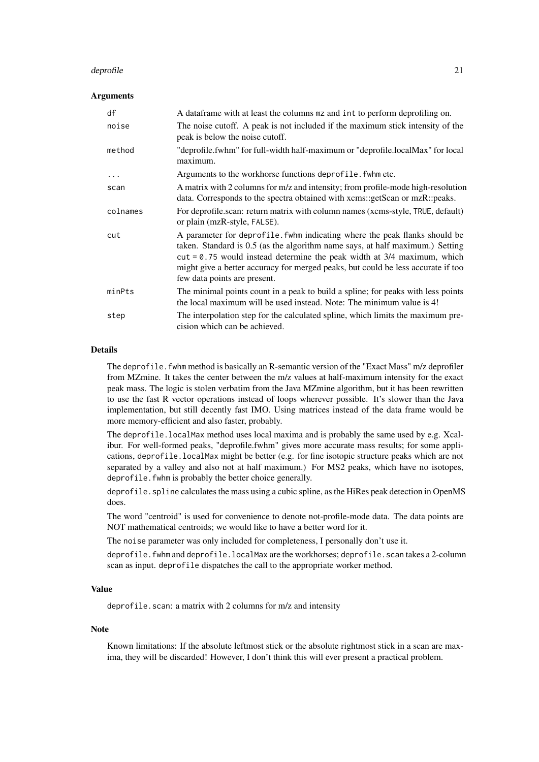## Arguments

| | |
|---|---|
| `df` | A dataframe with at least the columns `mz` and `int` to perform deprofiling on. |
| `noise` | The noise cutoff. A peak is not included if the maximum stick intensity of the peak is below the noise cutoff. |
| `method` | "deprofile.fwhm" for full-width half-maximum or "deprofile.localMax" for local maximum. |
| `...` | Arguments to the workhorse functions `deprofile.fwhm` etc. |
| `scan` | A matrix with 2 columns for m/z and intensity; from profile-mode high-resolution data. Corresponds to the spectra obtained with xcms::getScan or mzR::peaks. |
| `colnames` | For deprofile.scan: return matrix with column names (xcms-style, `TRUE`, default) or plain (mzR-style, `FALSE`). |
| `cut` | A parameter for `deprofile.fwhm` indicating where the peak flanks should be taken. Standard is 0.5 (as the algorithm name says, at half maximum.) Setting `cut = 0.75` would instead determine the peak width at 3/4 maximum, which might give a better accuracy for merged peaks, but could be less accurate if too few data points are present. |
| `minPts` | The minimal points count in a peak to build a spline; for peaks with less points the local maximum will be used instead. Note: The minimum value is 4! |
| `step` | The interpolation step for the calculated spline, which limits the maximum precision which can be achieved. |

## Details

The `deprofile.fwhm` method is basically an R-semantic version of the "Exact Mass" m/z deprofiler from MZmine. It takes the center between the m/z values at half-maximum intensity for the exact peak mass. The logic is stolen verbatim from the Java MZmine algorithm, but it has been rewritten to use the fast R vector operations instead of loops wherever possible. It's slower than the Java implementation, but still decently fast IMO. Using matrices instead of the data frame would be more memory-efficient and also faster, probably.

The `deprofile.localMax` method uses local maxima and is probably the same used by e.g. Xcalibur. For well-formed peaks, "deprofile.fwhm" gives more accurate mass results; for some applications, `deprofile.localMax` might be better (e.g. for fine isotopic structure peaks which are not separated by a valley and also not at half maximum.) For MS2 peaks, which have no isotopes, `deprofile.fwhm` is probably the better choice generally.

`deprofile.spline` calculates the mass using a cubic spline, as the HiRes peak detection in OpenMS does.

The word "centroid" is used for convenience to denote not-profile-mode data. The data points are NOT mathematical centroids; we would like to have a better word for it.

The `noise` parameter was only included for completeness, I personally don't use it.

`deprofile.fwhm` and `deprofile.localMax` are the workhorses; `deprofile.scan` takes a 2-column scan as input. `deprofile` dispatches the call to the appropriate worker method.

## Value

`deprofile.scan`: a matrix with 2 columns for m/z and intensity

## Note

Known limitations: If the absolute leftmost stick or the absolute rightmost stick in a scan are maxima, they will be discarded! However, I don't think this will ever present a practical problem.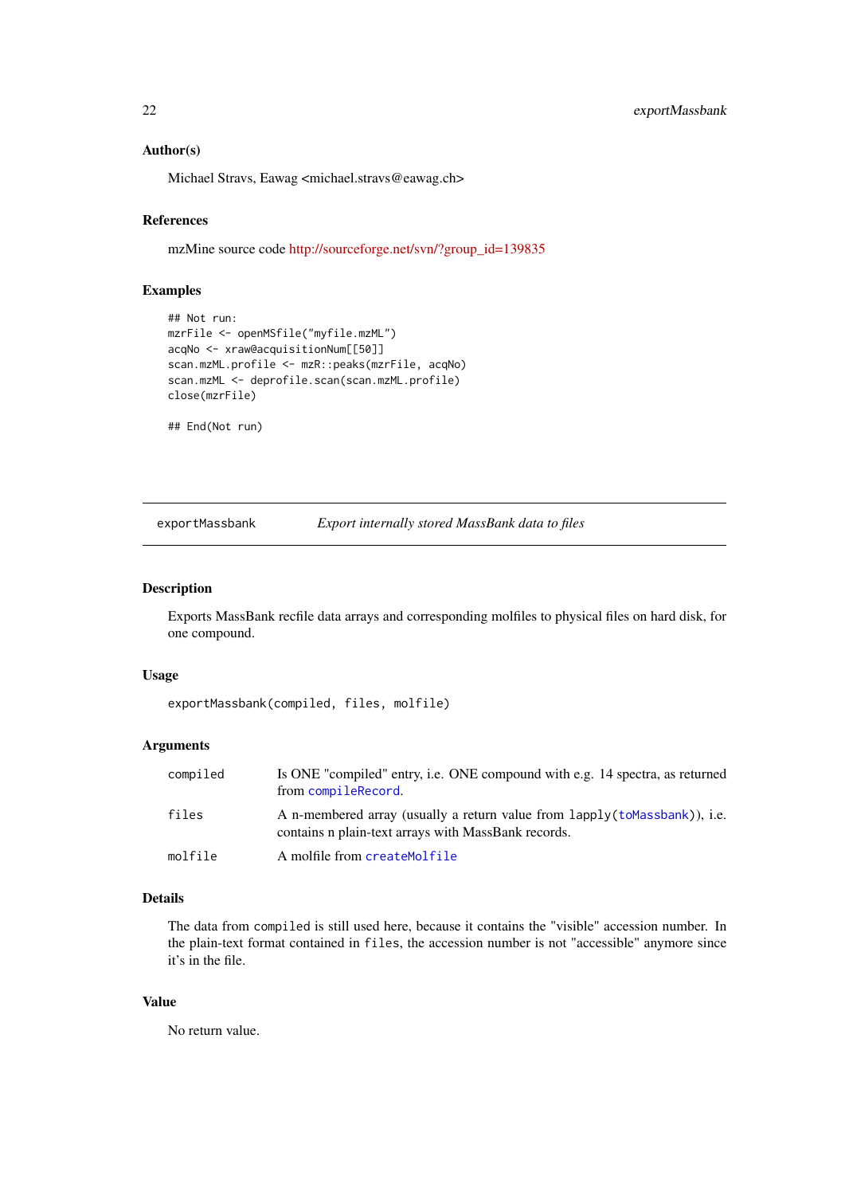### Author(s)

Michael Stravs, Eawag <michael.stravs@eawag.ch>

### References

mzMine source code http://sourceforge.net/svn/?group_id=139835

### Examples

```
## Not run:
mzrFile <- openMSfile("myfile.mzML")
acqNo <- xraw@acquisitionNum[[50]]
scan.mzML.profile <- mzR::peaks(mzrFile, acqNo)
scan.mzML <- deprofile.scan(scan.mzML.profile)
close(mzrFile)

## End(Not run)
```

---

## exportMassbank &nbsp;&nbsp;&nbsp;&nbsp; *Export internally stored MassBank data to files*

### Description

Exports MassBank recfile data arrays and corresponding molfiles to physical files on hard disk, for one compound.

### Usage

```
exportMassbank(compiled, files, molfile)
```

### Arguments

| | |
|---|---|
| `compiled` | Is ONE "compiled" entry, i.e. ONE compound with e.g. 14 spectra, as returned from `compileRecord`. |
| `files` | A n-membered array (usually a return value from `lapply(toMassbank)`), i.e. contains n plain-text arrays with MassBank records. |
| `molfile` | A molfile from `createMolfile` |

### Details

The data from `compiled` is still used here, because it contains the "visible" accession number. In the plain-text format contained in `files`, the accession number is not "accessible" anymore since it's in the file.

### Value

No return value.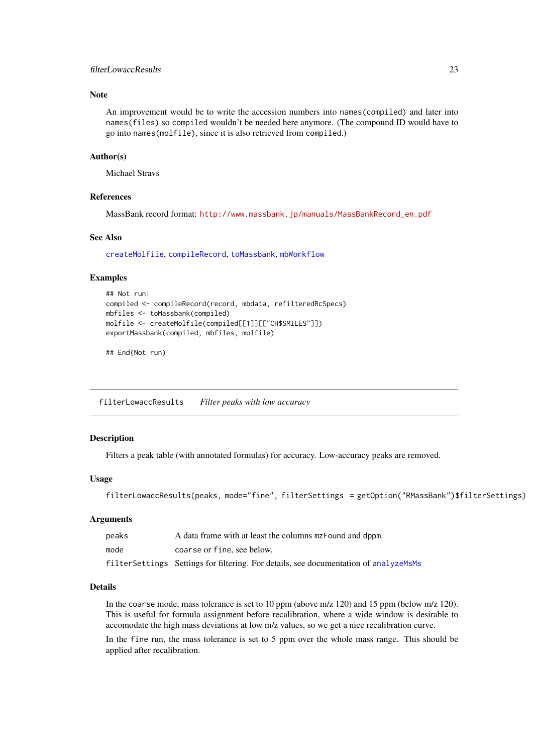### Note

An improvement would be to write the accession numbers into `names(compiled)` and later into `names(files)` so `compiled` wouldn't be needed here anymore. (The compound ID would have to go into `names(molfile)`, since it is also retrieved from `compiled`.)

### Author(s)

Michael Stravs

### References

MassBank record format: http://www.massbank.jp/manuals/MassBankRecord_en.pdf

### See Also

`createMolfile`, `compileRecord`, `toMassbank`, `mbWorkflow`

### Examples

```
## Not run:
compiled <- compileRecord(record, mbdata, refilteredRcSpecs)
mbfiles <- toMassbank(compiled)
molfile <- createMolfile(compiled[[1]][["CH$SMILES"]])
exportMassbank(compiled, mbfiles, molfile)

## End(Not run)
```

---

## filterLowaccResults — *Filter peaks with low accuracy*

### Description

Filters a peak table (with annotated formulas) for accuracy. Low-accuracy peaks are removed.

### Usage

```
filterLowaccResults(peaks, mode="fine", filterSettings  = getOption("RMassBank")$filterSettings)
```

### Arguments

| | |
|---|---|
| `peaks` | A data frame with at least the columns `mzFound` and `dppm`. |
| `mode` | `coarse` or `fine`, see below. |
| `filterSettings` | Settings for filtering. For details, see documentation of `analyzeMsMs` |

### Details

In the `coarse` mode, mass tolerance is set to 10 ppm (above m/z 120) and 15 ppm (below m/z 120). This is useful for formula assignment before recalibration, where a wide window is desirable to accomodate the high mass deviations at low m/z values, so we get a nice recalibration curve.

In the `fine` run, the mass tolerance is set to 5 ppm over the whole mass range. This should be applied after recalibration.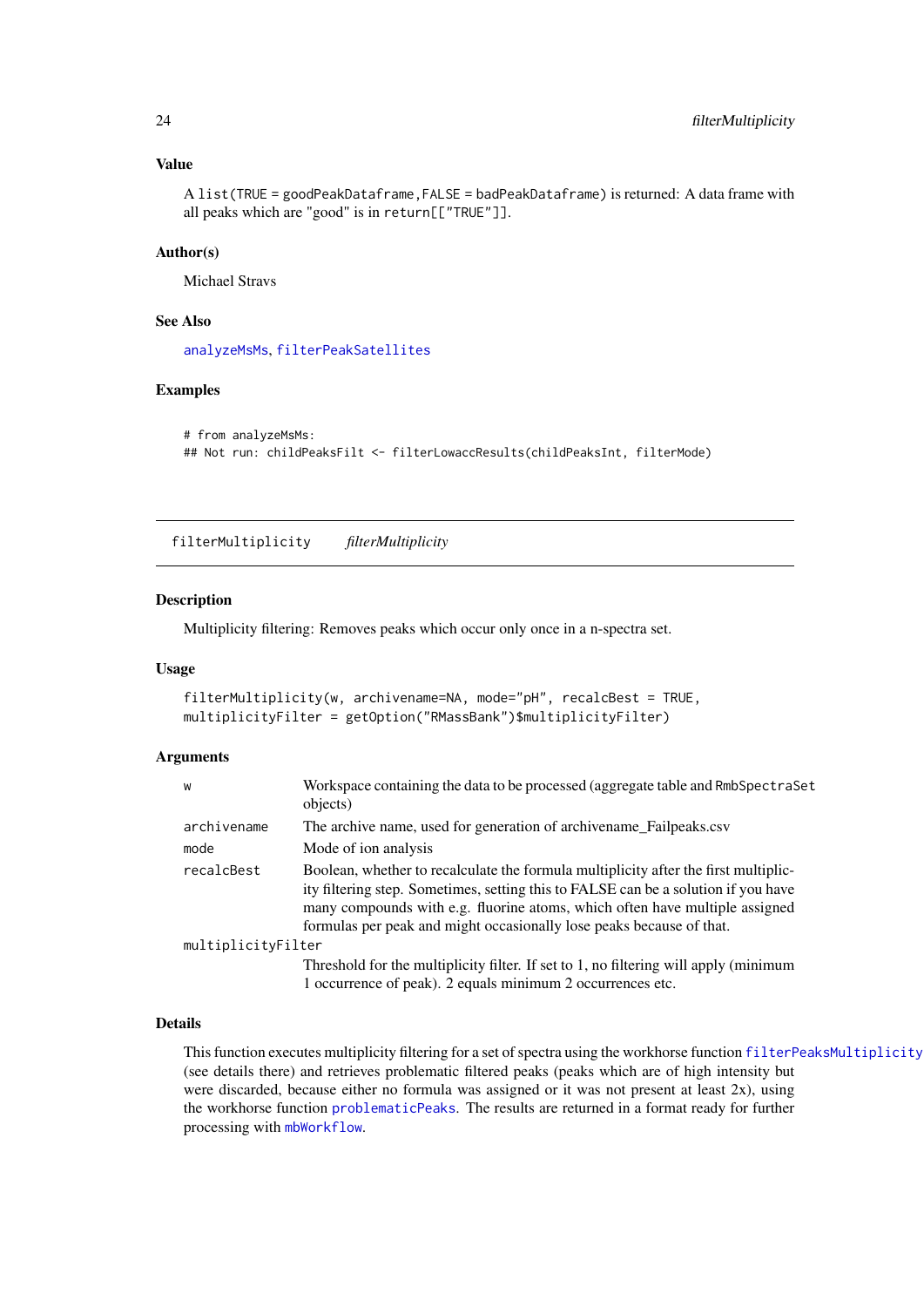### Value

A `list(TRUE = goodPeakDataframe,FALSE = badPeakDataframe)` is returned: A data frame with all peaks which are "good" is in `return[["TRUE"]]`.

### Author(s)

Michael Stravs

### See Also

`analyzeMsMs`, `filterPeakSatellites`

### Examples

```
# from analyzeMsMs:
## Not run: childPeaksFilt <- filterLowaccResults(childPeaksInt, filterMode)
```

---

## filterMultiplicity *filterMultiplicity*

### Description

Multiplicity filtering: Removes peaks which occur only once in a n-spectra set.

### Usage

```
filterMultiplicity(w, archivename=NA, mode="pH", recalcBest = TRUE,
multiplicityFilter = getOption("RMassBank")$multiplicityFilter)
```

### Arguments

- `w`: Workspace containing the data to be processed (aggregate table and `RmbSpectraSet` objects)
- `archivename`: The archive name, used for generation of archivename_Failpeaks.csv
- `mode`: Mode of ion analysis
- `recalcBest`: Boolean, whether to recalculate the formula multiplicity after the first multiplicity filtering step. Sometimes, setting this to FALSE can be a solution if you have many compounds with e.g. fluorine atoms, which often have multiple assigned formulas per peak and might occasionally lose peaks because of that.
- `multiplicityFilter`: Threshold for the multiplicity filter. If set to 1, no filtering will apply (minimum 1 occurrence of peak). 2 equals minimum 2 occurrences etc.

### Details

This function executes multiplicity filtering for a set of spectra using the workhorse function `filterPeaksMultiplicity` (see details there) and retrieves problematic filtered peaks (peaks which are of high intensity but were discarded, because either no formula was assigned or it was not present at least 2x), using the workhorse function `problematicPeaks`. The results are returned in a format ready for further processing with `mbWorkflow`.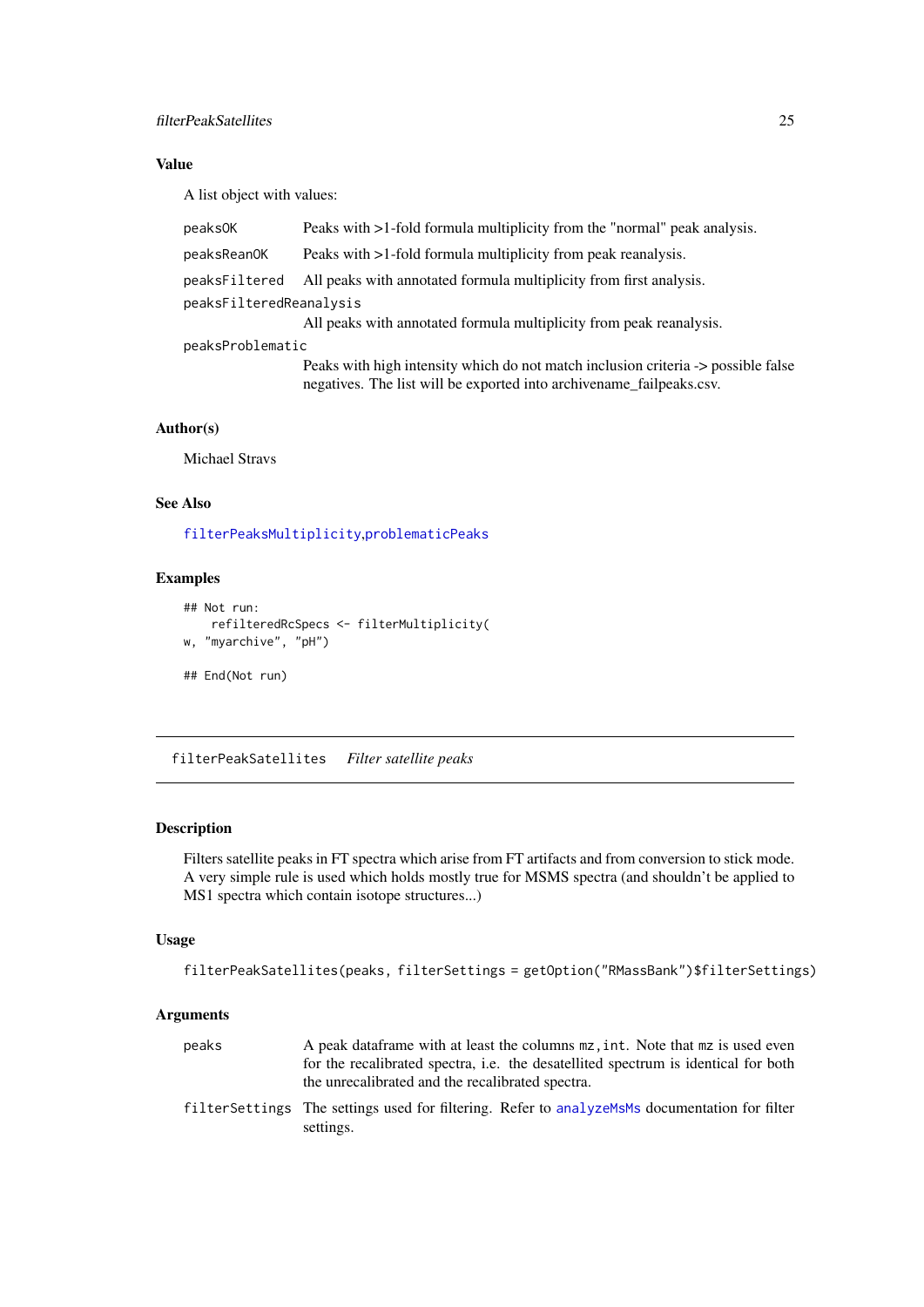### Value

A list object with values:

- `peaksOK` — Peaks with >1-fold formula multiplicity from the "normal" peak analysis.
- `peaksReanOK` — Peaks with >1-fold formula multiplicity from peak reanalysis.
- `peaksFiltered` — All peaks with annotated formula multiplicity from first analysis.
- `peaksFilteredReanalysis` — All peaks with annotated formula multiplicity from peak reanalysis.
- `peaksProblematic` — Peaks with high intensity which do not match inclusion criteria -> possible false negatives. The list will be exported into archivename_failpeaks.csv.

### Author(s)

Michael Stravs

### See Also

`filterPeaksMultiplicity`,`problematicPeaks`

### Examples

```
## Not run:
    refilteredRcSpecs <- filterMultiplicity(
w, "myarchive", "pH")

## End(Not run)
```

---

## filterPeakSatellites *Filter satellite peaks*

### Description

Filters satellite peaks in FT spectra which arise from FT artifacts and from conversion to stick mode. A very simple rule is used which holds mostly true for MSMS spectra (and shouldn't be applied to MS1 spectra which contain isotope structures...)

### Usage

```
filterPeakSatellites(peaks, filterSettings = getOption("RMassBank")$filterSettings)
```

### Arguments

- `peaks` — A peak dataframe with at least the columns `mz,int`. Note that `mz` is used even for the recalibrated spectra, i.e. the desatellited spectrum is identical for both the unrecalibrated and the recalibrated spectra.
- `filterSettings` — The settings used for filtering. Refer to `analyzeMsMs` documentation for filter settings.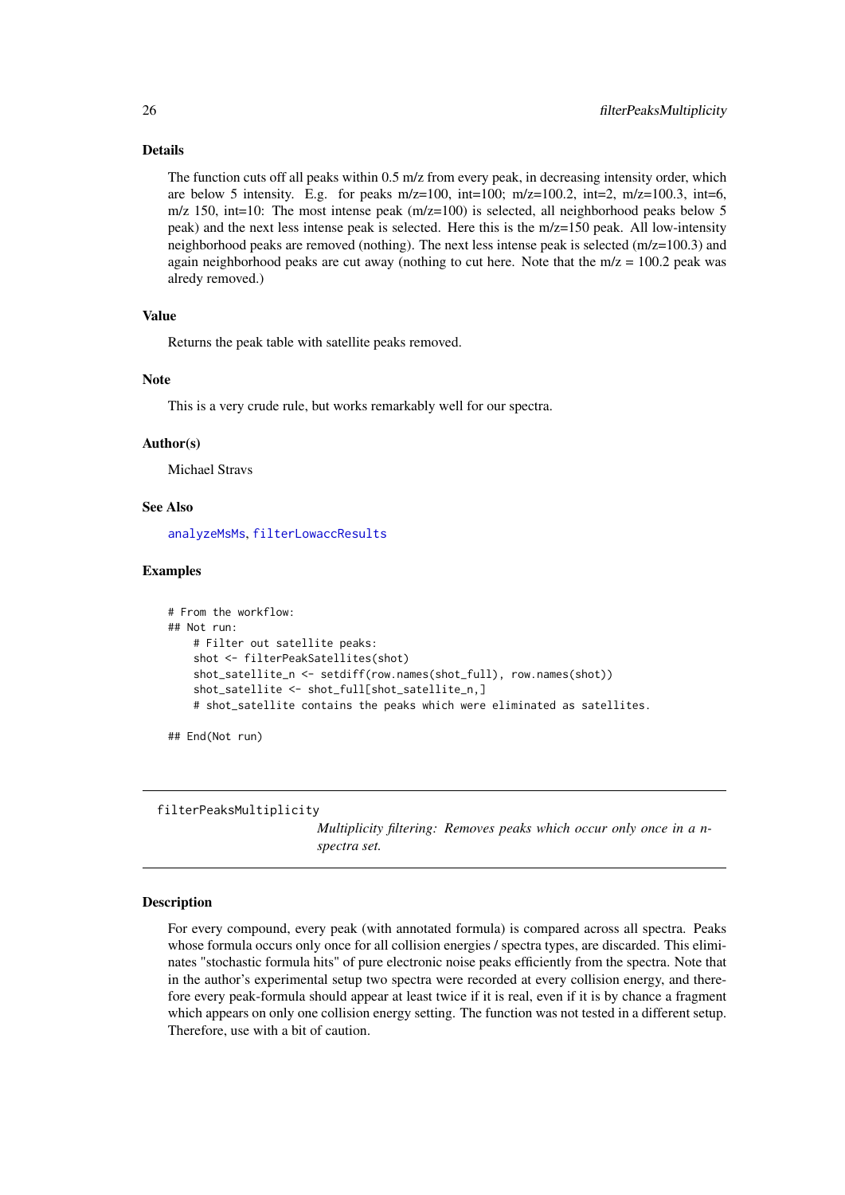### Details

The function cuts off all peaks within 0.5 m/z from every peak, in decreasing intensity order, which are below 5 intensity. E.g. for peaks m/z=100, int=100; m/z=100.2, int=2, m/z=100.3, int=6, m/z 150, int=10: The most intense peak (m/z=100) is selected, all neighborhood peaks below 5 peak) and the next less intense peak is selected. Here this is the m/z=150 peak. All low-intensity neighborhood peaks are removed (nothing). The next less intense peak is selected (m/z=100.3) and again neighborhood peaks are cut away (nothing to cut here. Note that the m/z = 100.2 peak was alredy removed.)

### Value

Returns the peak table with satellite peaks removed.

### Note

This is a very crude rule, but works remarkably well for our spectra.

### Author(s)

Michael Stravs

### See Also

analyzeMsMs, filterLowaccResults

### Examples

```
# From the workflow:
## Not run:
    # Filter out satellite peaks:
    shot <- filterPeakSatellites(shot)
    shot_satellite_n <- setdiff(row.names(shot_full), row.names(shot))
    shot_satellite <- shot_full[shot_satellite_n,]
    # shot_satellite contains the peaks which were eliminated as satellites.

## End(Not run)
```

---

## filterPeaksMultiplicity

*Multiplicity filtering: Removes peaks which occur only once in a n-spectra set.*

### Description

For every compound, every peak (with annotated formula) is compared across all spectra. Peaks whose formula occurs only once for all collision energies / spectra types, are discarded. This eliminates "stochastic formula hits" of pure electronic noise peaks efficiently from the spectra. Note that in the author's experimental setup two spectra were recorded at every collision energy, and therefore every peak-formula should appear at least twice if it is real, even if it is by chance a fragment which appears on only one collision energy setting. The function was not tested in a different setup. Therefore, use with a bit of caution.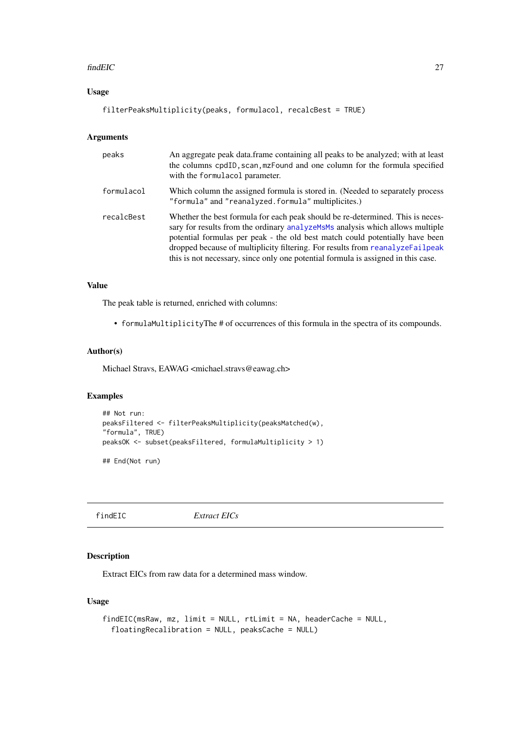### Usage

```
filterPeaksMultiplicity(peaks, formulacol, recalcBest = TRUE)
```

### Arguments

| | |
|---|---|
| peaks | An aggregate peak data.frame containing all peaks to be analyzed; with at least the columns cpdID,scan,mzFound and one column for the formula specified with the formulacol parameter. |
| formulacol | Which column the assigned formula is stored in. (Needed to separately process "formula" and "reanalyzed.formula" multiplicites.) |
| recalcBest | Whether the best formula for each peak should be re-determined. This is necessary for results from the ordinary analyzeMsMs analysis which allows multiple potential formulas per peak - the old best match could potentially have been dropped because of multiplicity filtering. For results from reanalyzeFailpeak this is not necessary, since only one potential formula is assigned in this case. |

### Value

The peak table is returned, enriched with columns:

- formulaMultiplicityThe # of occurrences of this formula in the spectra of its compounds.

### Author(s)

Michael Stravs, EAWAG <michael.stravs@eawag.ch>

### Examples

```
## Not run:
peaksFiltered <- filterPeaksMultiplicity(peaksMatched(w),
"formula", TRUE)
peaksOK <- subset(peaksFiltered, formulaMultiplicity > 1)

## End(Not run)
```

---

## findEIC *Extract EICs*

### Description

Extract EICs from raw data for a determined mass window.

### Usage

```
findEIC(msRaw, mz, limit = NULL, rtLimit = NA, headerCache = NULL,
  floatingRecalibration = NULL, peaksCache = NULL)
```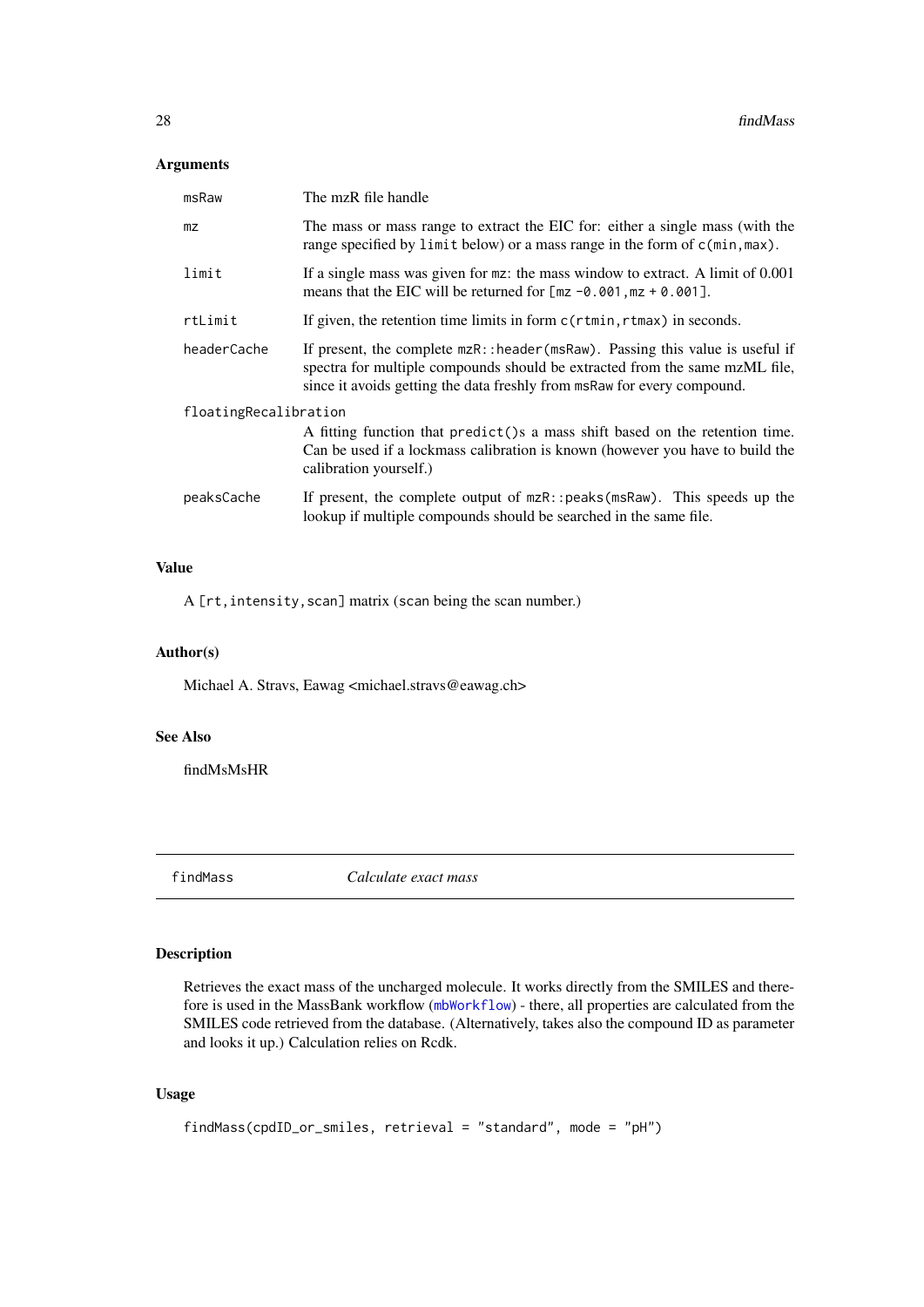### Arguments

| | |
|---|---|
| `msRaw` | The mzR file handle |
| `mz` | The mass or mass range to extract the EIC for: either a single mass (with the range specified by `limit` below) or a mass range in the form of `c(min,max)`. |
| `limit` | If a single mass was given for `mz`: the mass window to extract. A limit of 0.001 means that the EIC will be returned for `[mz -0.001,mz + 0.001]`. |
| `rtLimit` | If given, the retention time limits in form `c(rtmin,rtmax)` in seconds. |
| `headerCache` | If present, the complete `mzR::header(msRaw)`. Passing this value is useful if spectra for multiple compounds should be extracted from the same mzML file, since it avoids getting the data freshly from `msRaw` for every compound. |
| `floatingRecalibration` | A fitting function that `predict()`s a mass shift based on the retention time. Can be used if a lockmass calibration is known (however you have to build the calibration yourself.) |
| `peaksCache` | If present, the complete output of `mzR::peaks(msRaw)`. This speeds up the lookup if multiple compounds should be searched in the same file. |

### Value

A `[rt,intensity,scan]` matrix (`scan` being the scan number.)

### Author(s)

Michael A. Stravs, Eawag <michael.stravs@eawag.ch>

### See Also

findMsMsHR

---

## `findMass` *Calculate exact mass*

### Description

Retrieves the exact mass of the uncharged molecule. It works directly from the SMILES and therefore is used in the MassBank workflow (`mbWorkflow`) - there, all properties are calculated from the SMILES code retrieved from the database. (Alternatively, takes also the compound ID as parameter and looks it up.) Calculation relies on Rcdk.

### Usage

```
findMass(cpdID_or_smiles, retrieval = "standard", mode = "pH")
```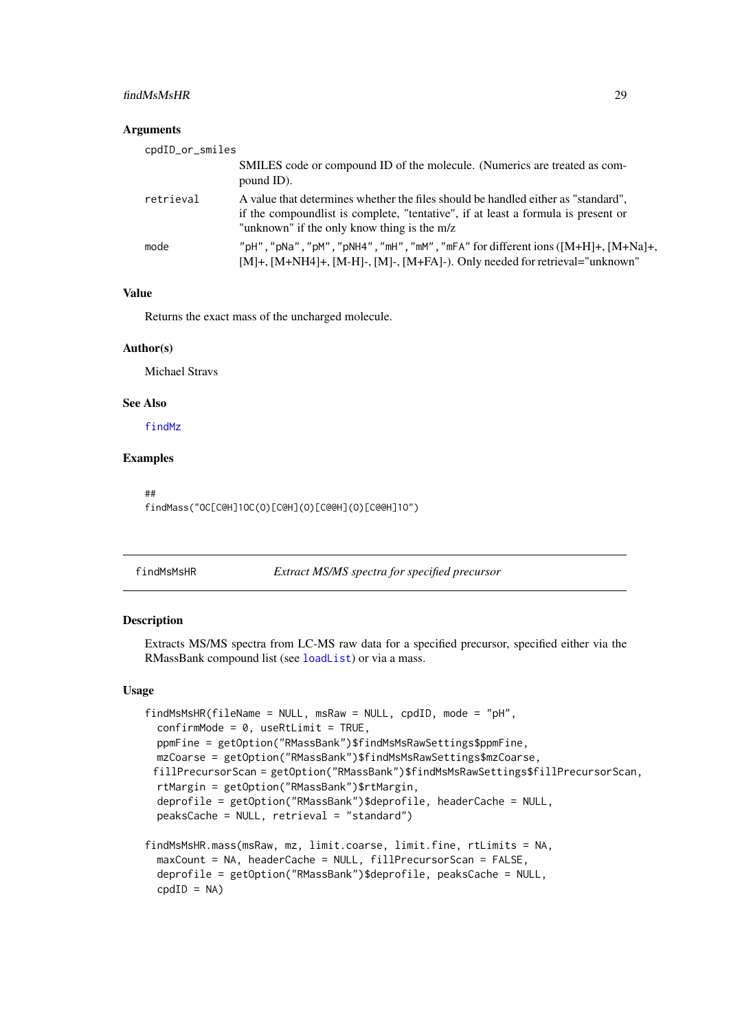### Arguments

| | |
|---|---|
| `cpdID_or_smiles` | SMILES code or compound ID of the molecule. (Numerics are treated as compound ID). |
| `retrieval` | A value that determines whether the files should be handled either as "standard", if the compoundlist is complete, "tentative", if at least a formula is present or "unknown" if the only know thing is the m/z |
| `mode` | `"pH"`, `"pNa"`, `"pM"`, `"pNH4"`, `"mH"`, `"mM"`, `"mFA"` for different ions ([M+H]+, [M+Na]+, [M]+, [M+NH4]+, [M-H]-, [M]-, [M+FA]-). Only needed for retrieval="unknown" |

### Value

Returns the exact mass of the uncharged molecule.

### Author(s)

Michael Stravs

### See Also

findMz

### Examples

```
##
findMass("OC[C@H]1OC(O)[C@H](O)[C@@H](O)[C@@H]1O")
```

---

## findMsMsHR — *Extract MS/MS spectra for specified precursor*

### Description

Extracts MS/MS spectra from LC-MS raw data for a specified precursor, specified either via the RMassBank compound list (see loadList) or via a mass.

### Usage

```
findMsMsHR(fileName = NULL, msRaw = NULL, cpdID, mode = "pH",
  confirmMode = 0, useRtLimit = TRUE,
  ppmFine = getOption("RMassBank")$findMsMsRawSettings$ppmFine,
  mzCoarse = getOption("RMassBank")$findMsMsRawSettings$mzCoarse,
 fillPrecursorScan = getOption("RMassBank")$findMsMsRawSettings$fillPrecursorScan,
  rtMargin = getOption("RMassBank")$rtMargin,
  deprofile = getOption("RMassBank")$deprofile, headerCache = NULL,
  peaksCache = NULL, retrieval = "standard")

findMsMsHR.mass(msRaw, mz, limit.coarse, limit.fine, rtLimits = NA,
  maxCount = NA, headerCache = NULL, fillPrecursorScan = FALSE,
  deprofile = getOption("RMassBank")$deprofile, peaksCache = NULL,
  cpdID = NA)
```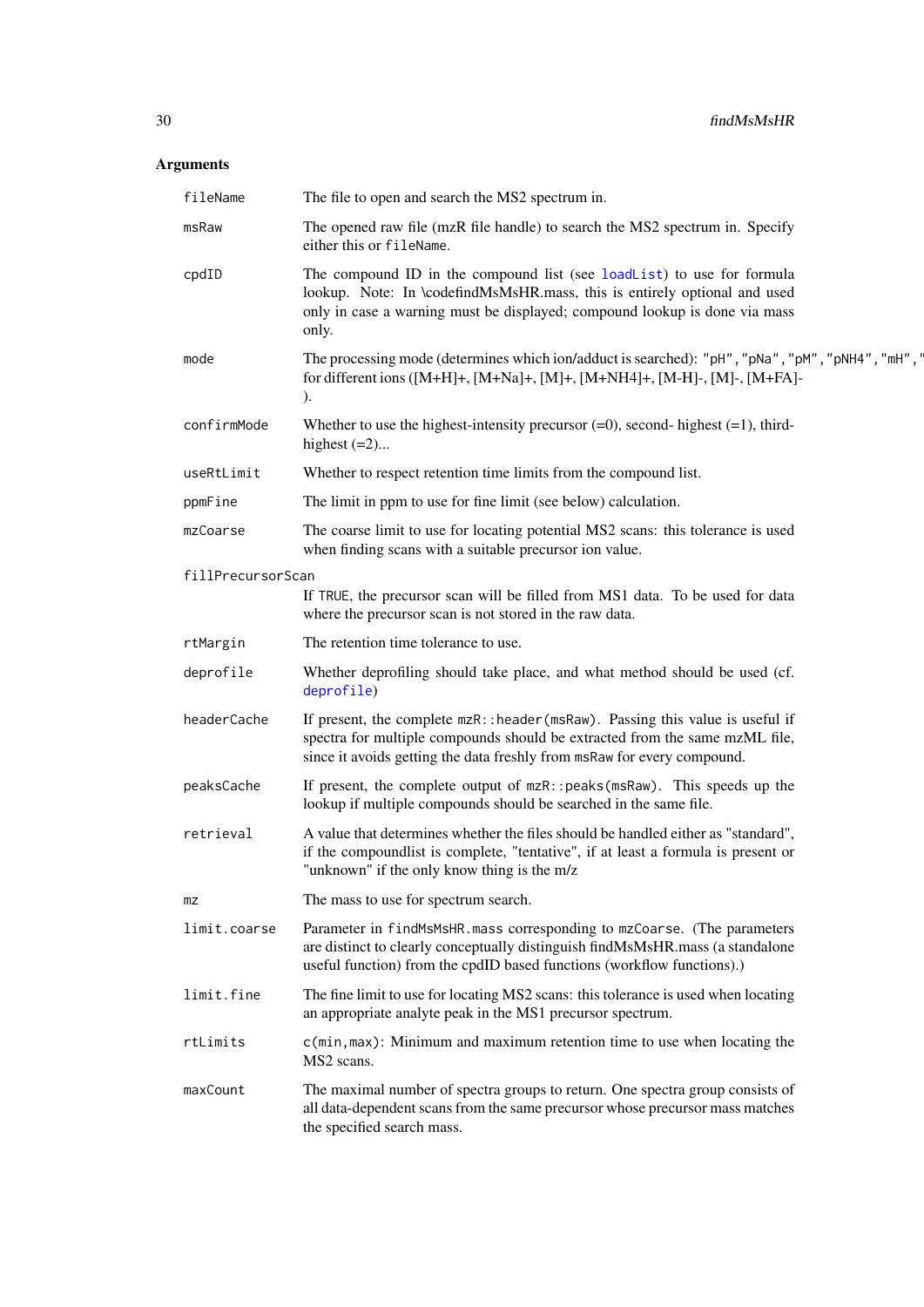## Arguments

| | |
|---|---|
| `fileName` | The file to open and search the MS2 spectrum in. |
| `msRaw` | The opened raw file (mzR file handle) to search the MS2 spectrum in. Specify either this or `fileName`. |
| `cpdID` | The compound ID in the compound list (see `loadList`) to use for formula lookup. Note: In \codefindMsMsHR.mass, this is entirely optional and used only in case a warning must be displayed; compound lookup is done via mass only. |
| `mode` | The processing mode (determines which ion/adduct is searched): `"pH"`, `"pNa"`, `"pM"`, `"pNH4"`, `"mH"`, `"` for different ions ([M+H]+, [M+Na]+, [M]+, [M+NH4]+, [M-H]-, [M]-, [M+FA]-). |
| `confirmMode` | Whether to use the highest-intensity precursor (=0), second- highest (=1), third-highest (=2)... |
| `useRtLimit` | Whether to respect retention time limits from the compound list. |
| `ppmFine` | The limit in ppm to use for fine limit (see below) calculation. |
| `mzCoarse` | The coarse limit to use for locating potential MS2 scans: this tolerance is used when finding scans with a suitable precursor ion value. |
| `fillPrecursorScan` | If `TRUE`, the precursor scan will be filled from MS1 data. To be used for data where the precursor scan is not stored in the raw data. |
| `rtMargin` | The retention time tolerance to use. |
| `deprofile` | Whether deprofiling should take place, and what method should be used (cf. `deprofile`) |
| `headerCache` | If present, the complete `mzR::header(msRaw)`. Passing this value is useful if spectra for multiple compounds should be extracted from the same mzML file, since it avoids getting the data freshly from `msRaw` for every compound. |
| `peaksCache` | If present, the complete output of `mzR::peaks(msRaw)`. This speeds up the lookup if multiple compounds should be searched in the same file. |
| `retrieval` | A value that determines whether the files should be handled either as "standard", if the compoundlist is complete, "tentative", if at least a formula is present or "unknown" if the only know thing is the m/z |
| `mz` | The mass to use for spectrum search. |
| `limit.coarse` | Parameter in `findMsMsHR.mass` corresponding to `mzCoarse`. (The parameters are distinct to clearly conceptually distinguish findMsMsHR.mass (a standalone useful function) from the cpdID based functions (workflow functions).) |
| `limit.fine` | The fine limit to use for locating MS2 scans: this tolerance is used when locating an appropriate analyte peak in the MS1 precursor spectrum. |
| `rtLimits` | `c(min,max)`: Minimum and maximum retention time to use when locating the MS2 scans. |
| `maxCount` | The maximal number of spectra groups to return. One spectra group consists of all data-dependent scans from the same precursor whose precursor mass matches the specified search mass. |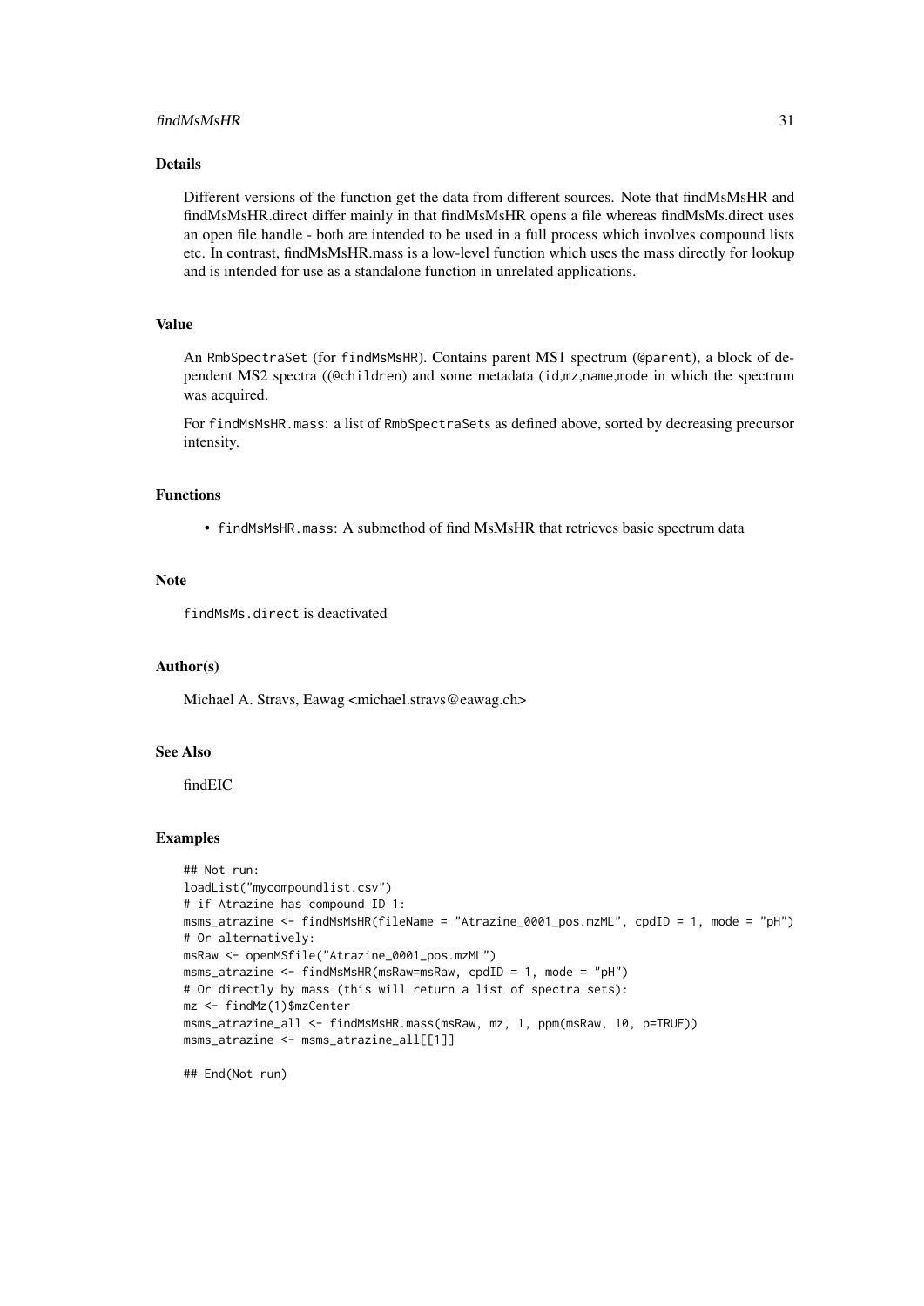## Details

Different versions of the function get the data from different sources. Note that findMsMsHR and findMsMsHR.direct differ mainly in that findMsMsHR opens a file whereas findMsMs.direct uses an open file handle - both are intended to be used in a full process which involves compound lists etc. In contrast, findMsMsHR.mass is a low-level function which uses the mass directly for lookup and is intended for use as a standalone function in unrelated applications.

## Value

An `RmbSpectraSet` (for `findMsMsHR`). Contains parent MS1 spectrum (`@parent`), a block of dependent MS2 spectra ((`@children`) and some metadata (`id`,`mz`,`name`,`mode` in which the spectrum was acquired.

For `findMsMsHR.mass`: a list of `RmbSpectraSets` as defined above, sorted by decreasing precursor intensity.

## Functions

- `findMsMsHR.mass`: A submethod of find MsMsHR that retrieves basic spectrum data

## Note

`findMsMs.direct` is deactivated

## Author(s)

Michael A. Stravs, Eawag <michael.stravs@eawag.ch>

## See Also

findEIC

## Examples

```
## Not run:
loadList("mycompoundlist.csv")
# if Atrazine has compound ID 1:
msms_atrazine <- findMsMsHR(fileName = "Atrazine_0001_pos.mzML", cpdID = 1, mode = "pH")
# Or alternatively:
msRaw <- openMSfile("Atrazine_0001_pos.mzML")
msms_atrazine <- findMsMsHR(msRaw=msRaw, cpdID = 1, mode = "pH")
# Or directly by mass (this will return a list of spectra sets):
mz <- findMz(1)$mzCenter
msms_atrazine_all <- findMsMsHR.mass(msRaw, mz, 1, ppm(msRaw, 10, p=TRUE))
msms_atrazine <- msms_atrazine_all[[1]]

## End(Not run)
```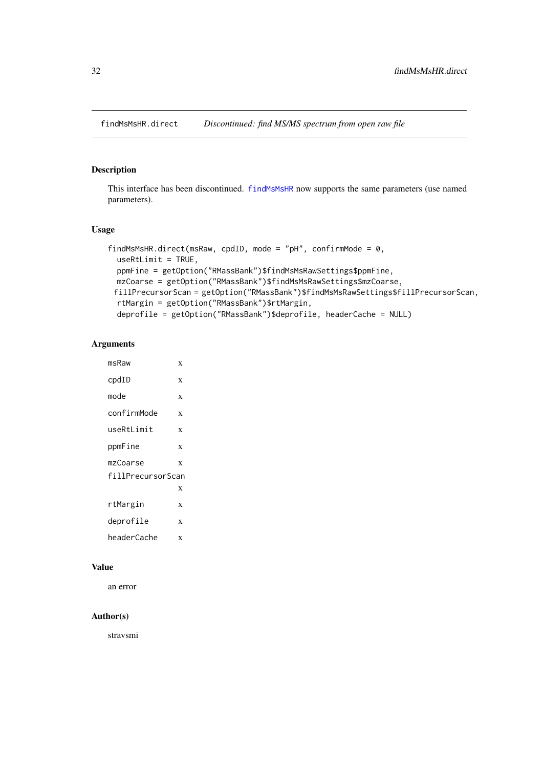findMsMsHR.direct *Discontinued: find MS/MS spectrum from open raw file*

## Description

This interface has been discontinued. findMsMsHR now supports the same parameters (use named parameters).

## Usage

```
findMsMsHR.direct(msRaw, cpdID, mode = "pH", confirmMode = 0,
  useRtLimit = TRUE,
  ppmFine = getOption("RMassBank")$findMsMsRawSettings$ppmFine,
  mzCoarse = getOption("RMassBank")$findMsMsRawSettings$mzCoarse,
 fillPrecursorScan = getOption("RMassBank")$findMsMsRawSettings$fillPrecursorScan,
  rtMargin = getOption("RMassBank")$rtMargin,
  deprofile = getOption("RMassBank")$deprofile, headerCache = NULL)
```

## Arguments

| | |
|---|---|
| msRaw | x |
| cpdID | x |
| mode | x |
| confirmMode | x |
| useRtLimit | x |
| ppmFine | x |
| mzCoarse | x |
| fillPrecursorScan | x |
| rtMargin | x |
| deprofile | x |
| headerCache | x |

## Value

an error

## Author(s)

stravsmi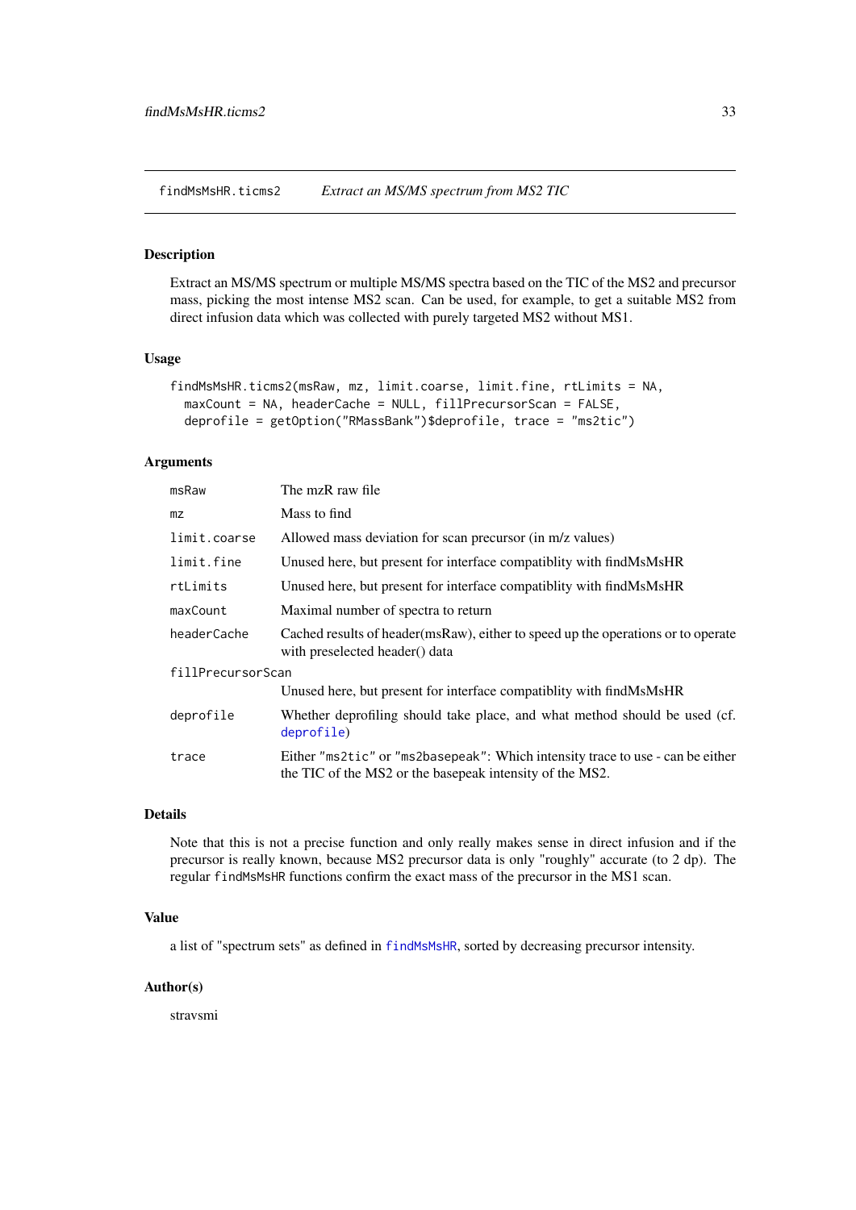# findMsMsHR.ticms2 *Extract an MS/MS spectrum from MS2 TIC*

## Description

Extract an MS/MS spectrum or multiple MS/MS spectra based on the TIC of the MS2 and precursor mass, picking the most intense MS2 scan. Can be used, for example, to get a suitable MS2 from direct infusion data which was collected with purely targeted MS2 without MS1.

## Usage

```
findMsMsHR.ticms2(msRaw, mz, limit.coarse, limit.fine, rtLimits = NA,
  maxCount = NA, headerCache = NULL, fillPrecursorScan = FALSE,
  deprofile = getOption("RMassBank")$deprofile, trace = "ms2tic")
```

## Arguments

| | |
|---|---|
| `msRaw` | The mzR raw file |
| `mz` | Mass to find |
| `limit.coarse` | Allowed mass deviation for scan precursor (in m/z values) |
| `limit.fine` | Unused here, but present for interface compatiblity with findMsMsHR |
| `rtLimits` | Unused here, but present for interface compatiblity with findMsMsHR |
| `maxCount` | Maximal number of spectra to return |
| `headerCache` | Cached results of header(msRaw), either to speed up the operations or to operate with preselected header() data |
| `fillPrecursorScan` | Unused here, but present for interface compatiblity with findMsMsHR |
| `deprofile` | Whether deprofiling should take place, and what method should be used (cf. `deprofile`) |
| `trace` | Either "ms2tic" or "ms2basepeak": Which intensity trace to use - can be either the TIC of the MS2 or the basepeak intensity of the MS2. |

## Details

Note that this is not a precise function and only really makes sense in direct infusion and if the precursor is really known, because MS2 precursor data is only "roughly" accurate (to 2 dp). The regular `findMsMsHR` functions confirm the exact mass of the precursor in the MS1 scan.

## Value

a list of "spectrum sets" as defined in `findMsMsHR`, sorted by decreasing precursor intensity.

## Author(s)

stravsmi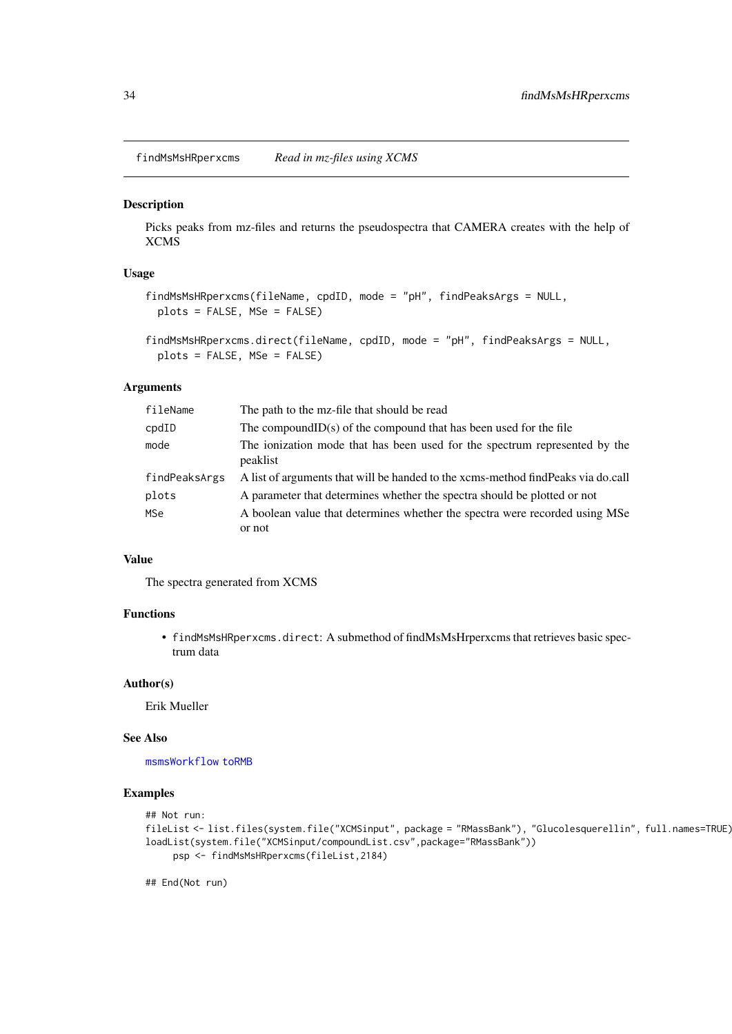## findMsMsHRperxcms *Read in mz-files using XCMS*

### Description

Picks peaks from mz-files and returns the pseudospectra that CAMERA creates with the help of XCMS

### Usage

```
findMsMsHRperxcms(fileName, cpdID, mode = "pH", findPeaksArgs = NULL,
  plots = FALSE, MSe = FALSE)

findMsMsHRperxcms.direct(fileName, cpdID, mode = "pH", findPeaksArgs = NULL,
  plots = FALSE, MSe = FALSE)
```

### Arguments

| | |
|---|---|
| `fileName` | The path to the mz-file that should be read |
| `cpdID` | The compoundID(s) of the compound that has been used for the file |
| `mode` | The ionization mode that has been used for the spectrum represented by the peaklist |
| `findPeaksArgs` | A list of arguments that will be handed to the xcms-method findPeaks via do.call |
| `plots` | A parameter that determines whether the spectra should be plotted or not |
| `MSe` | A boolean value that determines whether the spectra were recorded using MSe or not |

### Value

The spectra generated from XCMS

### Functions

- `findMsMsHRperxcms.direct`: A submethod of findMsMsHrperxcms that retrieves basic spectrum data

### Author(s)

Erik Mueller

### See Also

`msmsWorkflow` `toRMB`

### Examples

```
## Not run:
fileList <- list.files(system.file("XCMSinput", package = "RMassBank"), "Glucolesquerellin", full.names=TRUE)
loadList(system.file("XCMSinput/compoundList.csv",package="RMassBank"))
     psp <- findMsMsHRperxcms(fileList,2184)

## End(Not run)
```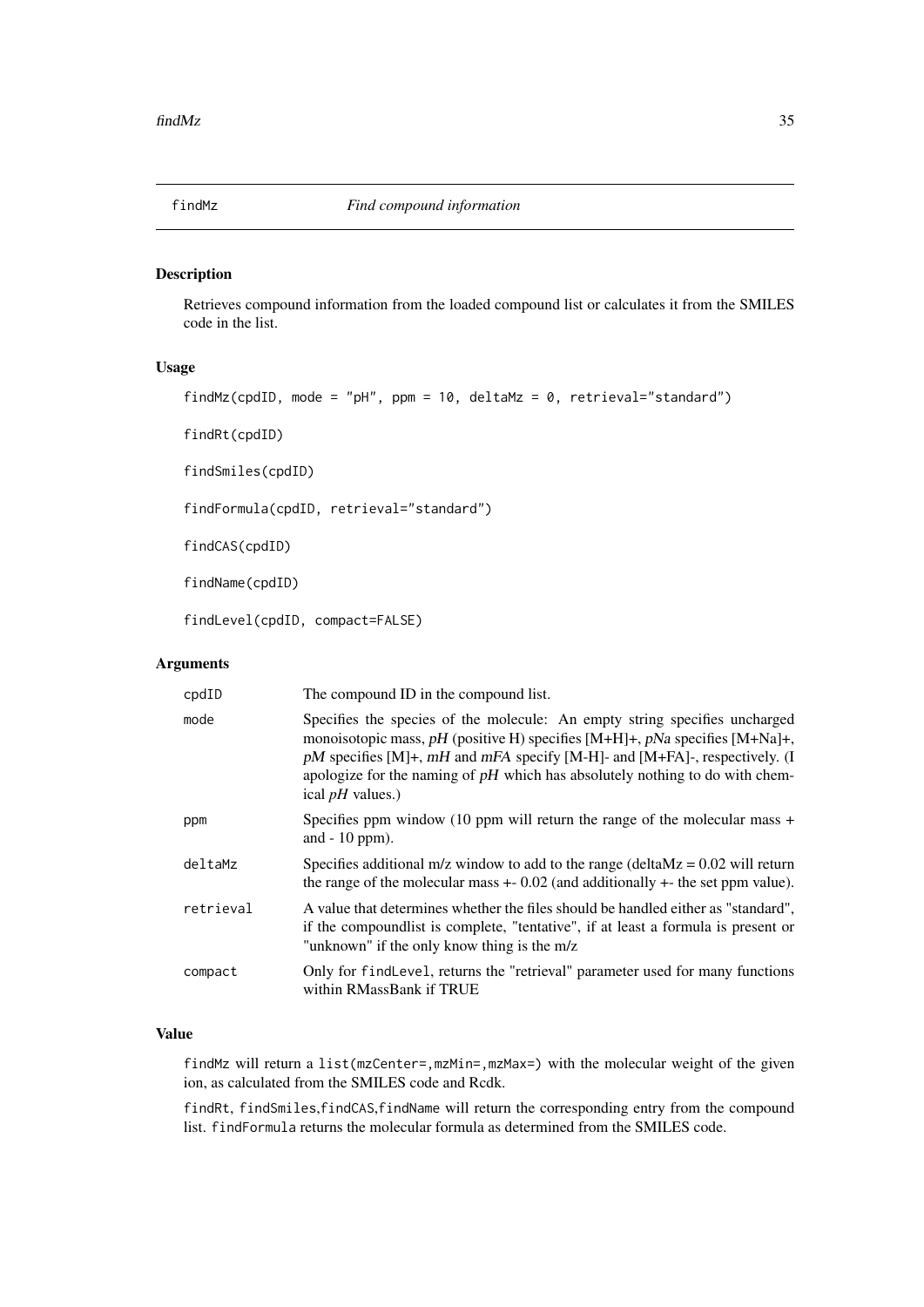# findMz *Find compound information*

## Description

Retrieves compound information from the loaded compound list or calculates it from the SMILES code in the list.

## Usage

```
findMz(cpdID, mode = "pH", ppm = 10, deltaMz = 0, retrieval="standard")

findRt(cpdID)

findSmiles(cpdID)

findFormula(cpdID, retrieval="standard")

findCAS(cpdID)

findName(cpdID)

findLevel(cpdID, compact=FALSE)
```

## Arguments

| | |
|---|---|
| cpdID | The compound ID in the compound list. |
| mode | Specifies the species of the molecule: An empty string specifies uncharged monoisotopic mass, *pH* (positive H) specifies [M+H]+, *pNa* specifies [M+Na]+, *pM* specifies [M]+, *mH* and *mFA* specify [M-H]- and [M+FA]-, respectively. (I apologize for the naming of *pH* which has absolutely nothing to do with chemical *pH* values.) |
| ppm | Specifies ppm window (10 ppm will return the range of the molecular mass + and - 10 ppm). |
| deltaMz | Specifies additional m/z window to add to the range (deltaMz = 0.02 will return the range of the molecular mass +- 0.02 (and additionally +- the set ppm value). |
| retrieval | A value that determines whether the files should be handled either as "standard", if the compoundlist is complete, "tentative", if at least a formula is present or "unknown" if the only know thing is the m/z |
| compact | Only for findLevel, returns the "retrieval" parameter used for many functions within RMassBank if TRUE |

## Value

findMz will return a list(mzCenter=,mzMin=,mzMax=) with the molecular weight of the given ion, as calculated from the SMILES code and Rcdk.

findRt, findSmiles,findCAS,findName will return the corresponding entry from the compound list. findFormula returns the molecular formula as determined from the SMILES code.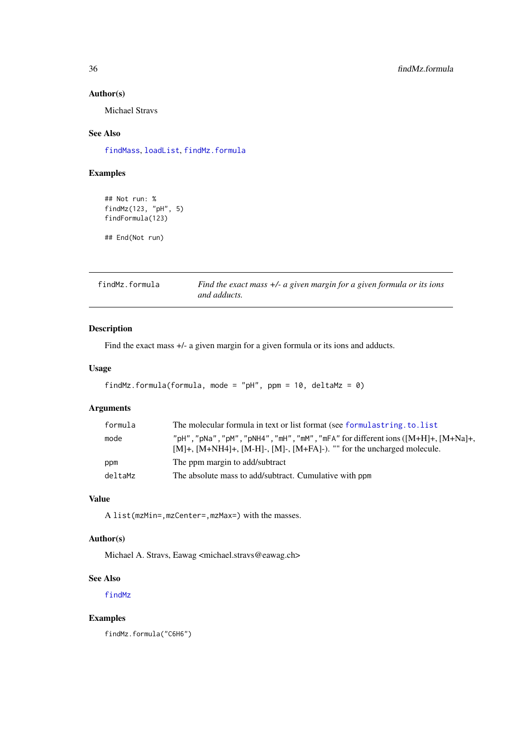### Author(s)

Michael Stravs

### See Also

findMass, loadList, findMz.formula

### Examples

```
## Not run: %
findMz(123, "pH", 5)
findFormula(123)

## End(Not run)
```

---

## findMz.formula

*Find the exact mass +/- a given margin for a given formula or its ions and adducts.*

---

### Description

Find the exact mass +/- a given margin for a given formula or its ions and adducts.

### Usage

```
findMz.formula(formula, mode = "pH", ppm = 10, deltaMz = 0)
```

### Arguments

| | |
|---|---|
| formula | The molecular formula in text or list format (see formulastring.to.list |
| mode | "pH","pNa","pM","pNH4","mH","mM","mFA" for different ions ([M+H]+, [M+Na]+, [M]+, [M+NH4]+, [M-H]-, [M]-, [M+FA]-). "" for the uncharged molecule. |
| ppm | The ppm margin to add/subtract |
| deltaMz | The absolute mass to add/subtract. Cumulative with ppm |

### Value

A list(mzMin=,mzCenter=,mzMax=) with the masses.

### Author(s)

Michael A. Stravs, Eawag <michael.stravs@eawag.ch>

### See Also

findMz

### Examples

```
findMz.formula("C6H6")
```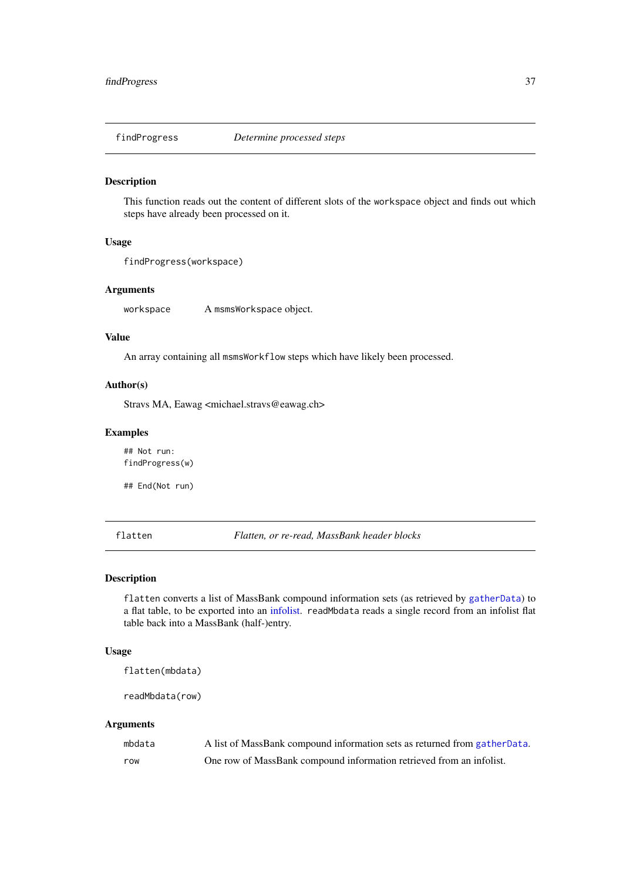## findProgress — *Determine processed steps*

### Description

This function reads out the content of different slots of the `workspace` object and finds out which steps have already been processed on it.

### Usage

```
findProgress(workspace)
```

### Arguments

| | |
|---|---|
| `workspace` | A `msmsWorkspace` object. |

### Value

An array containing all `msmsWorkflow` steps which have likely been processed.

### Author(s)

Stravs MA, Eawag <michael.stravs@eawag.ch>

### Examples

```
## Not run:
findProgress(w)

## End(Not run)
```

## flatten — *Flatten, or re-read, MassBank header blocks*

### Description

`flatten` converts a list of MassBank compound information sets (as retrieved by `gatherData`) to a flat table, to be exported into an infolist. `readMbdata` reads a single record from an infolist flat table back into a MassBank (half-)entry.

### Usage

```
flatten(mbdata)

readMbdata(row)
```

### Arguments

| | |
|---|---|
| `mbdata` | A list of MassBank compound information sets as returned from `gatherData`. |
| `row` | One row of MassBank compound information retrieved from an infolist. |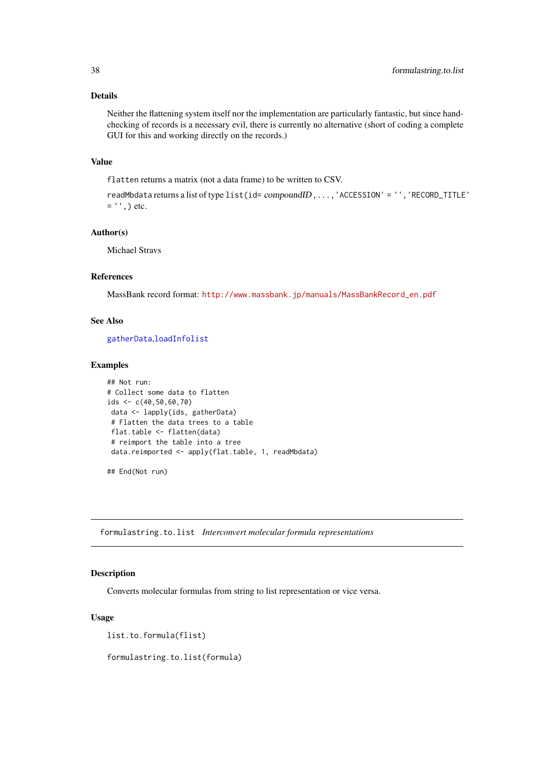### Details

Neither the flattening system itself nor the implementation are particularly fantastic, but since hand-checking of records is a necessary evil, there is currently no alternative (short of coding a complete GUI for this and working directly on the records.)

### Value

`flatten` returns a matrix (not a data frame) to be written to CSV.

`readMbdata` returns a list of type `list(id=` *compoundID*`, ..., 'ACCESSION' = '', 'RECORD_TITLE' = '', )` etc.

### Author(s)

Michael Stravs

### References

MassBank record format: http://www.massbank.jp/manuals/MassBankRecord_en.pdf

### See Also

gatherData, loadInfolist

### Examples

```
## Not run:
# Collect some data to flatten
ids <- c(40,50,60,70)
 data <- lapply(ids, gatherData)
 # Flatten the data trees to a table
 flat.table <- flatten(data)
 # reimport the table into a tree
 data.reimported <- apply(flat.table, 1, readMbdata)

## End(Not run)
```

---

## formulastring.to.list *Interconvert molecular formula representations*

### Description

Converts molecular formulas from string to list representation or vice versa.

### Usage

```
list.to.formula(flist)

formulastring.to.list(formula)
```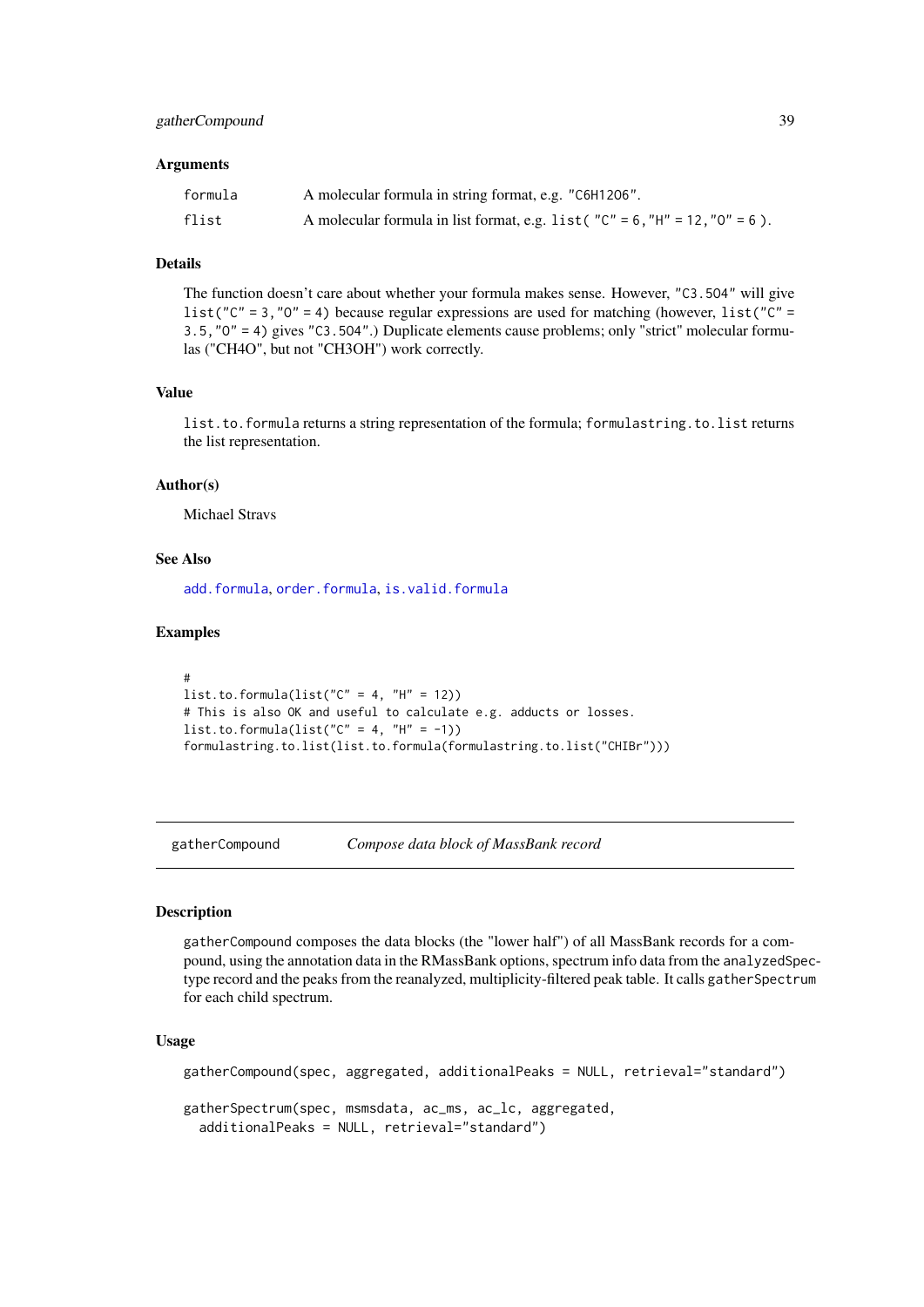### Arguments

| | |
|---|---|
| formula | A molecular formula in string format, e.g. "C6H12O6". |
| flist | A molecular formula in list format, e.g. list( "C" = 6,"H" = 12,"O" = 6 ). |

### Details

The function doesn't care about whether your formula makes sense. However, "C3.5O4" will give list("C" = 3,"O" = 4) because regular expressions are used for matching (however, list("C" = 3.5,"O" = 4) gives "C3.5O4".) Duplicate elements cause problems; only "strict" molecular formulas ("CH4O", but not "CH3OH") work correctly.

### Value

list.to.formula returns a string representation of the formula; formulastring.to.list returns the list representation.

### Author(s)

Michael Stravs

### See Also

add.formula, order.formula, is.valid.formula

### Examples

```
#
list.to.formula(list("C" = 4, "H" = 12))
# This is also OK and useful to calculate e.g. adducts or losses.
list.to.formula(list("C" = 4, "H" = -1))
formulastring.to.list(list.to.formula(formulastring.to.list("CHIBr")))
```

---

## gatherCompound — *Compose data block of MassBank record*

### Description

gatherCompound composes the data blocks (the "lower half") of all MassBank records for a compound, using the annotation data in the RMassBank options, spectrum info data from the analyzedSpec-type record and the peaks from the reanalyzed, multiplicity-filtered peak table. It calls gatherSpectrum for each child spectrum.

### Usage

```
gatherCompound(spec, aggregated, additionalPeaks = NULL, retrieval="standard")

gatherSpectrum(spec, msmsdata, ac_ms, ac_lc, aggregated,
  additionalPeaks = NULL, retrieval="standard")
```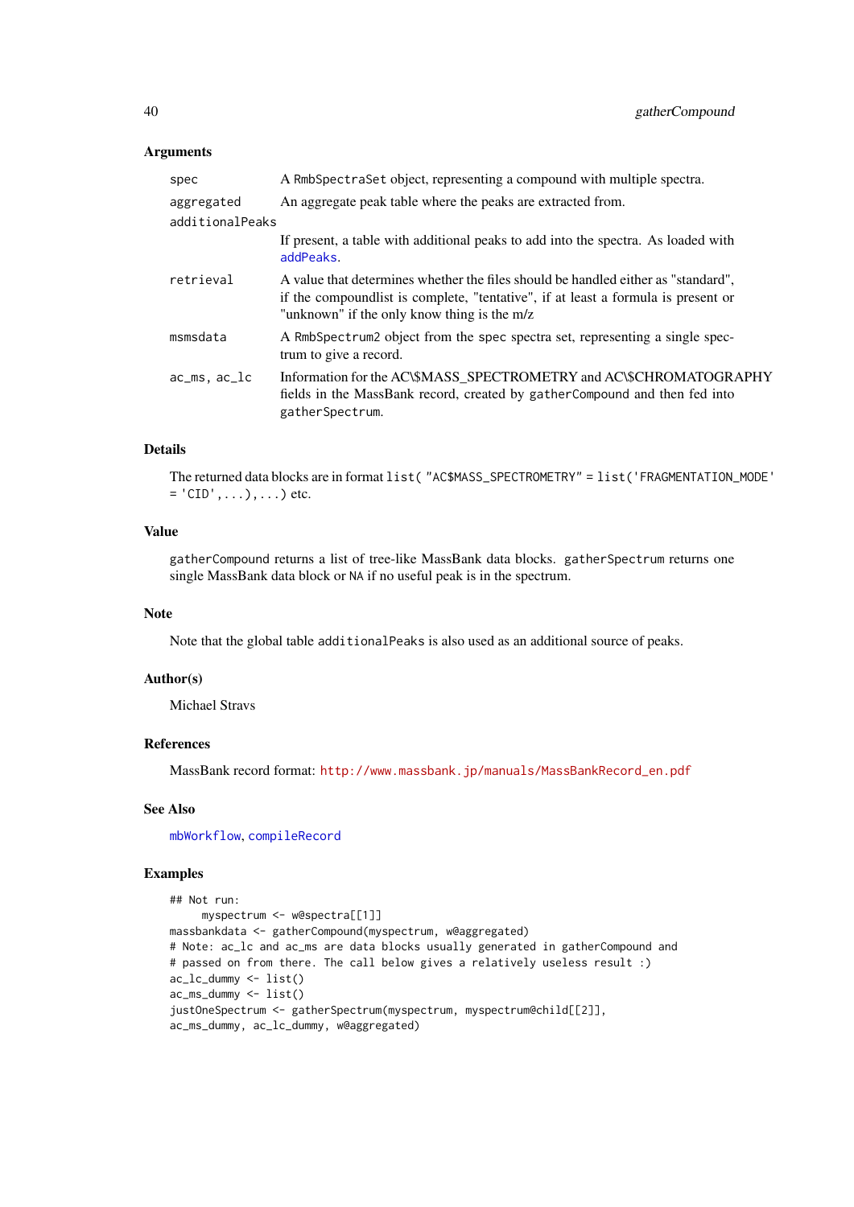### Arguments

- `spec` — A `RmbSpectraSet` object, representing a compound with multiple spectra.
- `aggregated` — An aggregate peak table where the peaks are extracted from.
- `additionalPeaks` — If present, a table with additional peaks to add into the spectra. As loaded with `addPeaks`.
- `retrieval` — A value that determines whether the files should be handled either as "standard", if the compoundlist is complete, "tentative", if at least a formula is present or "unknown" if the only know thing is the m/z
- `msmsdata` — A `RmbSpectrum2` object from the `spec` spectra set, representing a single spectrum to give a record.
- `ac_ms, ac_lc` — Information for the AC\$MASS_SPECTROMETRY and AC\$CHROMATOGRAPHY fields in the MassBank record, created by `gatherCompound` and then fed into `gatherSpectrum`.

### Details

The returned data blocks are in format `list( "AC$MASS_SPECTROMETRY" = list('FRAGMENTATION_MODE' = 'CID',...),...)` etc.

### Value

`gatherCompound` returns a list of tree-like MassBank data blocks. `gatherSpectrum` returns one single MassBank data block or `NA` if no useful peak is in the spectrum.

### Note

Note that the global table `additionalPeaks` is also used as an additional source of peaks.

### Author(s)

Michael Stravs

### References

MassBank record format: http://www.massbank.jp/manuals/MassBankRecord_en.pdf

### See Also

`mbWorkflow`, `compileRecord`

### Examples

```
## Not run:
     myspectrum <- w@spectra[[1]]
massbankdata <- gatherCompound(myspectrum, w@aggregated)
# Note: ac_lc and ac_ms are data blocks usually generated in gatherCompound and
# passed on from there. The call below gives a relatively useless result :)
ac_lc_dummy <- list()
ac_ms_dummy <- list()
justOneSpectrum <- gatherSpectrum(myspectrum, myspectrum@child[[2]],
ac_ms_dummy, ac_lc_dummy, w@aggregated)
```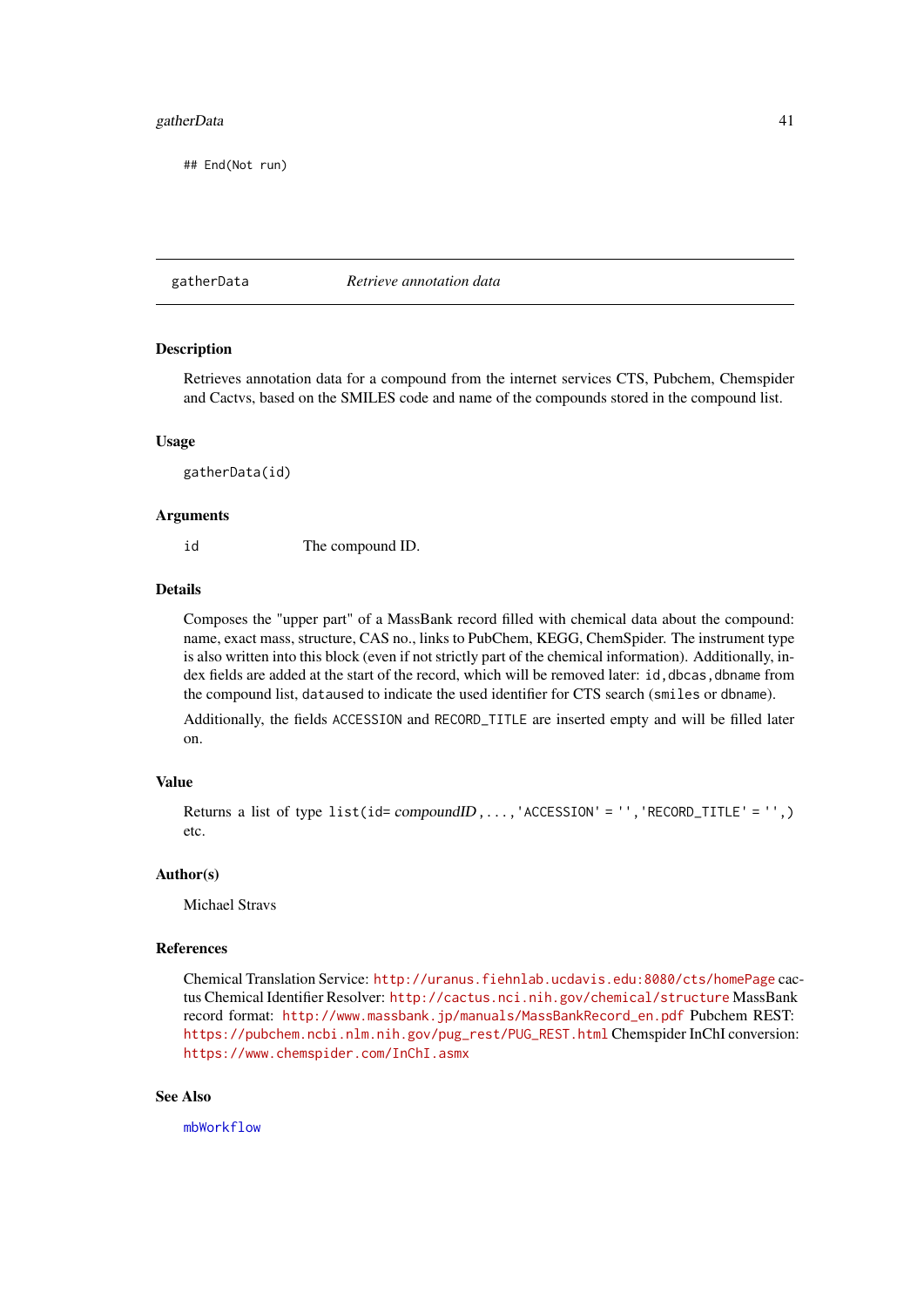```
## End(Not run)
```

## gatherData — *Retrieve annotation data*

### Description

Retrieves annotation data for a compound from the internet services CTS, Pubchem, Chemspider and Cactvs, based on the SMILES code and name of the compounds stored in the compound list.

### Usage

```
gatherData(id)
```

### Arguments

| | |
|---|---|
| id | The compound ID. |

### Details

Composes the "upper part" of a MassBank record filled with chemical data about the compound: name, exact mass, structure, CAS no., links to PubChem, KEGG, ChemSpider. The instrument type is also written into this block (even if not strictly part of the chemical information). Additionally, index fields are added at the start of the record, which will be removed later: `id,dbcas,dbname` from the compound list, `dataused` to indicate the used identifier for CTS search (`smiles` or `dbname`).

Additionally, the fields `ACCESSION` and `RECORD_TITLE` are inserted empty and will be filled later on.

### Value

Returns a list of type `list(id=` *compoundID*`, ..., 'ACCESSION' = '', 'RECORD_TITLE' = '',)` etc.

### Author(s)

Michael Stravs

### References

Chemical Translation Service: http://uranus.fiehnlab.ucdavis.edu:8080/cts/homePage cactus Chemical Identifier Resolver: http://cactus.nci.nih.gov/chemical/structure MassBank record format: http://www.massbank.jp/manuals/MassBankRecord_en.pdf Pubchem REST: https://pubchem.ncbi.nlm.nih.gov/pug_rest/PUG_REST.html Chemspider InChI conversion: https://www.chemspider.com/InChI.asmx

### See Also

`mbWorkflow`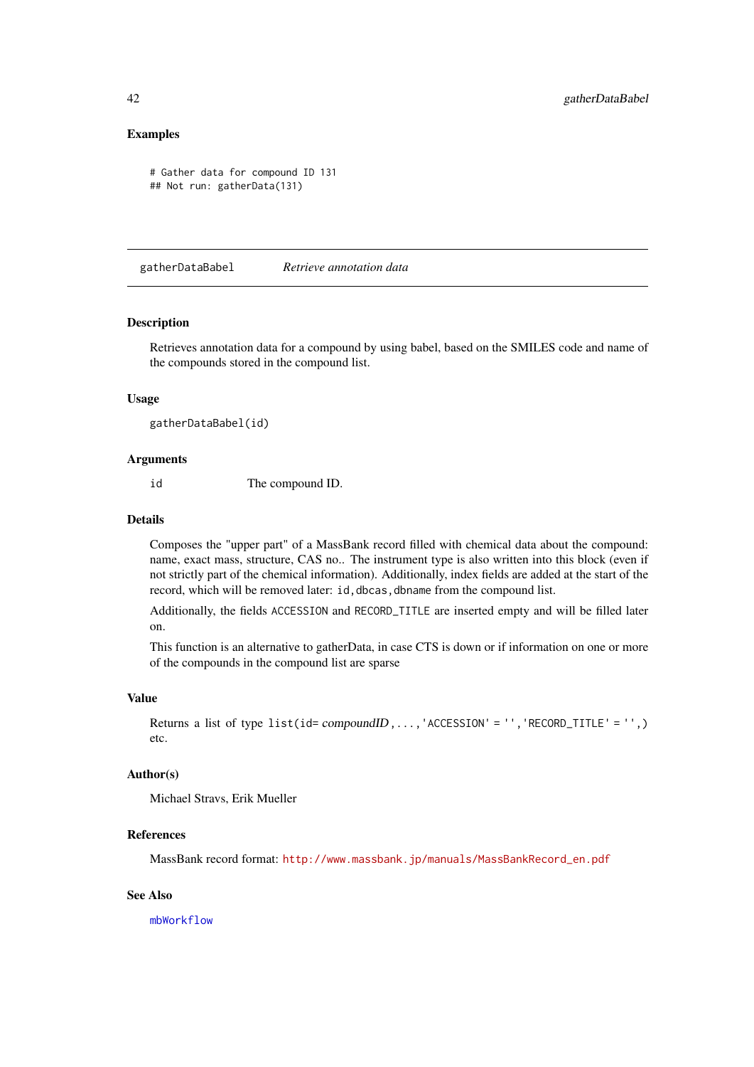### Examples

```
# Gather data for compound ID 131
## Not run: gatherData(131)
```

---

## gatherDataBabel *Retrieve annotation data*

### Description

Retrieves annotation data for a compound by using babel, based on the SMILES code and name of the compounds stored in the compound list.

### Usage

```
gatherDataBabel(id)
```

### Arguments

| | |
|---|---|
| `id` | The compound ID. |

### Details

Composes the "upper part" of a MassBank record filled with chemical data about the compound: name, exact mass, structure, CAS no.. The instrument type is also written into this block (even if not strictly part of the chemical information). Additionally, index fields are added at the start of the record, which will be removed later: `id,dbcas,dbname` from the compound list.

Additionally, the fields `ACCESSION` and `RECORD_TITLE` are inserted empty and will be filled later on.

This function is an alternative to gatherData, in case CTS is down or if information on one or more of the compounds in the compound list are sparse

### Value

Returns a list of type `list(id=` *compoundID*`, ..., 'ACCESSION' = '', 'RECORD_TITLE' = '',)` etc.

### Author(s)

Michael Stravs, Erik Mueller

### References

MassBank record format: http://www.massbank.jp/manuals/MassBankRecord_en.pdf

### See Also

`mbWorkflow`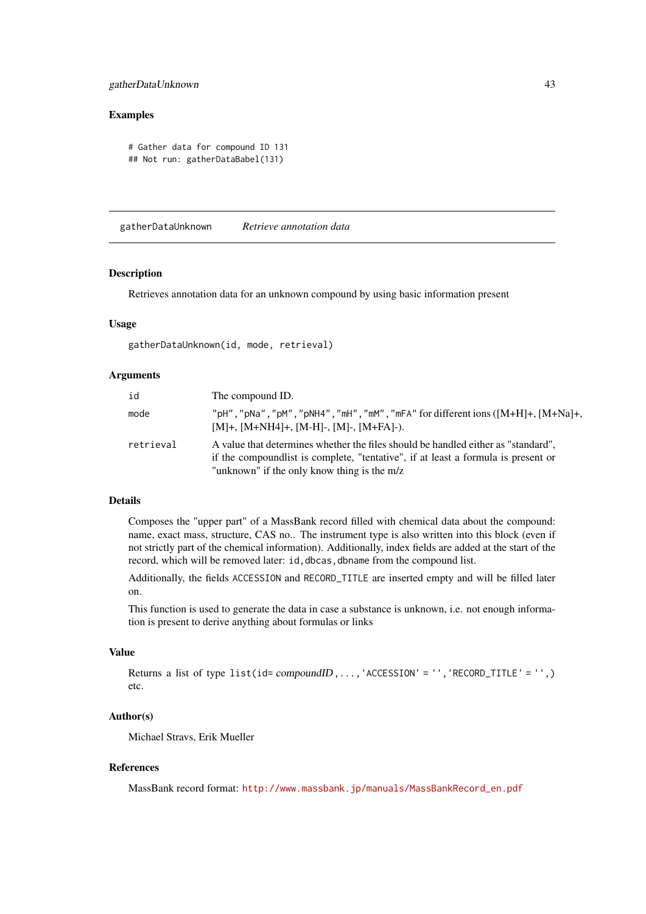## Examples

```
# Gather data for compound ID 131
## Not run: gatherDataBabel(131)
```

---

`gatherDataUnknown` *Retrieve annotation data*

---

## Description

Retrieves annotation data for an unknown compound by using basic information present

## Usage

```
gatherDataUnknown(id, mode, retrieval)
```

## Arguments

| | |
|---|---|
| `id` | The compound ID. |
| `mode` | `"pH"`, `"pNa"`, `"pM"`, `"pNH4"`, `"mH"`, `"mM"`, `"mFA"` for different ions ([M+H]+, [M+Na]+, [M]+, [M+NH4]+, [M-H]-, [M]-, [M+FA]-). |
| `retrieval` | A value that determines whether the files should be handled either as "standard", if the compoundlist is complete, "tentative", if at least a formula is present or "unknown" if the only know thing is the m/z |

## Details

Composes the "upper part" of a MassBank record filled with chemical data about the compound: name, exact mass, structure, CAS no.. The instrument type is also written into this block (even if not strictly part of the chemical information). Additionally, index fields are added at the start of the record, which will be removed later: `id,dbcas,dbname` from the compound list.

Additionally, the fields `ACCESSION` and `RECORD_TITLE` are inserted empty and will be filled later on.

This function is used to generate the data in case a substance is unknown, i.e. not enough information is present to derive anything about formulas or links

## Value

Returns a list of type `list(id=` *compoundID*`,...,'ACCESSION' = '','RECORD_TITLE' = '',)` etc.

## Author(s)

Michael Stravs, Erik Mueller

## References

MassBank record format: http://www.massbank.jp/manuals/MassBankRecord_en.pdf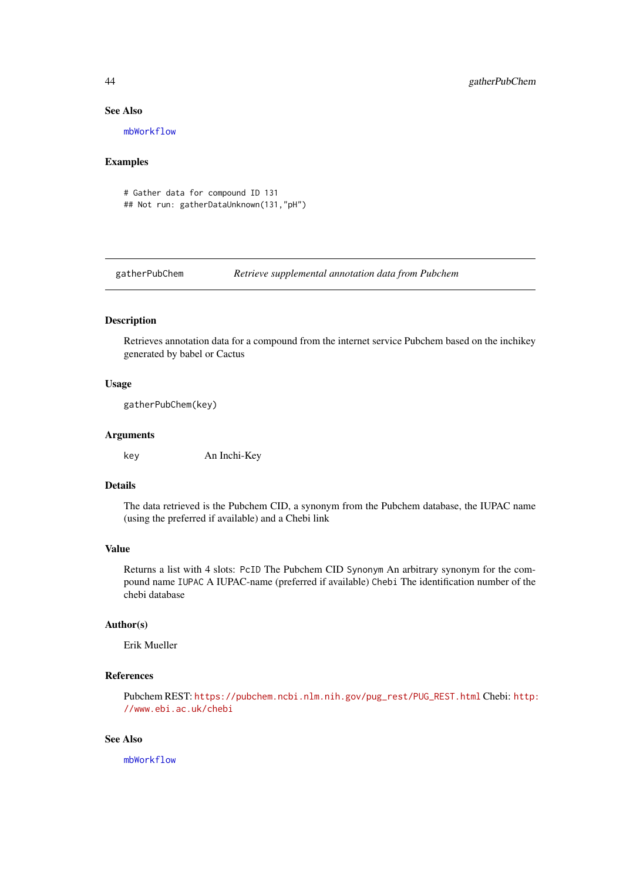### See Also

mbWorkflow

### Examples

```
# Gather data for compound ID 131
## Not run: gatherDataUnknown(131,"pH")
```

---

## gatherPubChem — *Retrieve supplemental annotation data from Pubchem*

---

### Description

Retrieves annotation data for a compound from the internet service Pubchem based on the inchikey generated by babel or Cactus

### Usage

```
gatherPubChem(key)
```

### Arguments

| | |
|---|---|
| key | An Inchi-Key |

### Details

The data retrieved is the Pubchem CID, a synonym from the Pubchem database, the IUPAC name (using the preferred if available) and a Chebi link

### Value

Returns a list with 4 slots: `PcID` The Pubchem CID `Synonym` An arbitrary synonym for the compound name `IUPAC` A IUPAC-name (preferred if available) `Chebi` The identification number of the chebi database

### Author(s)

Erik Mueller

### References

Pubchem REST: https://pubchem.ncbi.nlm.nih.gov/pug_rest/PUG_REST.html Chebi: http://www.ebi.ac.uk/chebi

### See Also

mbWorkflow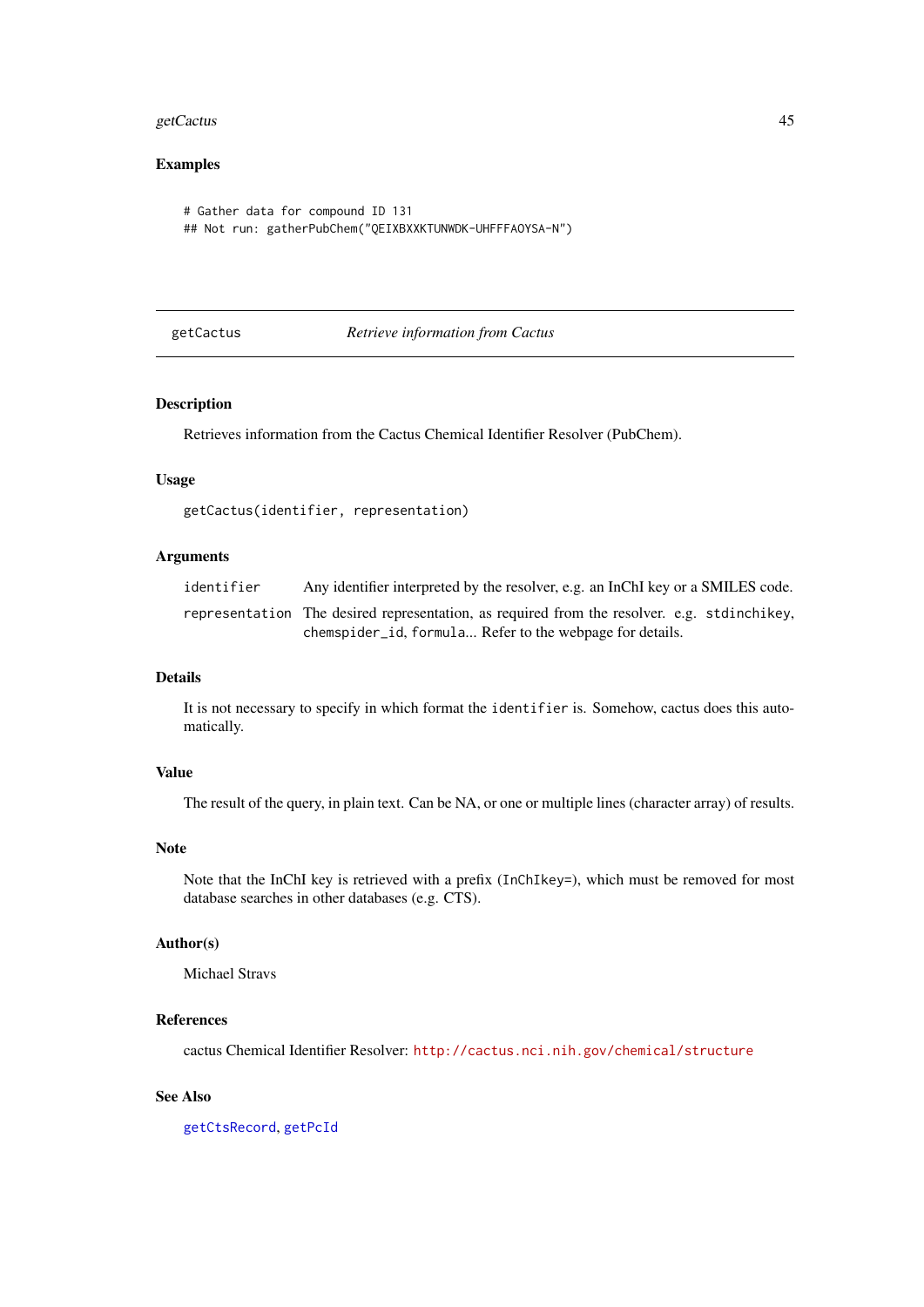## Examples

```
# Gather data for compound ID 131
## Not run: gatherPubChem("QEIXBXXKTUNWDK-UHFFFAOYSA-N")
```

---

getCactus *Retrieve information from Cactus*

---

## Description

Retrieves information from the Cactus Chemical Identifier Resolver (PubChem).

## Usage

```
getCactus(identifier, representation)
```

## Arguments

| | |
|---|---|
| `identifier` | Any identifier interpreted by the resolver, e.g. an InChI key or a SMILES code. |
| `representation` | The desired representation, as required from the resolver. e.g. `stdinchikey`, `chemspider_id`, `formula`... Refer to the webpage for details. |

## Details

It is not necessary to specify in which format the `identifier` is. Somehow, cactus does this automatically.

## Value

The result of the query, in plain text. Can be NA, or one or multiple lines (character array) of results.

## Note

Note that the InChI key is retrieved with a prefix (`InChIkey=`), which must be removed for most database searches in other databases (e.g. CTS).

## Author(s)

Michael Stravs

## References

cactus Chemical Identifier Resolver: http://cactus.nci.nih.gov/chemical/structure

## See Also

`getCtsRecord`, `getPcId`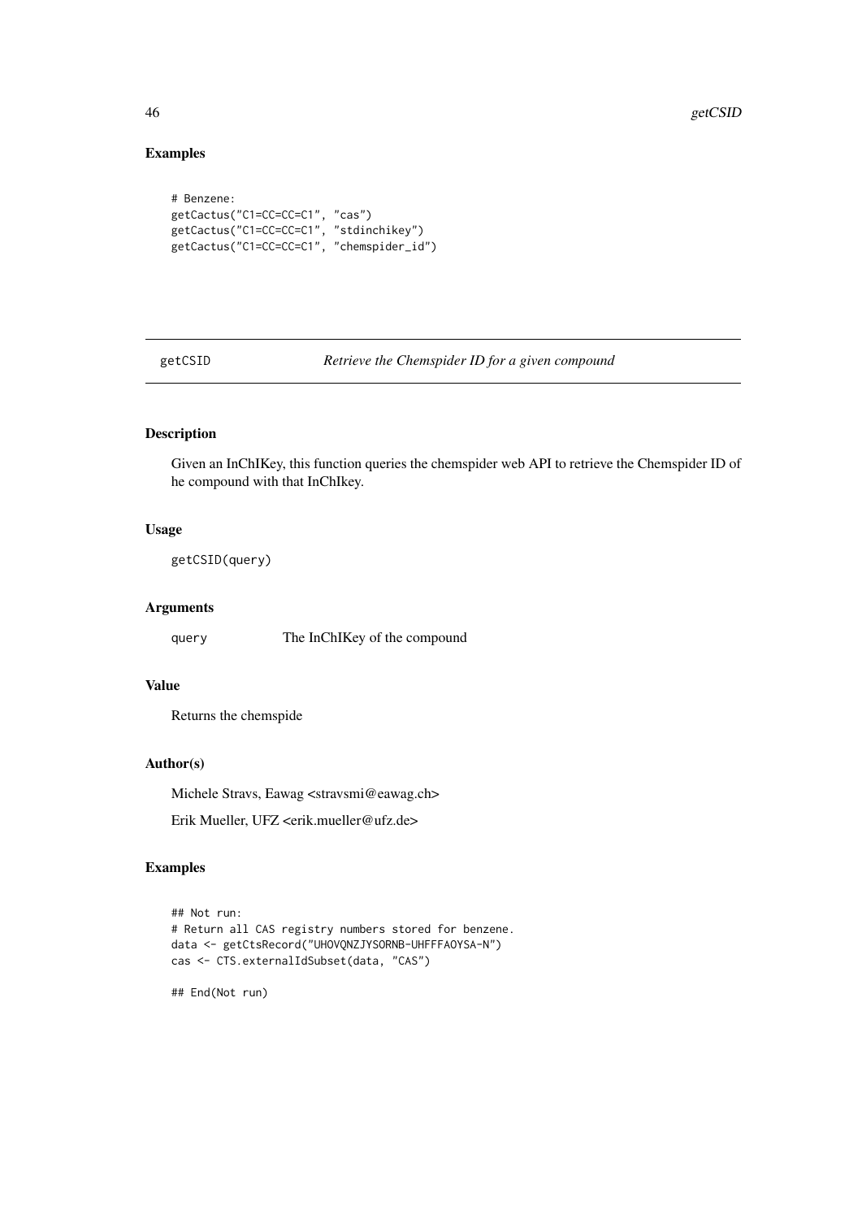## Examples

```
# Benzene:
getCactus("C1=CC=CC=C1", "cas")
getCactus("C1=CC=CC=C1", "stdinchikey")
getCactus("C1=CC=CC=C1", "chemspider_id")
```

---

## getCSID *Retrieve the Chemspider ID for a given compound*

### Description

Given an InChIKey, this function queries the chemspider web API to retrieve the Chemspider ID of he compound with that InChIkey.

### Usage

```
getCSID(query)
```

### Arguments

| | |
|---|---|
| query | The InChIKey of the compound |

### Value

Returns the chemspide

### Author(s)

Michele Stravs, Eawag <stravsmi@eawag.ch>

Erik Mueller, UFZ <erik.mueller@ufz.de>

### Examples

```
## Not run:
# Return all CAS registry numbers stored for benzene.
data <- getCtsRecord("UHOVQNZJYSORNB-UHFFFAOYSA-N")
cas <- CTS.externalIdSubset(data, "CAS")

## End(Not run)
```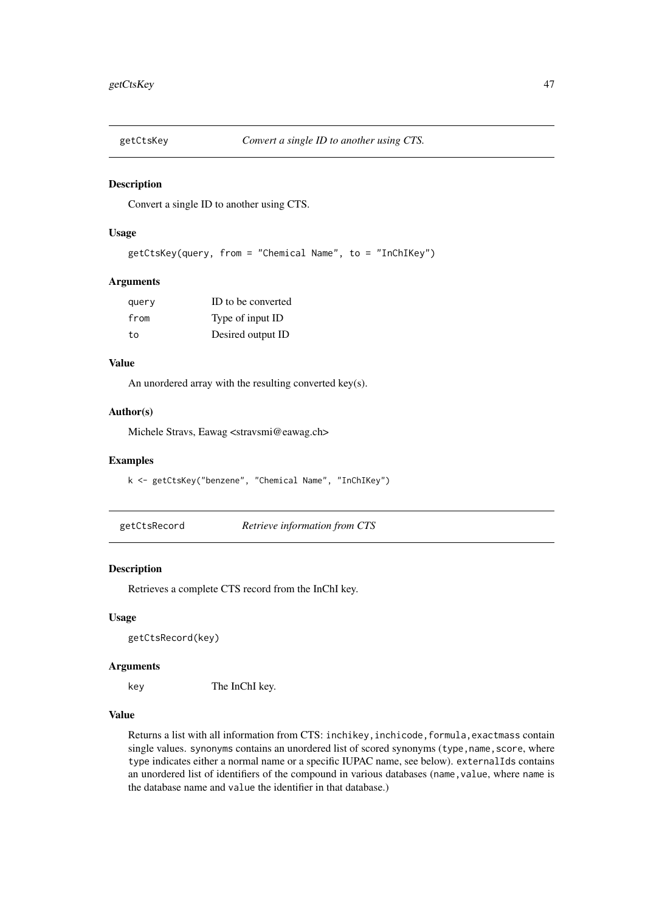## getCtsKey — *Convert a single ID to another using CTS.*

### Description

Convert a single ID to another using CTS.

### Usage

```
getCtsKey(query, from = "Chemical Name", to = "InChIKey")
```

### Arguments

| | |
|---|---|
| query | ID to be converted |
| from | Type of input ID |
| to | Desired output ID |

### Value

An unordered array with the resulting converted key(s).

### Author(s)

Michele Stravs, Eawag <stravsmi@eawag.ch>

### Examples

```
k <- getCtsKey("benzene", "Chemical Name", "InChIKey")
```

## getCtsRecord — *Retrieve information from CTS*

### Description

Retrieves a complete CTS record from the InChI key.

### Usage

```
getCtsRecord(key)
```

### Arguments

| | |
|---|---|
| key | The InChI key. |

### Value

Returns a list with all information from CTS: `inchikey,inchicode,formula,exactmass` contain single values. `synonyms` contains an unordered list of scored synonyms (`type,name,score`, where `type` indicates either a normal name or a specific IUPAC name, see below). `externalIds` contains an unordered list of identifiers of the compound in various databases (`name,value`, where `name` is the database name and `value` the identifier in that database.)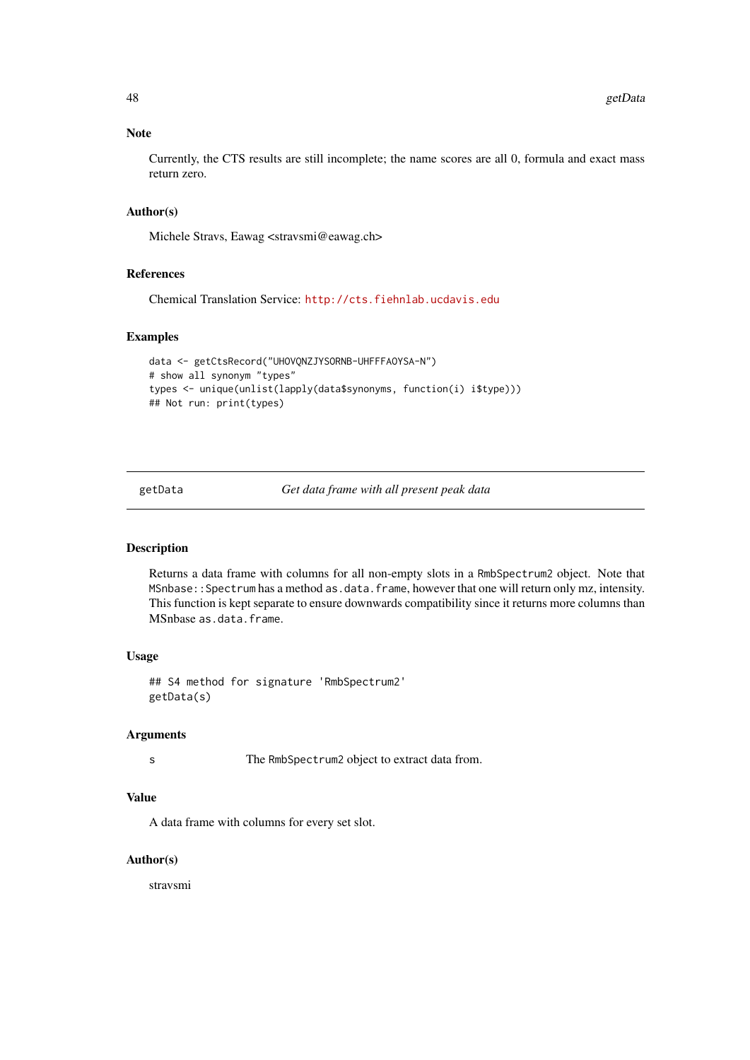### Note

Currently, the CTS results are still incomplete; the name scores are all 0, formula and exact mass return zero.

### Author(s)

Michele Stravs, Eawag <stravsmi@eawag.ch>

### References

Chemical Translation Service: http://cts.fiehnlab.ucdavis.edu

### Examples

```
data <- getCtsRecord("UHOVQNZJYSORNB-UHFFFAOYSA-N")
# show all synonym "types"
types <- unique(unlist(lapply(data$synonyms, function(i) i$type)))
## Not run: print(types)
```

---

## getData — *Get data frame with all present peak data*

---

### Description

Returns a data frame with columns for all non-empty slots in a `RmbSpectrum2` object. Note that `MSnbase::Spectrum` has a method `as.data.frame`, however that one will return only mz, intensity. This function is kept separate to ensure downwards compatibility since it returns more columns than MSnbase `as.data.frame`.

### Usage

```
## S4 method for signature 'RmbSpectrum2'
getData(s)
```

### Arguments

`s` The `RmbSpectrum2` object to extract data from.

### Value

A data frame with columns for every set slot.

### Author(s)

stravsmi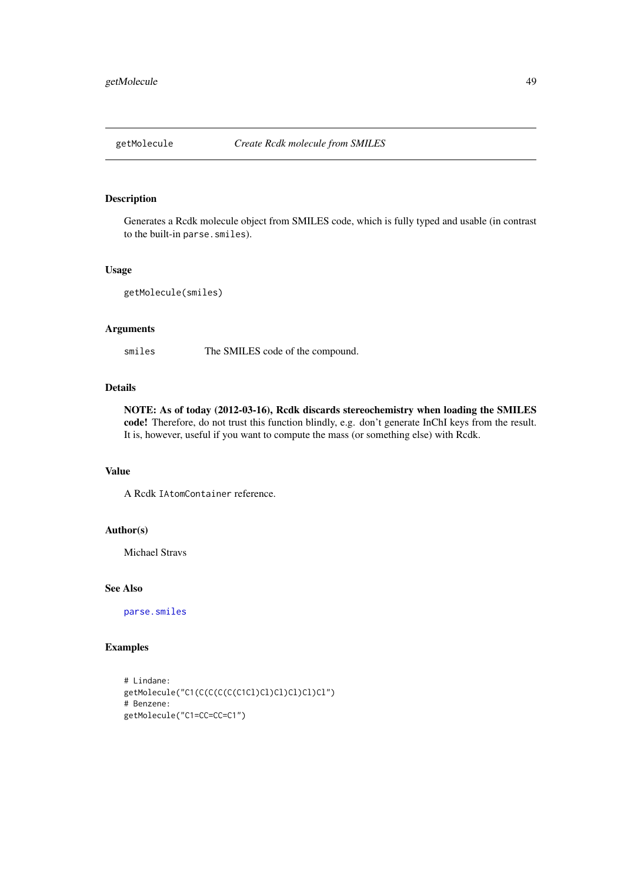getMolecule    *Create Rcdk molecule from SMILES*

### Description

Generates a Rcdk molecule object from SMILES code, which is fully typed and usable (in contrast to the built-in `parse.smiles`).

### Usage

```
getMolecule(smiles)
```

### Arguments

| | |
|---|---|
| `smiles` | The SMILES code of the compound. |

### Details

**NOTE: As of today (2012-03-16), Rcdk discards stereochemistry when loading the SMILES code!** Therefore, do not trust this function blindly, e.g. don't generate InChI keys from the result. It is, however, useful if you want to compute the mass (or something else) with Rcdk.

### Value

A Rcdk `IAtomContainer` reference.

### Author(s)

Michael Stravs

### See Also

`parse.smiles`

### Examples

```
# Lindane:
getMolecule("C1(C(C(C(C(C1Cl)Cl)Cl)Cl)Cl)Cl")
# Benzene:
getMolecule("C1=CC=CC=C1")
```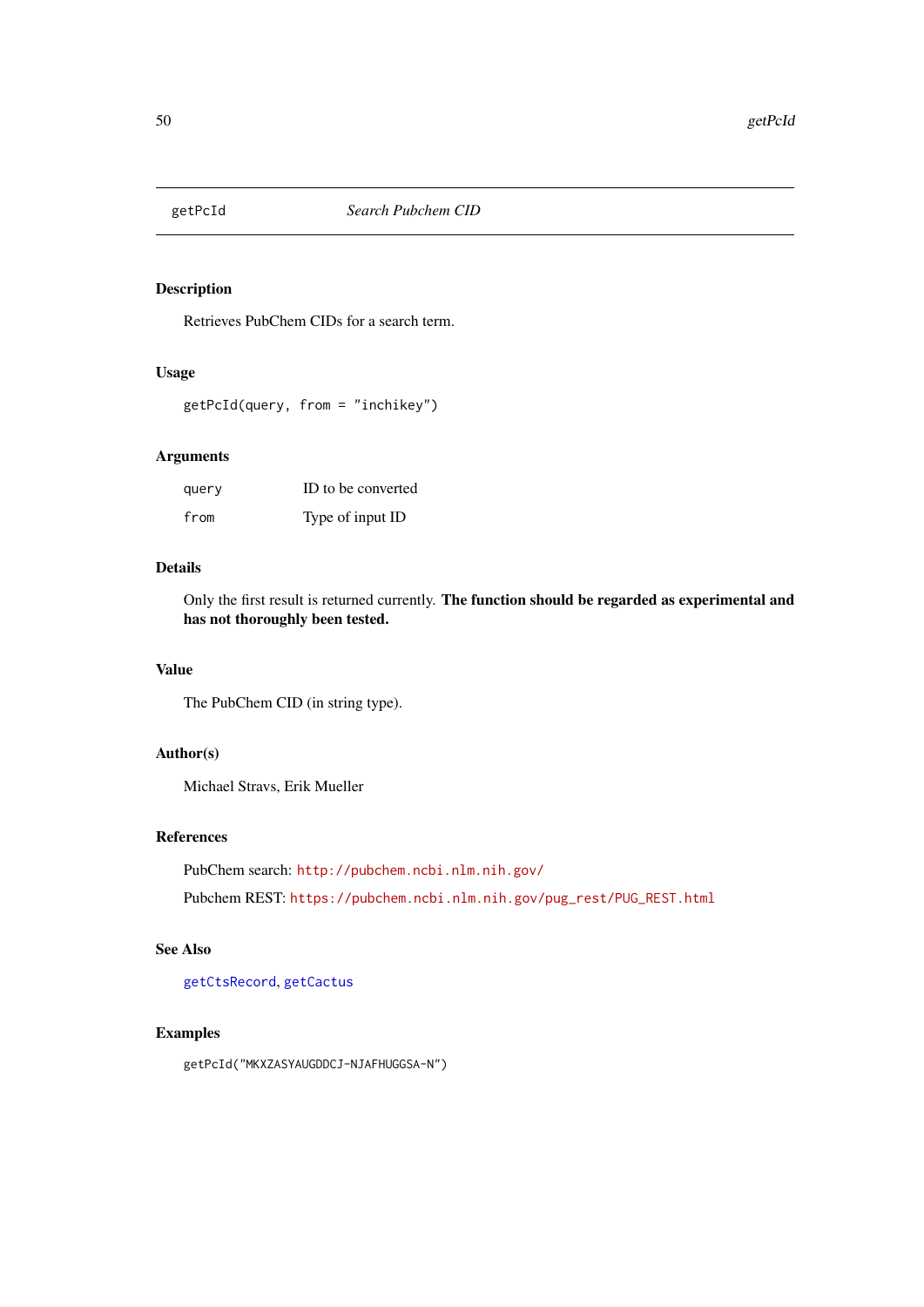## getPcId — *Search Pubchem CID*

### Description

Retrieves PubChem CIDs for a search term.

### Usage

```
getPcId(query, from = "inchikey")
```

### Arguments

| | |
|---|---|
| `query` | ID to be converted |
| `from` | Type of input ID |

### Details

Only the first result is returned currently. **The function should be regarded as experimental and has not thoroughly been tested.**

### Value

The PubChem CID (in string type).

### Author(s)

Michael Stravs, Erik Mueller

### References

PubChem search: http://pubchem.ncbi.nlm.nih.gov/

Pubchem REST: https://pubchem.ncbi.nlm.nih.gov/pug_rest/PUG_REST.html

### See Also

`getCtsRecord`, `getCactus`

### Examples

```
getPcId("MKXZASYAUGDDCJ-NJAFHUGGSA-N")
```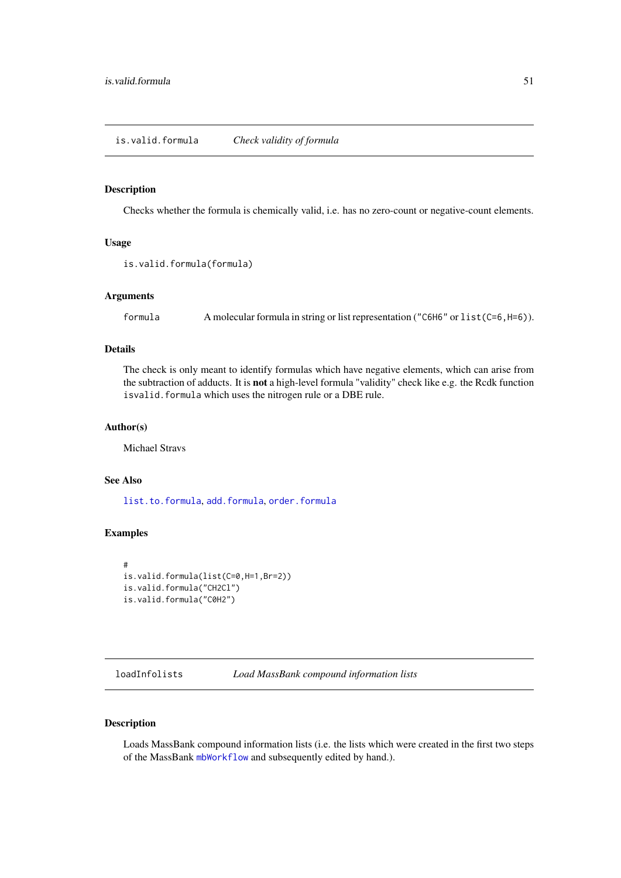## is.valid.formula — *Check validity of formula*

### Description

Checks whether the formula is chemically valid, i.e. has no zero-count or negative-count elements.

### Usage

```
is.valid.formula(formula)
```

### Arguments

| | |
|---|---|
| formula | A molecular formula in string or list representation ("C6H6" or list(C=6,H=6)). |

### Details

The check is only meant to identify formulas which have negative elements, which can arise from the subtraction of adducts. It is **not** a high-level formula "validity" check like e.g. the Rcdk function `isvalid.formula` which uses the nitrogen rule or a DBE rule.

### Author(s)

Michael Stravs

### See Also

`list.to.formula`, `add.formula`, `order.formula`

### Examples

```
#
is.valid.formula(list(C=0,H=1,Br=2))
is.valid.formula("CH2Cl")
is.valid.formula("C0H2")
```

## loadInfolists — *Load MassBank compound information lists*

### Description

Loads MassBank compound information lists (i.e. the lists which were created in the first two steps of the MassBank `mbWorkflow` and subsequently edited by hand.).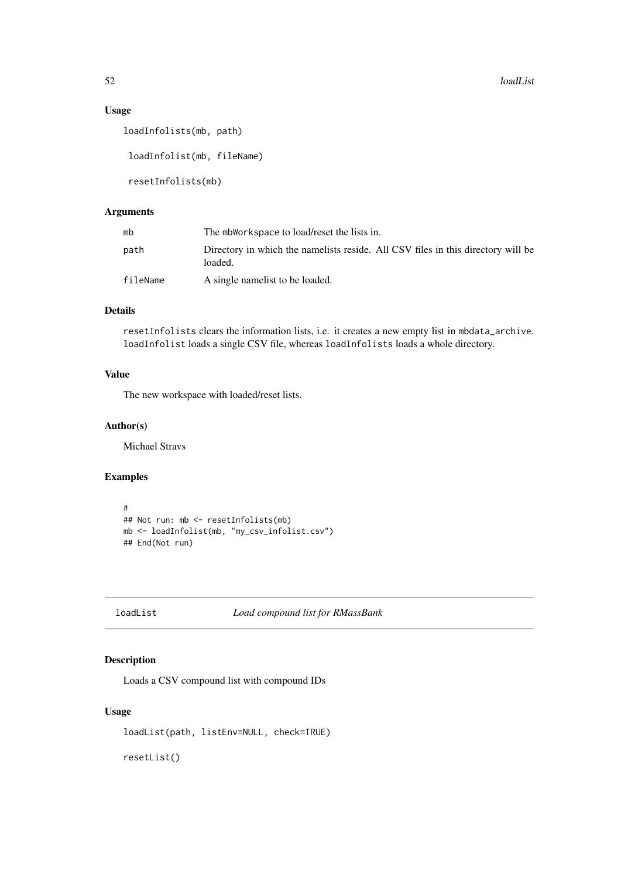### Usage

```
loadInfolists(mb, path)

 loadInfolist(mb, fileName)

 resetInfolists(mb)
```

### Arguments

| | |
|---|---|
| mb | The mbWorkspace to load/reset the lists in. |
| path | Directory in which the namelists reside. All CSV files in this directory will be loaded. |
| fileName | A single namelist to be loaded. |

### Details

resetInfolists clears the information lists, i.e. it creates a new empty list in mbdata_archive. loadInfolist loads a single CSV file, whereas loadInfolists loads a whole directory.

### Value

The new workspace with loaded/reset lists.

### Author(s)

Michael Stravs

### Examples

```
#
## Not run: mb <- resetInfolists(mb)
mb <- loadInfolist(mb, "my_csv_infolist.csv")
## End(Not run)
```

---

## loadList *Load compound list for RMassBank*

---

### Description

Loads a CSV compound list with compound IDs

### Usage

```
loadList(path, listEnv=NULL, check=TRUE)

resetList()
```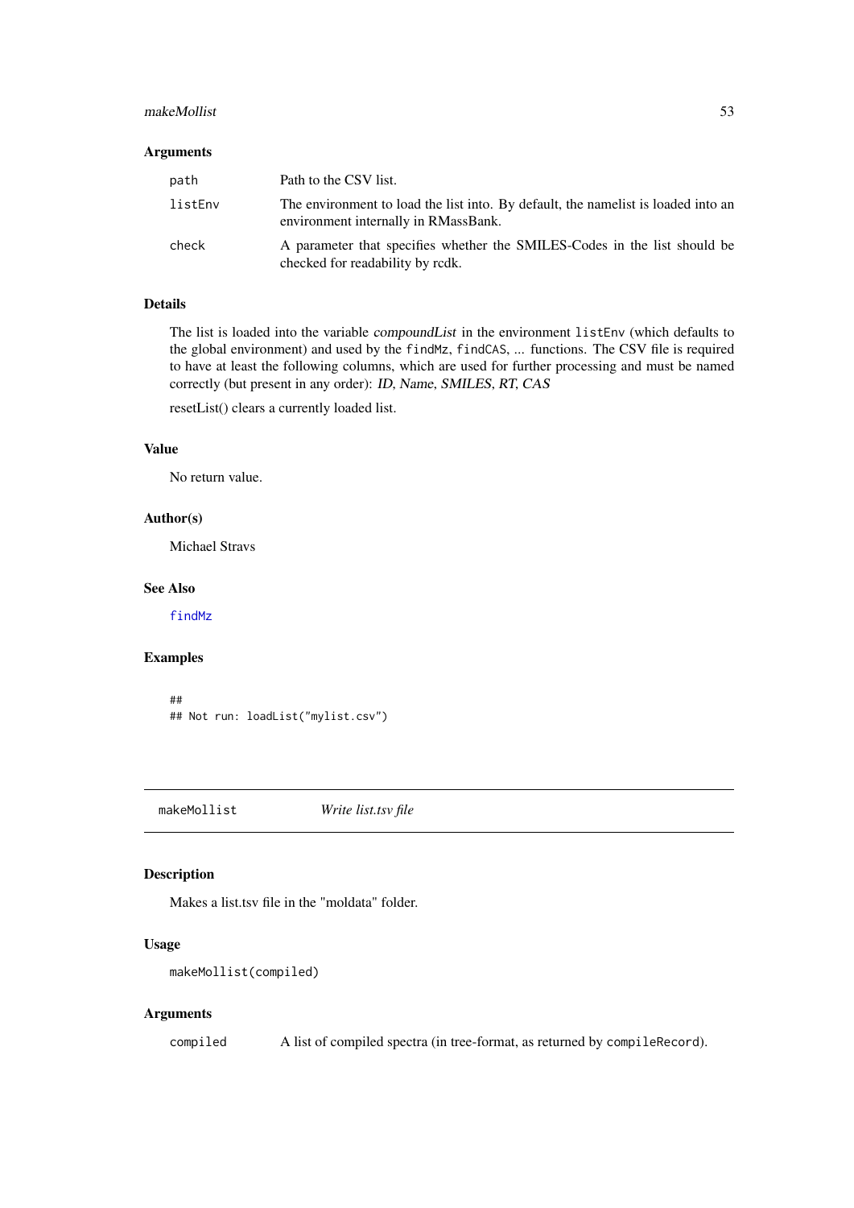### Arguments

| | |
|---|---|
| path | Path to the CSV list. |
| listEnv | The environment to load the list into. By default, the namelist is loaded into an environment internally in RMassBank. |
| check | A parameter that specifies whether the SMILES-Codes in the list should be checked for readability by rcdk. |

### Details

The list is loaded into the variable *compoundList* in the environment `listEnv` (which defaults to the global environment) and used by the `findMz`, `findCAS`, ... functions. The CSV file is required to have at least the following columns, which are used for further processing and must be named correctly (but present in any order): *ID, Name, SMILES, RT, CAS*

resetList() clears a currently loaded list.

### Value

No return value.

### Author(s)

Michael Stravs

### See Also

findMz

### Examples

```
##
## Not run: loadList("mylist.csv")
```

---

## makeMollist *Write list.tsv file*

### Description

Makes a list.tsv file in the "moldata" folder.

### Usage

```
makeMollist(compiled)
```

### Arguments

| | |
|---|---|
| compiled | A list of compiled spectra (in tree-format, as returned by `compileRecord`). |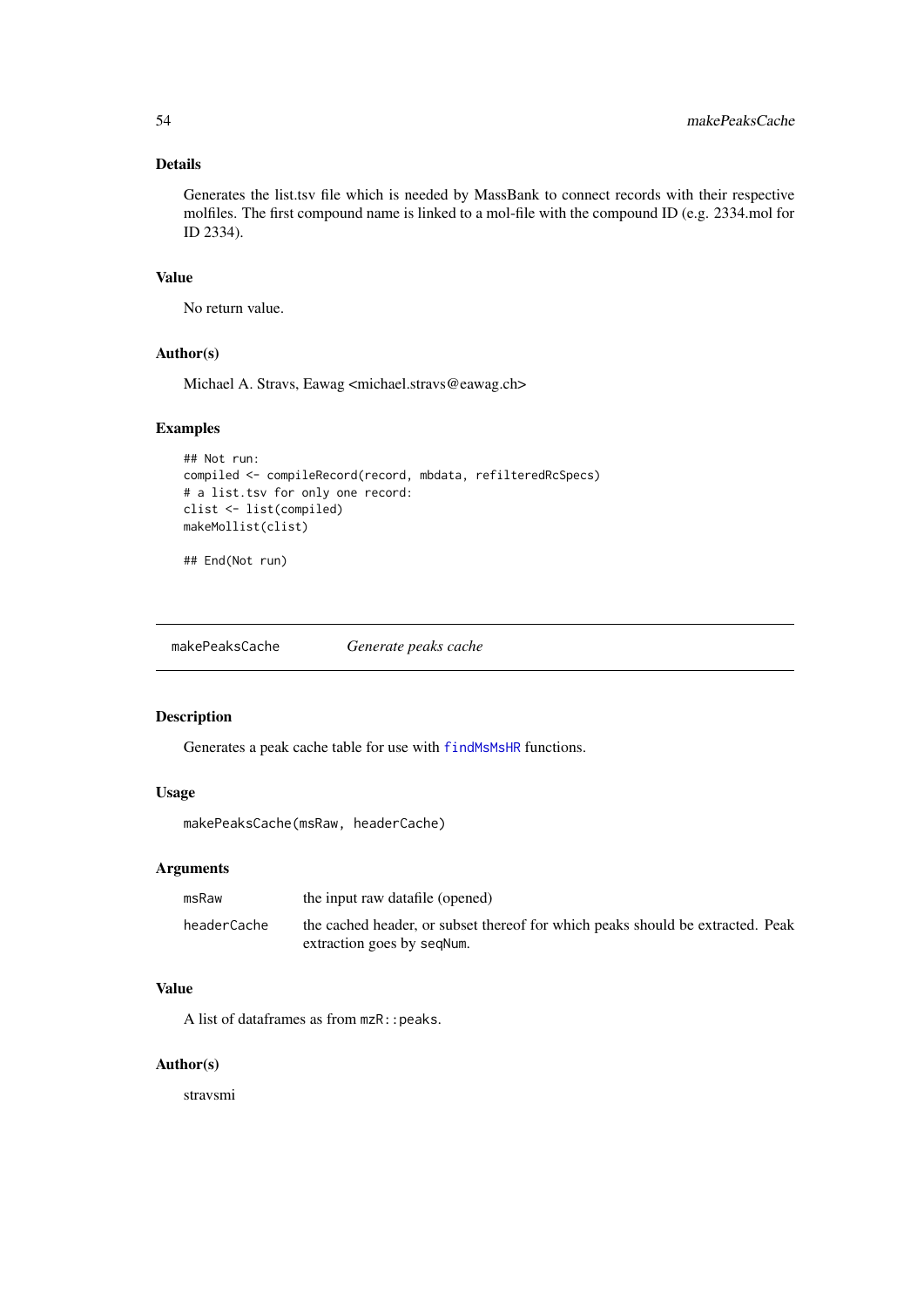### Details

Generates the list.tsv file which is needed by MassBank to connect records with their respective molfiles. The first compound name is linked to a mol-file with the compound ID (e.g. 2334.mol for ID 2334).

### Value

No return value.

### Author(s)

Michael A. Stravs, Eawag <michael.stravs@eawag.ch>

### Examples

```
## Not run:
compiled <- compileRecord(record, mbdata, refilteredRcSpecs)
# a list.tsv for only one record:
clist <- list(compiled)
makeMollist(clist)

## End(Not run)
```

---

## makePeaksCache — *Generate peaks cache*

### Description

Generates a peak cache table for use with `findMsMsHR` functions.

### Usage

```
makePeaksCache(msRaw, headerCache)
```

### Arguments

| | |
|---|---|
| `msRaw` | the input raw datafile (opened) |
| `headerCache` | the cached header, or subset thereof for which peaks should be extracted. Peak extraction goes by `seqNum`. |

### Value

A list of dataframes as from `mzR::peaks`.

### Author(s)

stravsmi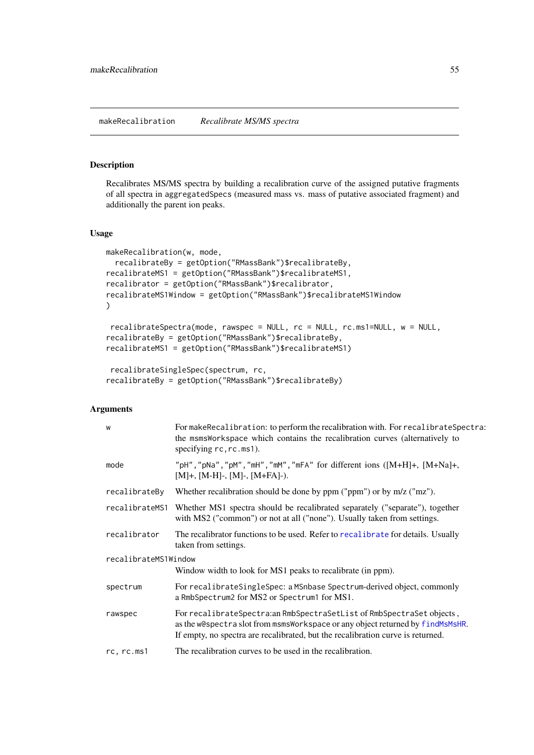makeRecalibration &nbsp;&nbsp;&nbsp;&nbsp; *Recalibrate MS/MS spectra*

### Description

Recalibrates MS/MS spectra by building a recalibration curve of the assigned putative fragments of all spectra in `aggregatedSpecs` (measured mass vs. mass of putative associated fragment) and additionally the parent ion peaks.

### Usage

```
makeRecalibration(w, mode,
  recalibrateBy = getOption("RMassBank")$recalibrateBy,
recalibrateMS1 = getOption("RMassBank")$recalibrateMS1,
recalibrator = getOption("RMassBank")$recalibrator,
recalibrateMS1Window = getOption("RMassBank")$recalibrateMS1Window
)

 recalibrateSpectra(mode, rawspec = NULL, rc = NULL, rc.ms1=NULL, w = NULL,
recalibrateBy = getOption("RMassBank")$recalibrateBy,
recalibrateMS1 = getOption("RMassBank")$recalibrateMS1)

 recalibrateSingleSpec(spectrum, rc,
recalibrateBy = getOption("RMassBank")$recalibrateBy)
```

### Arguments

| | |
|---|---|
| `w` | For `makeRecalibration`: to perform the recalibration with. For `recalibrateSpectra`: the `msmsWorkspace` which contains the recalibration curves (alternatively to specifying `rc,rc.ms1`). |
| `mode` | `"pH","pNa","pM","mH","mM","mFA"` for different ions ([M+H]+, [M+Na]+, [M]+, [M-H]-, [M]-, [M+FA]-). |
| `recalibrateBy` | Whether recalibration should be done by ppm ("ppm") or by m/z ("mz"). |
| `recalibrateMS1` | Whether MS1 spectra should be recalibrated separately ("separate"), together with MS2 ("common") or not at all ("none"). Usually taken from settings. |
| `recalibrator` | The recalibrator functions to be used. Refer to `recalibrate` for details. Usually taken from settings. |
| `recalibrateMS1Window` | Window width to look for MS1 peaks to recalibrate (in ppm). |
| `spectrum` | For `recalibrateSingleSpec`: a MSnbase `Spectrum`-derived object, commonly a `RmbSpectrum2` for MS2 or `Spectrum1` for MS1. |
| `rawspec` | For `recalibrateSpectra`:an `RmbSpectraSetList` of `RmbSpectraSet` objects , as the `w@spectra` slot from `msmsWorkspace` or any object returned by `findMsMsHR`. If empty, no spectra are recalibrated, but the recalibration curve is returned. |
| `rc, rc.ms1` | The recalibration curves to be used in the recalibration. |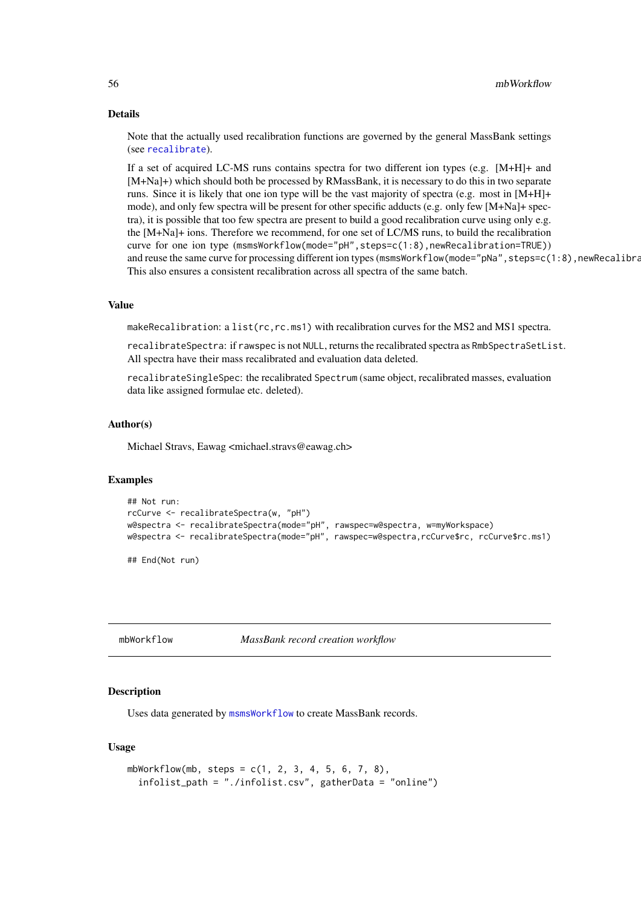### Details

Note that the actually used recalibration functions are governed by the general MassBank settings (see `recalibrate`).

If a set of acquired LC-MS runs contains spectra for two different ion types (e.g. [M+H]+ and [M+Na]+) which should both be processed by RMassBank, it is necessary to do this in two separate runs. Since it is likely that one ion type will be the vast majority of spectra (e.g. most in [M+H]+ mode), and only few spectra will be present for other specific adducts (e.g. only few [M+Na]+ spectra), it is possible that too few spectra are present to build a good recalibration curve using only e.g. the [M+Na]+ ions. Therefore we recommend, for one set of LC/MS runs, to build the recalibration curve for one ion type (`msmsWorkflow(mode="pH",steps=c(1:8),newRecalibration=TRUE)`) and reuse the same curve for processing different ion types (`msmsWorkflow(mode="pNa",steps=c(1:8),newRecalibra`). This also ensures a consistent recalibration across all spectra of the same batch.

### Value

`makeRecalibration`: a `list(rc,rc.ms1)` with recalibration curves for the MS2 and MS1 spectra.

`recalibrateSpectra`: if `rawspec` is not `NULL`, returns the recalibrated spectra as `RmbSpectraSetList`. All spectra have their mass recalibrated and evaluation data deleted.

`recalibrateSingleSpec`: the recalibrated `Spectrum` (same object, recalibrated masses, evaluation data like assigned formulae etc. deleted).

### Author(s)

Michael Stravs, Eawag <michael.stravs@eawag.ch>

### Examples

```
## Not run:
rcCurve <- recalibrateSpectra(w, "pH")
w@spectra <- recalibrateSpectra(mode="pH", rawspec=w@spectra, w=myWorkspace)
w@spectra <- recalibrateSpectra(mode="pH", rawspec=w@spectra,rcCurve$rc, rcCurve$rc.ms1)

## End(Not run)
```

---

## mbWorkflow — *MassBank record creation workflow*

---

### Description

Uses data generated by `msmsWorkflow` to create MassBank records.

### Usage

```
mbWorkflow(mb, steps = c(1, 2, 3, 4, 5, 6, 7, 8),
  infolist_path = "./infolist.csv", gatherData = "online")
```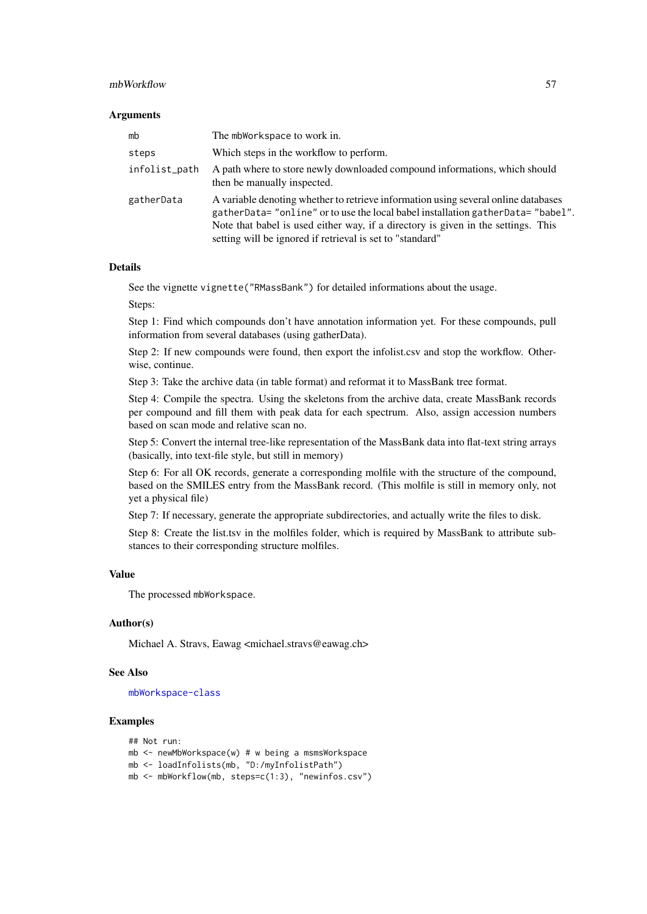### Arguments

| | |
|---|---|
| mb | The `mbWorkspace` to work in. |
| steps | Which steps in the workflow to perform. |
| infolist_path | A path where to store newly downloaded compound informations, which should then be manually inspected. |
| gatherData | A variable denoting whether to retrieve information using several online databases `gatherData= "online"` or to use the local babel installation `gatherData= "babel"`. Note that babel is used either way, if a directory is given in the settings. This setting will be ignored if retrieval is set to "standard" |

### Details

See the vignette `vignette("RMassBank")` for detailed informations about the usage.

Steps:

Step 1: Find which compounds don't have annotation information yet. For these compounds, pull information from several databases (using gatherData).

Step 2: If new compounds were found, then export the infolist.csv and stop the workflow. Otherwise, continue.

Step 3: Take the archive data (in table format) and reformat it to MassBank tree format.

Step 4: Compile the spectra. Using the skeletons from the archive data, create MassBank records per compound and fill them with peak data for each spectrum. Also, assign accession numbers based on scan mode and relative scan no.

Step 5: Convert the internal tree-like representation of the MassBank data into flat-text string arrays (basically, into text-file style, but still in memory)

Step 6: For all OK records, generate a corresponding molfile with the structure of the compound, based on the SMILES entry from the MassBank record. (This molfile is still in memory only, not yet a physical file)

Step 7: If necessary, generate the appropriate subdirectories, and actually write the files to disk.

Step 8: Create the list.tsv in the molfiles folder, which is required by MassBank to attribute substances to their corresponding structure molfiles.

### Value

The processed `mbWorkspace`.

### Author(s)

Michael A. Stravs, Eawag <michael.stravs@eawag.ch>

### See Also

`mbWorkspace-class`

### Examples

```
## Not run:
mb <- newMbWorkspace(w) # w being a msmsWorkspace
mb <- loadInfolists(mb, "D:/myInfolistPath")
mb <- mbWorkflow(mb, steps=c(1:3), "newinfos.csv")
```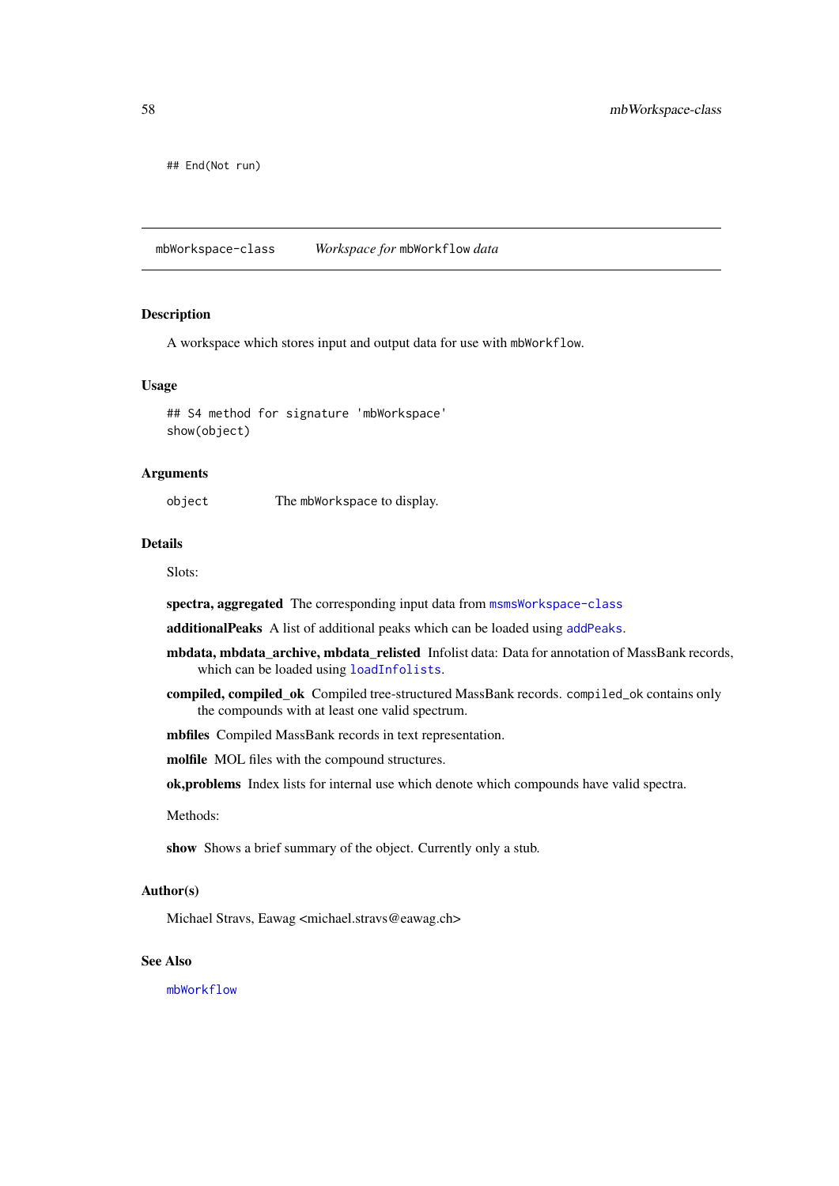```
## End(Not run)
```

## mbWorkspace-class — *Workspace for* `mbWorkflow` *data*

### Description

A workspace which stores input and output data for use with `mbWorkflow`.

### Usage

```
## S4 method for signature 'mbWorkspace'
show(object)
```

### Arguments

| | |
|---|---|
| `object` | The `mbWorkspace` to display. |

### Details

Slots:

**spectra, aggregated** The corresponding input data from `msmsWorkspace-class`

**additionalPeaks** A list of additional peaks which can be loaded using `addPeaks`.

**mbdata, mbdata_archive, mbdata_relisted** Infolist data: Data for annotation of MassBank records, which can be loaded using `loadInfolists`.

**compiled, compiled_ok** Compiled tree-structured MassBank records. `compiled_ok` contains only the compounds with at least one valid spectrum.

**mbfiles** Compiled MassBank records in text representation.

**molfile** MOL files with the compound structures.

**ok,problems** Index lists for internal use which denote which compounds have valid spectra.

Methods:

**show** Shows a brief summary of the object. Currently only a stub.

### Author(s)

Michael Stravs, Eawag <michael.stravs@eawag.ch>

### See Also

`mbWorkflow`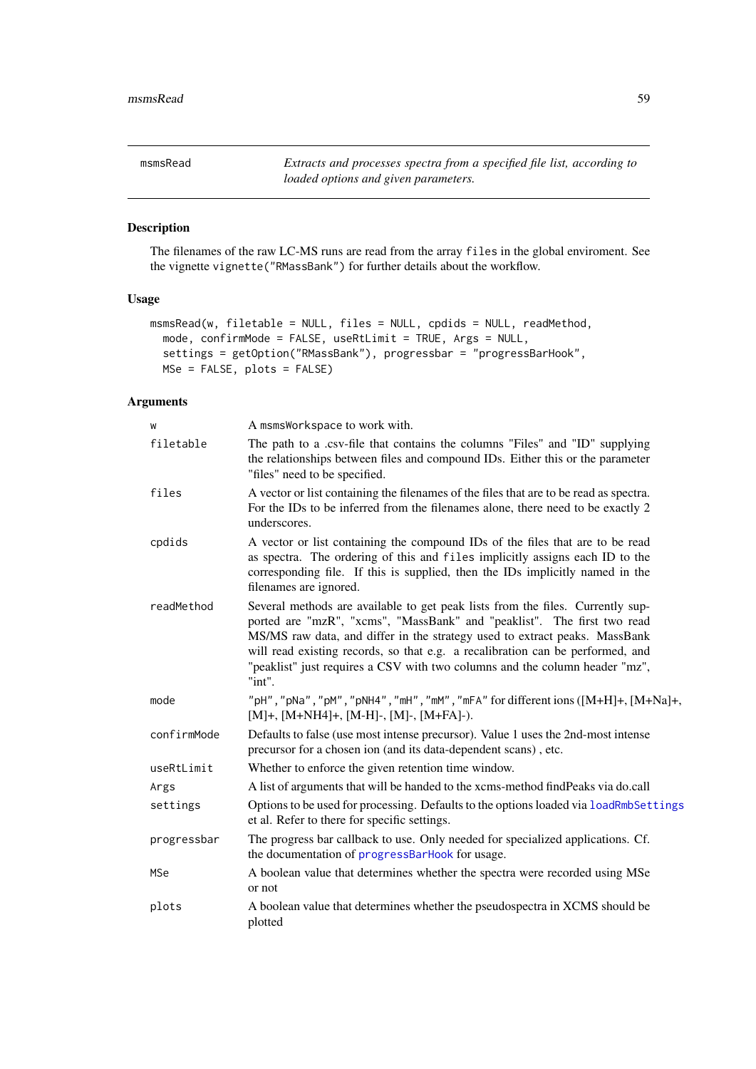## msmsRead

*Extracts and processes spectra from a specified file list, according to loaded options and given parameters.*

### Description

The filenames of the raw LC-MS runs are read from the array `files` in the global enviroment. See the vignette `vignette("RMassBank")` for further details about the workflow.

### Usage

```
msmsRead(w, filetable = NULL, files = NULL, cpdids = NULL, readMethod,
  mode, confirmMode = FALSE, useRtLimit = TRUE, Args = NULL,
  settings = getOption("RMassBank"), progressbar = "progressBarHook",
  MSe = FALSE, plots = FALSE)
```

### Arguments

| | |
|---|---|
| `w` | A `msmsWorkspace` to work with. |
| `filetable` | The path to a .csv-file that contains the columns "Files" and "ID" supplying the relationships between files and compound IDs. Either this or the parameter "files" need to be specified. |
| `files` | A vector or list containing the filenames of the files that are to be read as spectra. For the IDs to be inferred from the filenames alone, there need to be exactly 2 underscores. |
| `cpdids` | A vector or list containing the compound IDs of the files that are to be read as spectra. The ordering of this and `files` implicitly assigns each ID to the corresponding file. If this is supplied, then the IDs implicitly named in the filenames are ignored. |
| `readMethod` | Several methods are available to get peak lists from the files. Currently supported are "mzR", "xcms", "MassBank" and "peaklist". The first two read MS/MS raw data, and differ in the strategy used to extract peaks. MassBank will read existing records, so that e.g. a recalibration can be performed, and "peaklist" just requires a CSV with two columns and the column header "mz", "int". |
| `mode` | `"pH"`, `"pNa"`, `"pM"`, `"pNH4"`, `"mH"`, `"mM"`, `"mFA"` for different ions ([M+H]+, [M+Na]+, [M]+, [M+NH4]+, [M-H]-, [M]-, [M+FA]-). |
| `confirmMode` | Defaults to false (use most intense precursor). Value 1 uses the 2nd-most intense precursor for a chosen ion (and its data-dependent scans) , etc. |
| `useRtLimit` | Whether to enforce the given retention time window. |
| `Args` | A list of arguments that will be handed to the xcms-method findPeaks via do.call |
| `settings` | Options to be used for processing. Defaults to the options loaded via `loadRmbSettings` et al. Refer to there for specific settings. |
| `progressbar` | The progress bar callback to use. Only needed for specialized applications. Cf. the documentation of `progressBarHook` for usage. |
| `MSe` | A boolean value that determines whether the spectra were recorded using MSe or not |
| `plots` | A boolean value that determines whether the pseudospectra in XCMS should be plotted |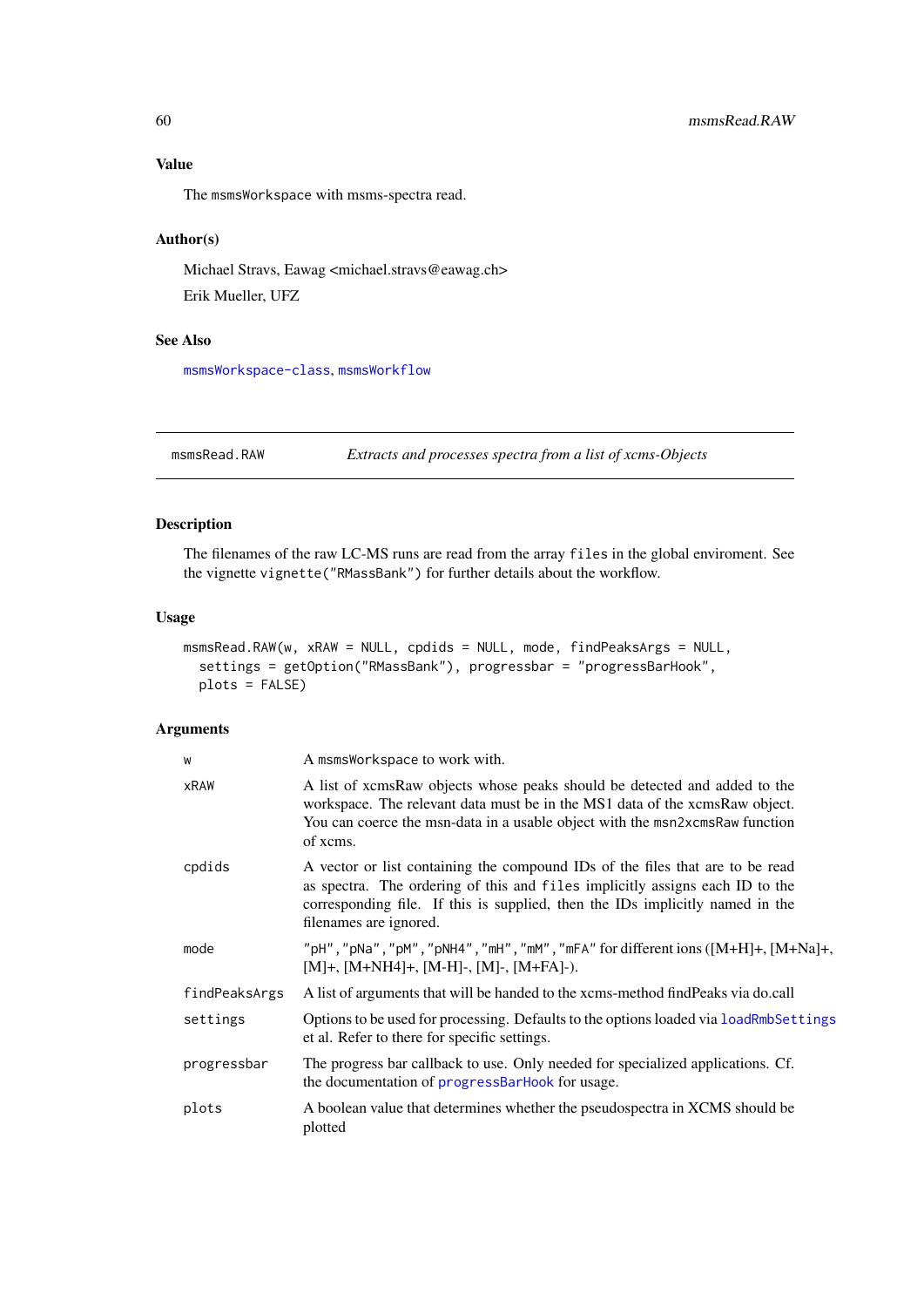### Value

The msmsWorkspace with msms-spectra read.

### Author(s)

Michael Stravs, Eawag <michael.stravs@eawag.ch>

Erik Mueller, UFZ

### See Also

msmsWorkspace-class, msmsWorkflow

---

## msmsRead.RAW *Extracts and processes spectra from a list of xcms-Objects*

---

### Description

The filenames of the raw LC-MS runs are read from the array files in the global enviroment. See the vignette vignette("RMassBank") for further details about the workflow.

### Usage

```
msmsRead.RAW(w, xRAW = NULL, cpdids = NULL, mode, findPeaksArgs = NULL,
  settings = getOption("RMassBank"), progressbar = "progressBarHook",
  plots = FALSE)
```

### Arguments

| | |
|---|---|
| w | A msmsWorkspace to work with. |
| xRAW | A list of xcmsRaw objects whose peaks should be detected and added to the workspace. The relevant data must be in the MS1 data of the xcmsRaw object. You can coerce the msn-data in a usable object with the msn2xcmsRaw function of xcms. |
| cpdids | A vector or list containing the compound IDs of the files that are to be read as spectra. The ordering of this and files implicitly assigns each ID to the corresponding file. If this is supplied, then the IDs implicitly named in the filenames are ignored. |
| mode | "pH", "pNa", "pM", "pNH4", "mH", "mM", "mFA" for different ions ([M+H]+, [M+Na]+, [M]+, [M+NH4]+, [M-H]-, [M]-, [M+FA]-). |
| findPeaksArgs | A list of arguments that will be handed to the xcms-method findPeaks via do.call |
| settings | Options to be used for processing. Defaults to the options loaded via loadRmbSettings et al. Refer to there for specific settings. |
| progressbar | The progress bar callback to use. Only needed for specialized applications. Cf. the documentation of progressBarHook for usage. |
| plots | A boolean value that determines whether the pseudospectra in XCMS should be plotted |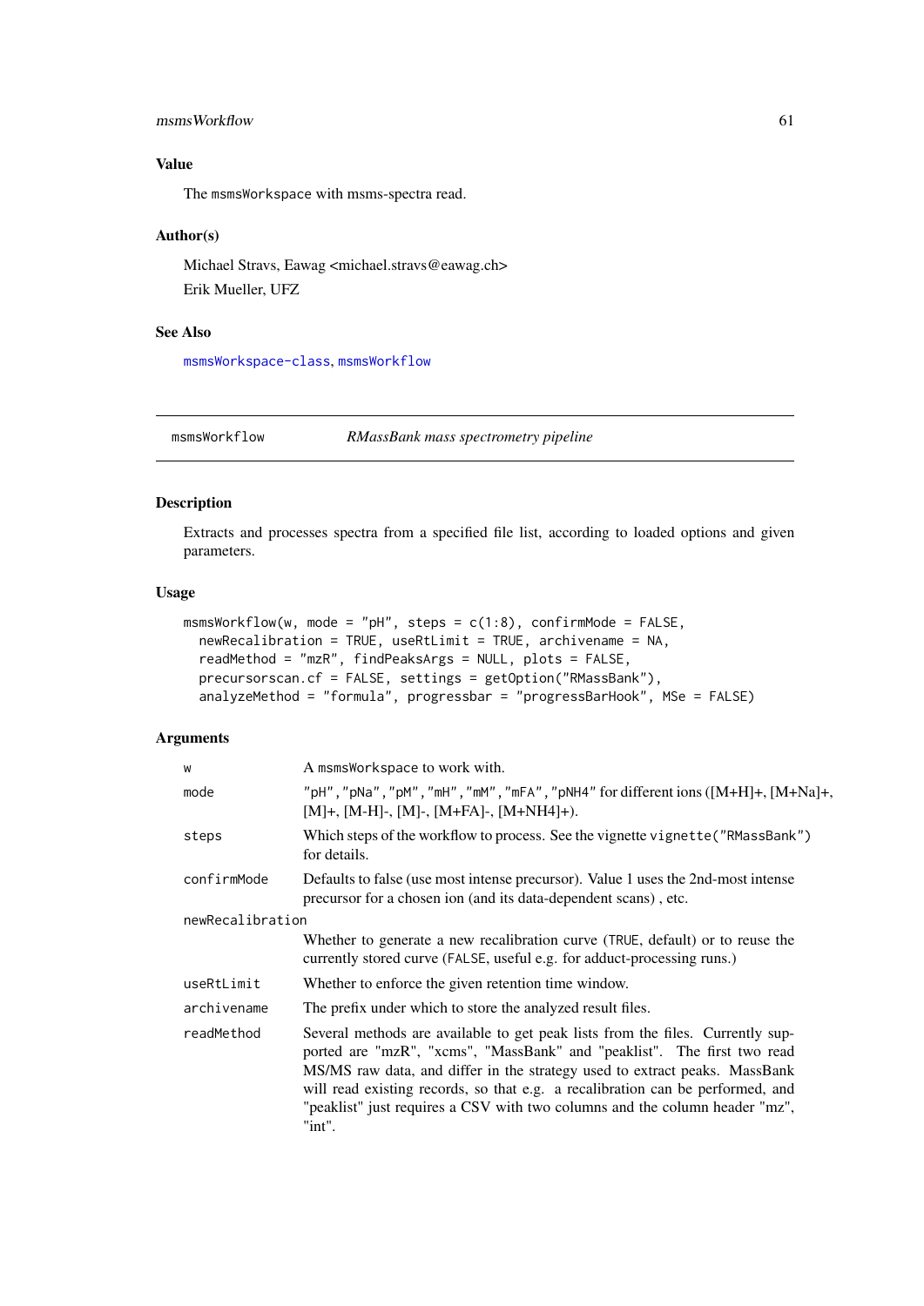### Value

The msmsWorkspace with msms-spectra read.

### Author(s)

Michael Stravs, Eawag <michael.stravs@eawag.ch>

Erik Mueller, UFZ

### See Also

msmsWorkspace-class, msmsWorkflow

---

## msmsWorkflow — *RMassBank mass spectrometry pipeline*

### Description

Extracts and processes spectra from a specified file list, according to loaded options and given parameters.

### Usage

```
msmsWorkflow(w, mode = "pH", steps = c(1:8), confirmMode = FALSE,
  newRecalibration = TRUE, useRtLimit = TRUE, archivename = NA,
  readMethod = "mzR", findPeaksArgs = NULL, plots = FALSE,
  precursorscan.cf = FALSE, settings = getOption("RMassBank"),
  analyzeMethod = "formula", progressbar = "progressBarHook", MSe = FALSE)
```

### Arguments

| | |
|---|---|
| w | A msmsWorkspace to work with. |
| mode | "pH", "pNa", "pM", "mH", "mM", "mFA", "pNH4" for different ions ([M+H]+, [M+Na]+, [M]+, [M-H]-, [M]-, [M+FA]-, [M+NH4]+). |
| steps | Which steps of the workflow to process. See the vignette vignette("RMassBank") for details. |
| confirmMode | Defaults to false (use most intense precursor). Value 1 uses the 2nd-most intense precursor for a chosen ion (and its data-dependent scans) , etc. |
| newRecalibration | Whether to generate a new recalibration curve (TRUE, default) or to reuse the currently stored curve (FALSE, useful e.g. for adduct-processing runs.) |
| useRtLimit | Whether to enforce the given retention time window. |
| archivename | The prefix under which to store the analyzed result files. |
| readMethod | Several methods are available to get peak lists from the files. Currently supported are "mzR", "xcms", "MassBank" and "peaklist". The first two read MS/MS raw data, and differ in the strategy used to extract peaks. MassBank will read existing records, so that e.g. a recalibration can be performed, and "peaklist" just requires a CSV with two columns and the column header "mz", "int". |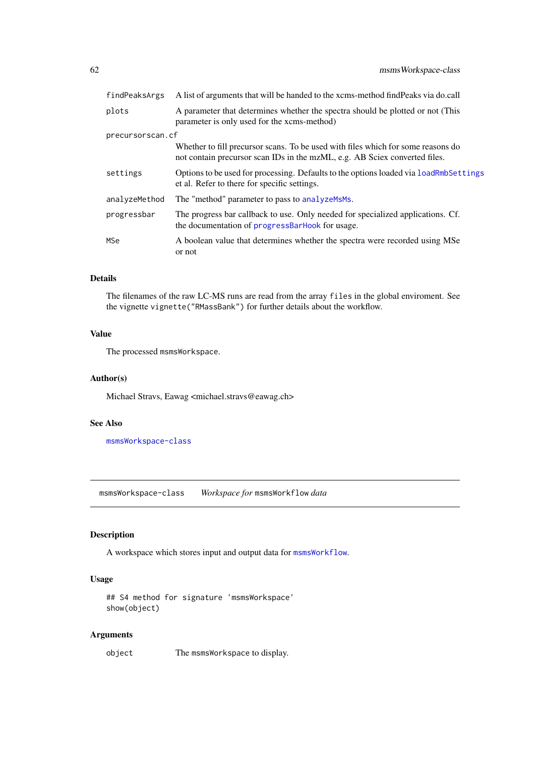| | |
|---|---|
| `findPeaksArgs` | A list of arguments that will be handed to the xcms-method findPeaks via do.call |
| `plots` | A parameter that determines whether the spectra should be plotted or not (This parameter is only used for the xcms-method) |
| `precursorscan.cf` | Whether to fill precursor scans. To be used with files which for some reasons do not contain precursor scan IDs in the mzML, e.g. AB Sciex converted files. |
| `settings` | Options to be used for processing. Defaults to the options loaded via `loadRmbSettings` et al. Refer to there for specific settings. |
| `analyzeMethod` | The "method" parameter to pass to `analyzeMsMs`. |
| `progressbar` | The progress bar callback to use. Only needed for specialized applications. Cf. the documentation of `progressBarHook` for usage. |
| `MSe` | A boolean value that determines whether the spectra were recorded using MSe or not |

## Details

The filenames of the raw LC-MS runs are read from the array `files` in the global enviroment. See the vignette `vignette("RMassBank")` for further details about the workflow.

## Value

The processed `msmsWorkspace`.

## Author(s)

Michael Stravs, Eawag <michael.stravs@eawag.ch>

## See Also

`msmsWorkspace-class`

---

# `msmsWorkspace-class` *Workspace for* `msmsWorkflow` *data*

## Description

A workspace which stores input and output data for `msmsWorkflow`.

## Usage

```
## S4 method for signature 'msmsWorkspace'
show(object)
```

## Arguments

| | |
|---|---|
| `object` | The `msmsWorkspace` to display. |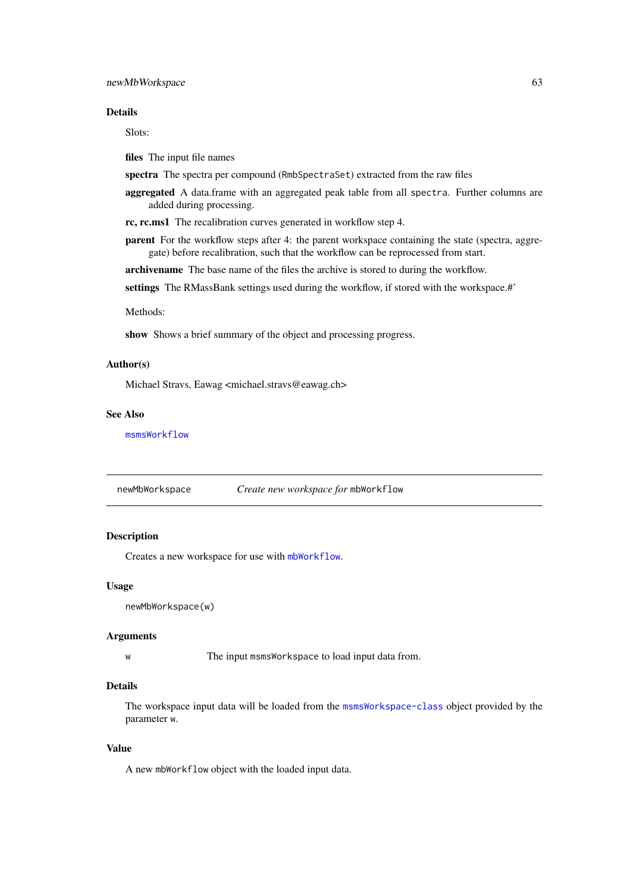### Details

Slots:

**files** The input file names

**spectra** The spectra per compound (`RmbSpectraSet`) extracted from the raw files

**aggregated** A data.frame with an aggregated peak table from all `spectra`. Further columns are added during processing.

**rc, rc.ms1** The recalibration curves generated in workflow step 4.

**parent** For the workflow steps after 4: the parent workspace containing the state (spectra, aggregate) before recalibration, such that the workflow can be reprocessed from start.

**archivename** The base name of the files the archive is stored to during the workflow.

**settings** The RMassBank settings used during the workflow, if stored with the workspace.#'

Methods:

**show** Shows a brief summary of the object and processing progress.

### Author(s)

Michael Stravs, Eawag <michael.stravs@eawag.ch>

### See Also

`msmsWorkflow`

---

## newMbWorkspace — *Create new workspace for* `mbWorkflow`

### Description

Creates a new workspace for use with `mbWorkflow`.

### Usage

```
newMbWorkspace(w)
```

### Arguments

| | |
|---|---|
| `w` | The input `msmsWorkspace` to load input data from. |

### Details

The workspace input data will be loaded from the `msmsWorkspace-class` object provided by the parameter `w`.

### Value

A new `mbWorkflow` object with the loaded input data.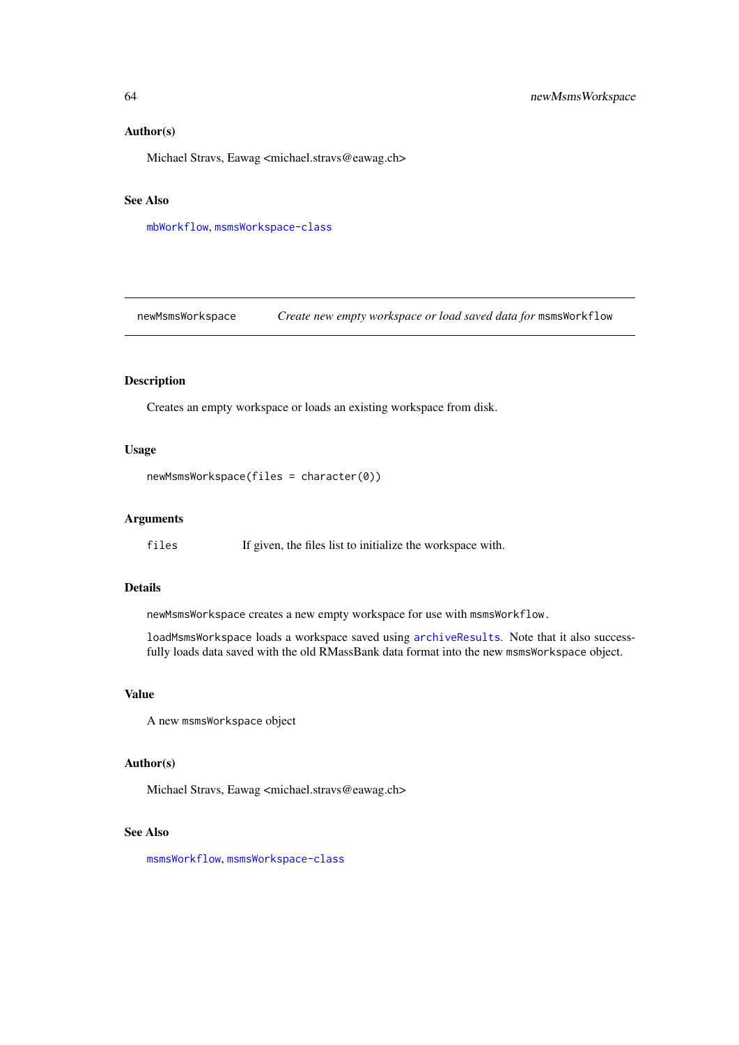### Author(s)

Michael Stravs, Eawag <michael.stravs@eawag.ch>

### See Also

`mbWorkflow`, `msmsWorkspace-class`

---

## newMsmsWorkspace — *Create new empty workspace or load saved data for* `msmsWorkflow`

---

### Description

Creates an empty workspace or loads an existing workspace from disk.

### Usage

```
newMsmsWorkspace(files = character(0))
```

### Arguments

| | |
|---|---|
| `files` | If given, the files list to initialize the workspace with. |

### Details

`newMsmsWorkspace` creates a new empty workspace for use with `msmsWorkflow`.

`loadMsmsWorkspace` loads a workspace saved using `archiveResults`. Note that it also successfully loads data saved with the old RMassBank data format into the new `msmsWorkspace` object.

### Value

A new `msmsWorkspace` object

### Author(s)

Michael Stravs, Eawag <michael.stravs@eawag.ch>

### See Also

`msmsWorkflow`, `msmsWorkspace-class`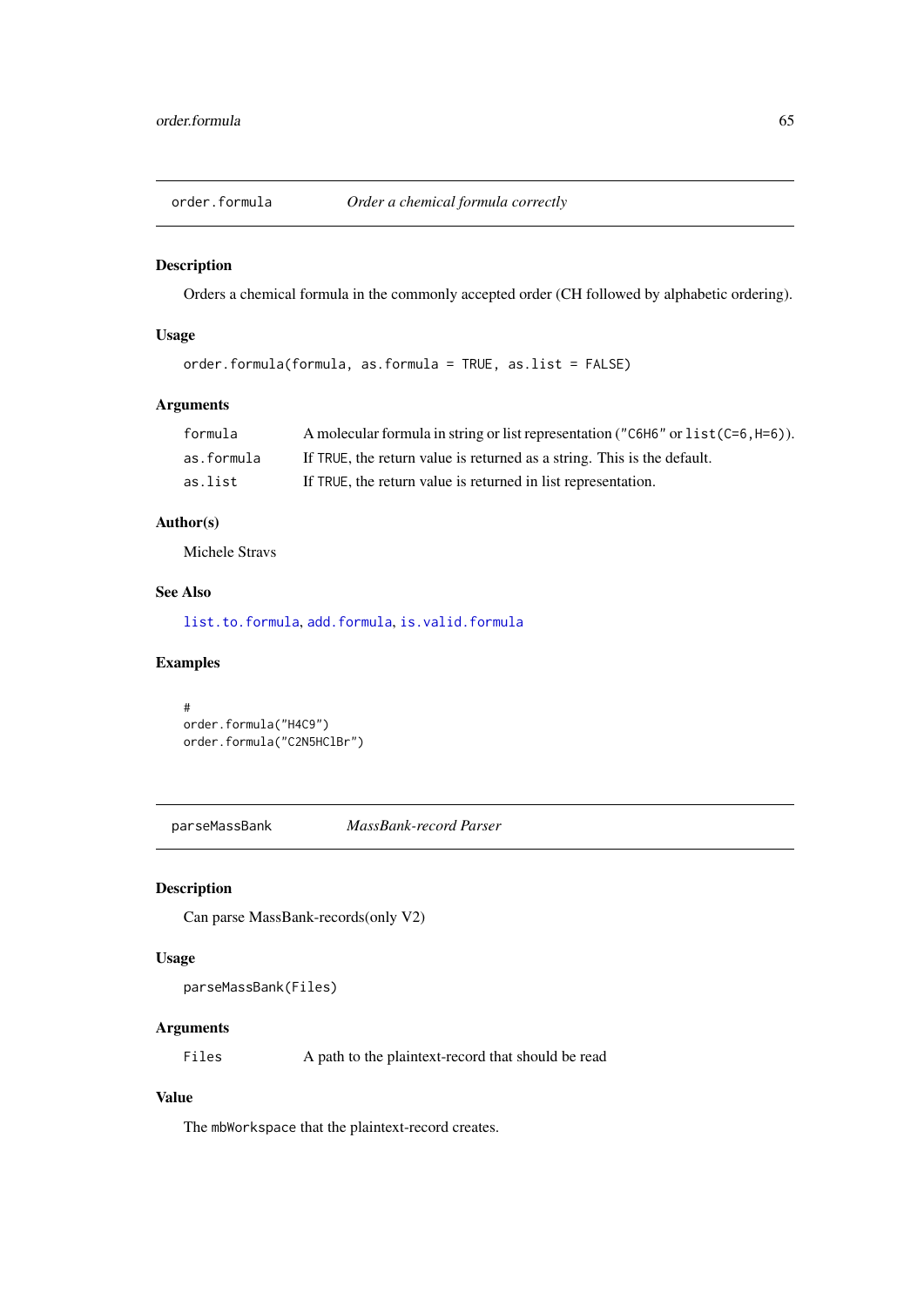## order.formula — *Order a chemical formula correctly*

### Description

Orders a chemical formula in the commonly accepted order (CH followed by alphabetic ordering).

### Usage

```
order.formula(formula, as.formula = TRUE, as.list = FALSE)
```

### Arguments

| | |
|---|---|
| formula | A molecular formula in string or list representation (`"C6H6"` or `list(C=6,H=6)`). |
| as.formula | If `TRUE`, the return value is returned as a string. This is the default. |
| as.list | If `TRUE`, the return value is returned in list representation. |

### Author(s)

Michele Stravs

### See Also

`list.to.formula`, `add.formula`, `is.valid.formula`

### Examples

```
#
order.formula("H4C9")
order.formula("C2N5HClBr")
```

## parseMassBank — *MassBank-record Parser*

### Description

Can parse MassBank-records(only V2)

### Usage

```
parseMassBank(Files)
```

### Arguments

| | |
|---|---|
| Files | A path to the plaintext-record that should be read |

### Value

The `mbWorkspace` that the plaintext-record creates.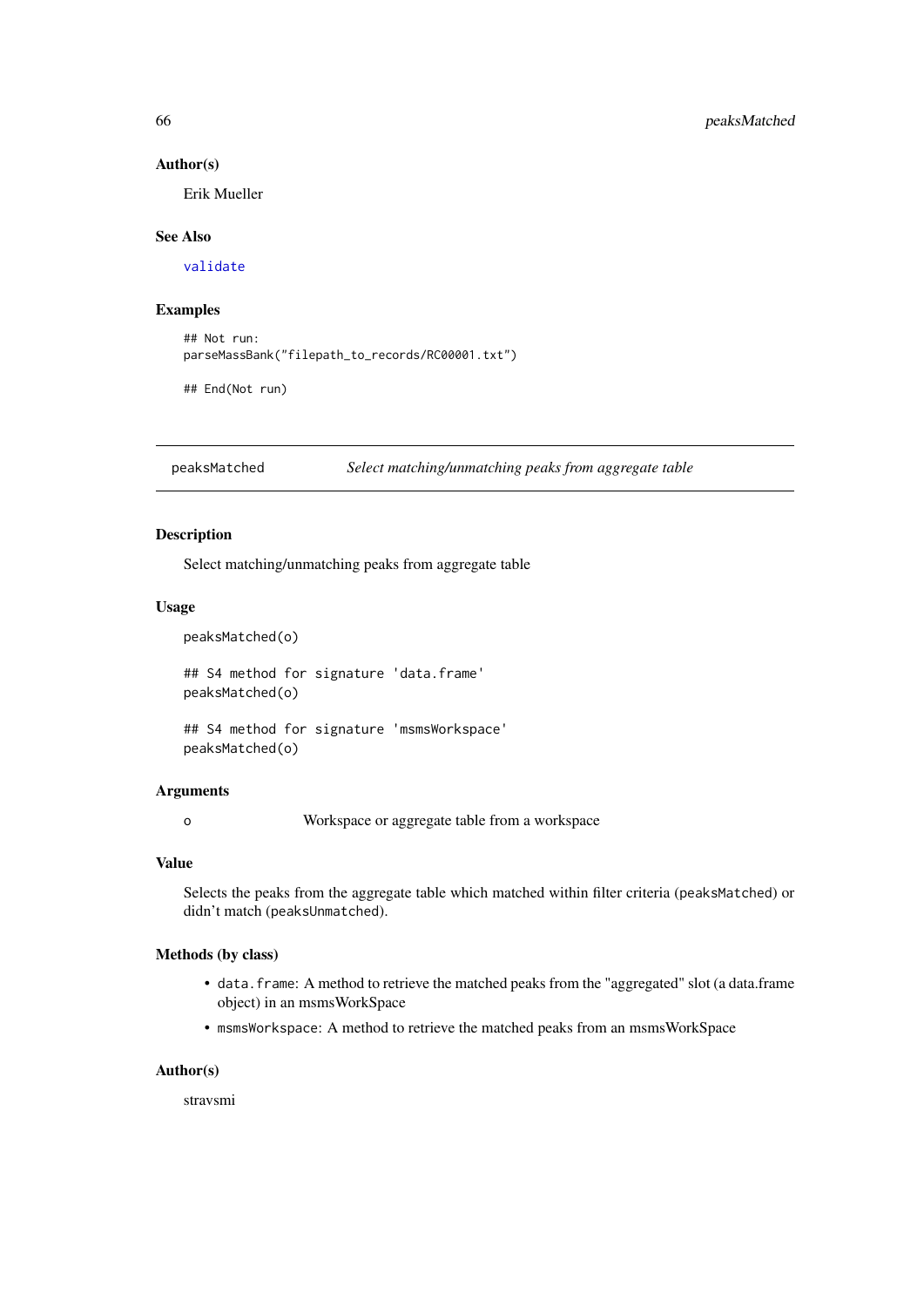### Author(s)

Erik Mueller

### See Also

validate

### Examples

```
## Not run:
parseMassBank("filepath_to_records/RC00001.txt")

## End(Not run)
```

---

## peaksMatched    *Select matching/unmatching peaks from aggregate table*

---

### Description

Select matching/unmatching peaks from aggregate table

### Usage

```
peaksMatched(o)

## S4 method for signature 'data.frame'
peaksMatched(o)

## S4 method for signature 'msmsWorkspace'
peaksMatched(o)
```

### Arguments

| | |
|---|---|
| o | Workspace or aggregate table from a workspace |

### Value

Selects the peaks from the aggregate table which matched within filter criteria (`peaksMatched`) or didn't match (`peaksUnmatched`).

### Methods (by class)

- `data.frame`: A method to retrieve the matched peaks from the "aggregated" slot (a data.frame object) in an msmsWorkSpace
- `msmsWorkspace`: A method to retrieve the matched peaks from an msmsWorkSpace

### Author(s)

stravsmi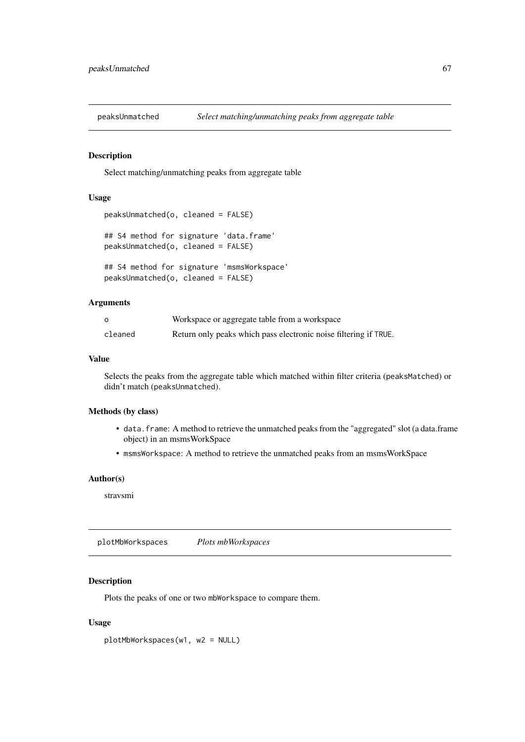## peaksUnmatched *Select matching/unmatching peaks from aggregate table*

### Description

Select matching/unmatching peaks from aggregate table

### Usage

```
peaksUnmatched(o, cleaned = FALSE)

## S4 method for signature 'data.frame'
peaksUnmatched(o, cleaned = FALSE)

## S4 method for signature 'msmsWorkspace'
peaksUnmatched(o, cleaned = FALSE)
```

### Arguments

| | |
|---|---|
| `o` | Workspace or aggregate table from a workspace |
| `cleaned` | Return only peaks which pass electronic noise filtering if `TRUE`. |

### Value

Selects the peaks from the aggregate table which matched within filter criteria (`peaksMatched`) or didn't match (`peaksUnmatched`).

### Methods (by class)

- `data.frame`: A method to retrieve the unmatched peaks from the "aggregated" slot (a data.frame object) in an msmsWorkSpace
- `msmsWorkspace`: A method to retrieve the unmatched peaks from an msmsWorkSpace

### Author(s)

stravsmi

## plotMbWorkspaces *Plots mbWorkspaces*

### Description

Plots the peaks of one or two `mbWorkspace` to compare them.

### Usage

```
plotMbWorkspaces(w1, w2 = NULL)
```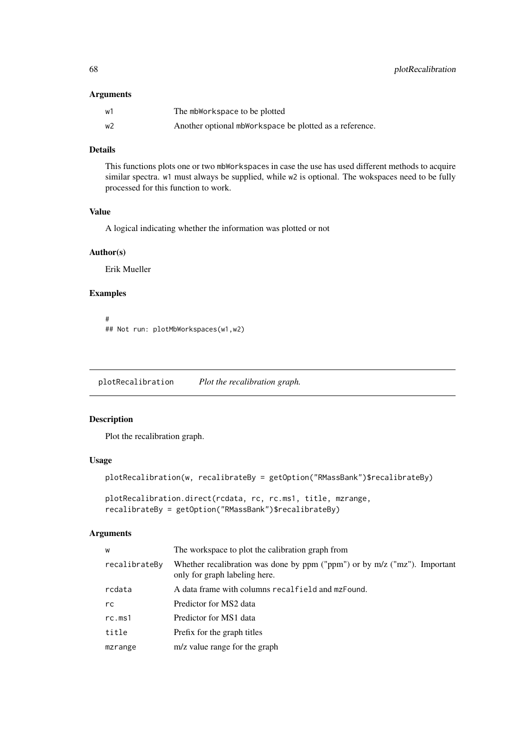### Arguments

| | |
|---|---|
| w1 | The mbWorkspace to be plotted |
| w2 | Another optional mbWorkspace be plotted as a reference. |

### Details

This functions plots one or two mbWorkspaces in case the use has used different methods to acquire similar spectra. w1 must always be supplied, while w2 is optional. The wokspaces need to be fully processed for this function to work.

### Value

A logical indicating whether the information was plotted or not

### Author(s)

Erik Mueller

### Examples

```
#
## Not run: plotMbWorkspaces(w1,w2)
```

---

## plotRecalibration *Plot the recalibration graph.*

---

### Description

Plot the recalibration graph.

### Usage

```
plotRecalibration(w, recalibrateBy = getOption("RMassBank")$recalibrateBy)

plotRecalibration.direct(rcdata, rc, rc.ms1, title, mzrange,
recalibrateBy = getOption("RMassBank")$recalibrateBy)
```

### Arguments

| | |
|---|---|
| w | The workspace to plot the calibration graph from |
| recalibrateBy | Whether recalibration was done by ppm ("ppm") or by m/z ("mz"). Important only for graph labeling here. |
| rcdata | A data frame with columns recalfield and mzFound. |
| rc | Predictor for MS2 data |
| rc.ms1 | Predictor for MS1 data |
| title | Prefix for the graph titles |
| mzrange | m/z value range for the graph |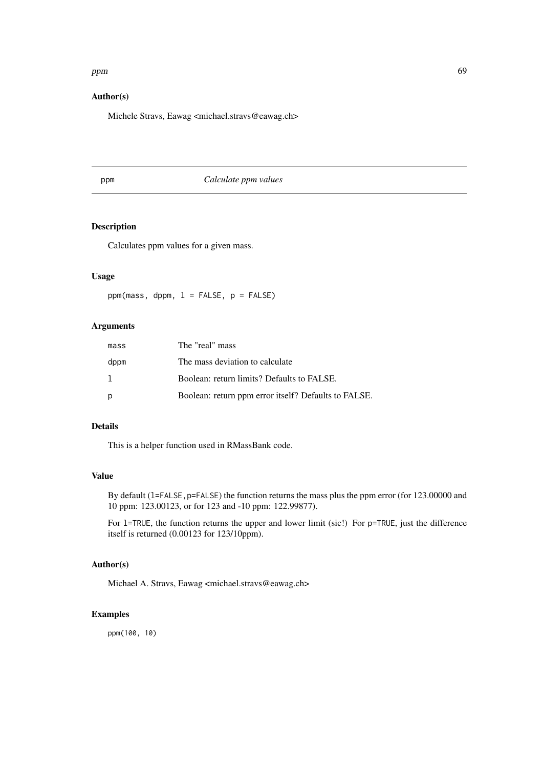### Author(s)

Michele Stravs, Eawag <michael.stravs@eawag.ch>

---

## ppm — *Calculate ppm values*

---

### Description

Calculates ppm values for a given mass.

### Usage

```
ppm(mass, dppm, l = FALSE, p = FALSE)
```

### Arguments

| | |
|---|---|
| `mass` | The "real" mass |
| `dppm` | The mass deviation to calculate |
| `l` | Boolean: return limits? Defaults to FALSE. |
| `p` | Boolean: return ppm error itself? Defaults to FALSE. |

### Details

This is a helper function used in RMassBank code.

### Value

By default (`l=FALSE,p=FALSE`) the function returns the mass plus the ppm error (for 123.00000 and 10 ppm: 123.00123, or for 123 and -10 ppm: 122.99877).

For `l=TRUE`, the function returns the upper and lower limit (sic!) For `p=TRUE`, just the difference itself is returned (0.00123 for 123/10ppm).

### Author(s)

Michael A. Stravs, Eawag <michael.stravs@eawag.ch>

### Examples

```
ppm(100, 10)
```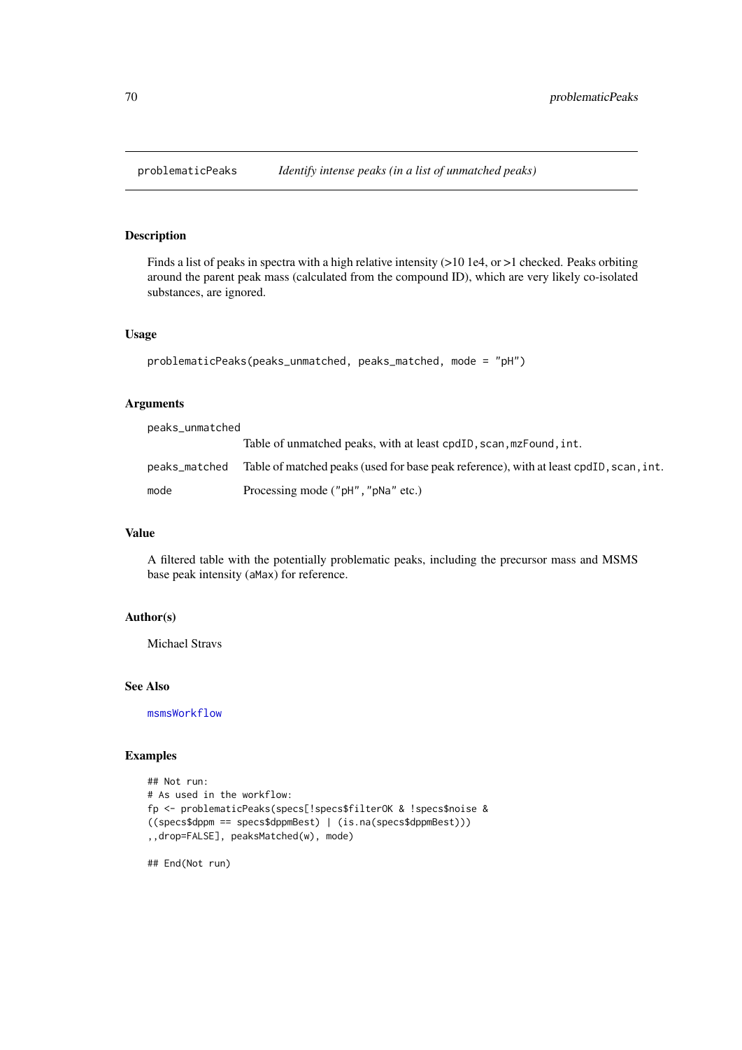problematicPeaks    *Identify intense peaks (in a list of unmatched peaks)*

## Description

Finds a list of peaks in spectra with a high relative intensity (>10 1e4, or >1 checked. Peaks orbiting around the parent peak mass (calculated from the compound ID), which are very likely co-isolated substances, are ignored.

## Usage

```
problematicPeaks(peaks_unmatched, peaks_matched, mode = "pH")
```

## Arguments

| | |
|---|---|
| peaks_unmatched | Table of unmatched peaks, with at least `cpdID,scan,mzFound,int`. |
| peaks_matched | Table of matched peaks (used for base peak reference), with at least `cpdID,scan,int`. |
| mode | Processing mode (`"pH","pNa"` etc.) |

## Value

A filtered table with the potentially problematic peaks, including the precursor mass and MSMS base peak intensity (`aMax`) for reference.

## Author(s)

Michael Stravs

## See Also

`msmsWorkflow`

## Examples

```
## Not run:
# As used in the workflow:
fp <- problematicPeaks(specs[!specs$filterOK & !specs$noise &
((specs$dppm == specs$dppmBest) | (is.na(specs$dppmBest)))
,,drop=FALSE], peaksMatched(w), mode)

## End(Not run)
```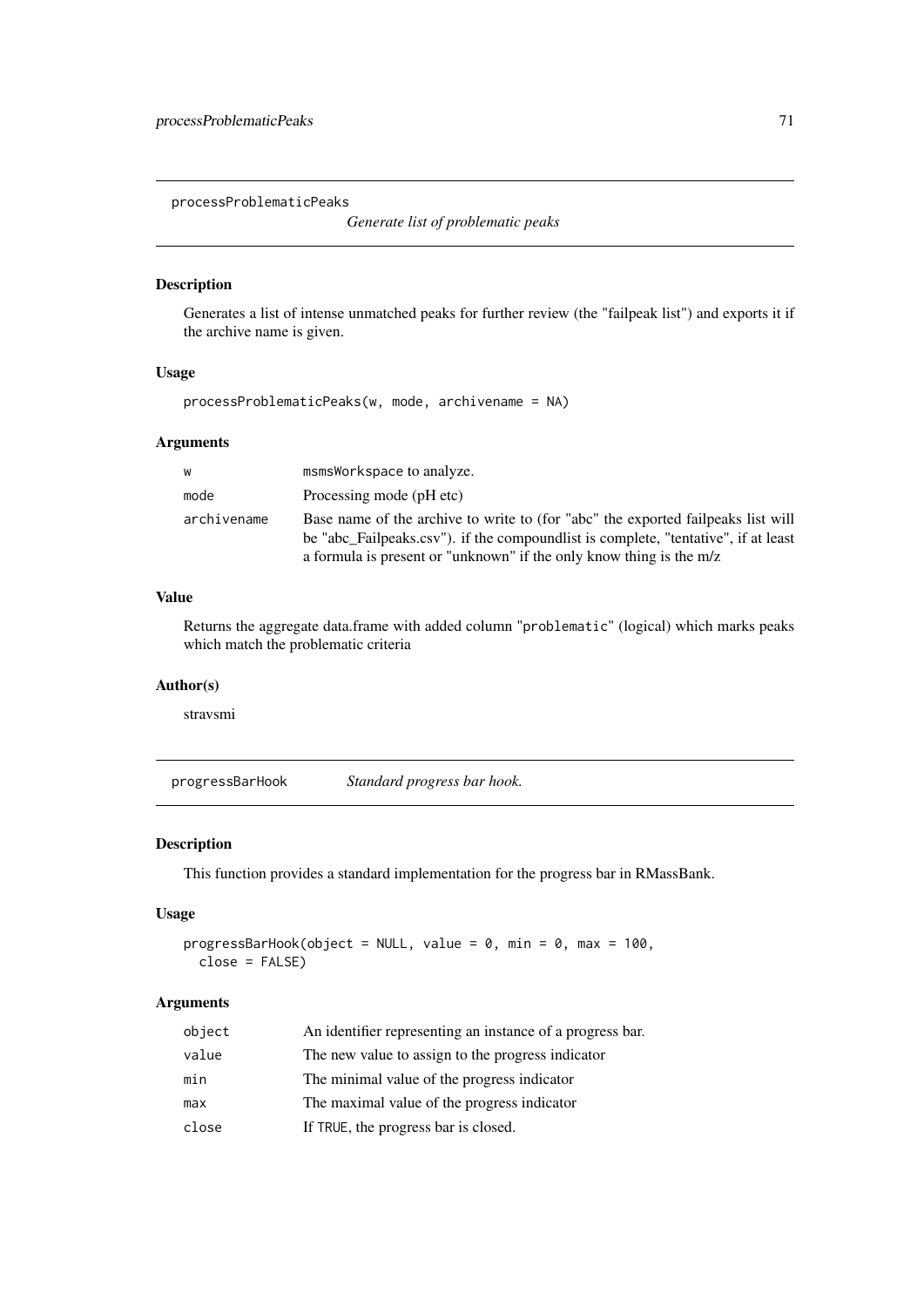## processProblematicPeaks

*Generate list of problematic peaks*

### Description

Generates a list of intense unmatched peaks for further review (the "failpeak list") and exports it if the archive name is given.

### Usage

```
processProblematicPeaks(w, mode, archivename = NA)
```

### Arguments

| | |
|---|---|
| w | msmsWorkspace to analyze. |
| mode | Processing mode (pH etc) |
| archivename | Base name of the archive to write to (for "abc" the exported failpeaks list will be "abc_Failpeaks.csv"). if the compoundlist is complete, "tentative", if at least a formula is present or "unknown" if the only know thing is the m/z |

### Value

Returns the aggregate data.frame with added column "problematic" (logical) which marks peaks which match the problematic criteria

### Author(s)

stravsmi

## progressBarHook

*Standard progress bar hook.*

### Description

This function provides a standard implementation for the progress bar in RMassBank.

### Usage

```
progressBarHook(object = NULL, value = 0, min = 0, max = 100,
  close = FALSE)
```

### Arguments

| | |
|---|---|
| object | An identifier representing an instance of a progress bar. |
| value | The new value to assign to the progress indicator |
| min | The minimal value of the progress indicator |
| max | The maximal value of the progress indicator |
| close | If TRUE, the progress bar is closed. |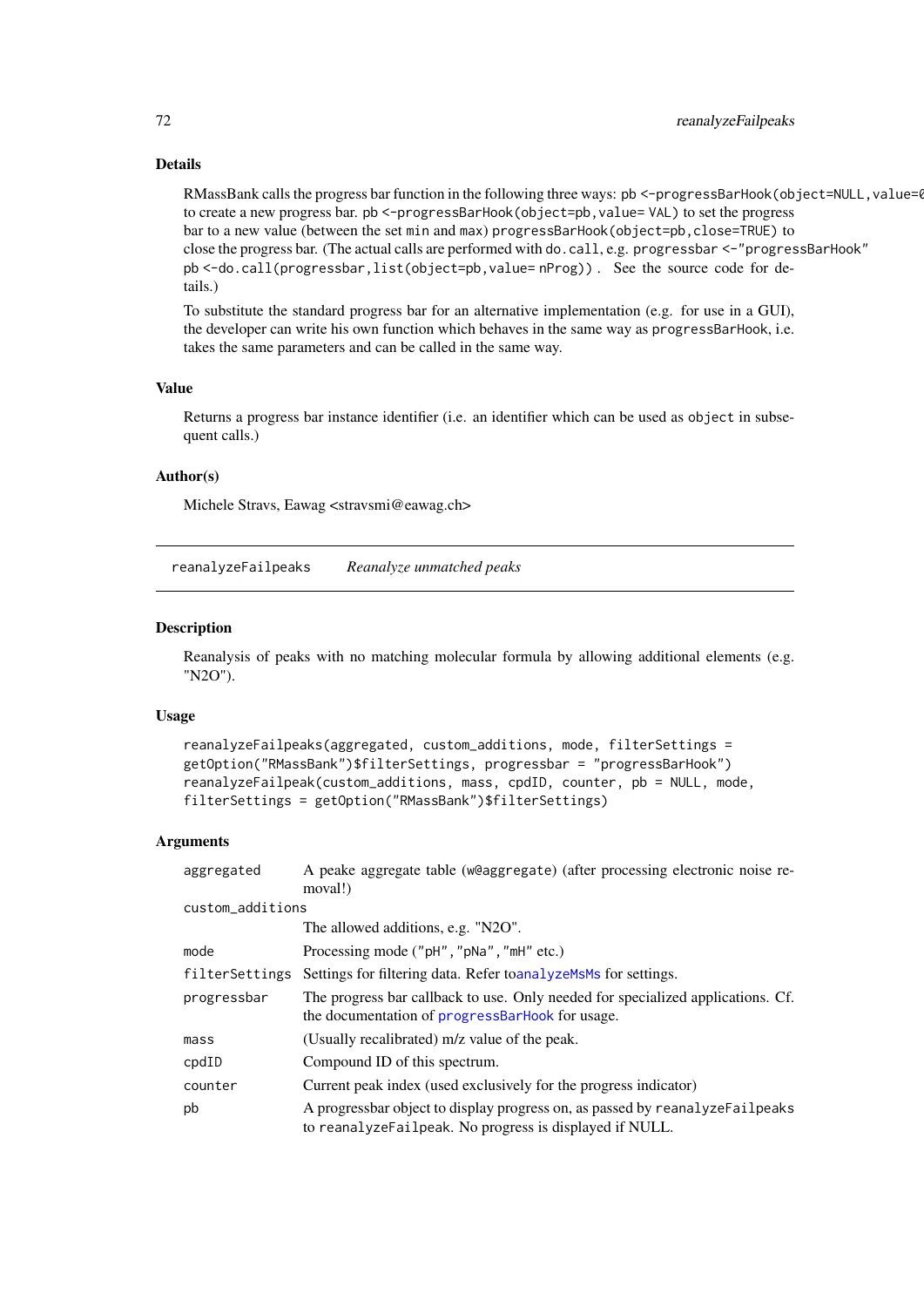### Details

RMassBank calls the progress bar function in the following three ways: `pb <-progressBarHook(object=NULL,value=0` to create a new progress bar. `pb <-progressBarHook(object=pb,value= VAL)` to set the progress bar to a new value (between the set `min` and `max`) `progressBarHook(object=pb,close=TRUE)` to close the progress bar. (The actual calls are performed with `do.call`, e.g. `progressbar <-"progressBarHook" pb <-do.call(progressbar,list(object=pb,value= nProg))` . See the source code for details.)

To substitute the standard progress bar for an alternative implementation (e.g. for use in a GUI), the developer can write his own function which behaves in the same way as `progressBarHook`, i.e. takes the same parameters and can be called in the same way.

### Value

Returns a progress bar instance identifier (i.e. an identifier which can be used as `object` in subsequent calls.)

### Author(s)

Michele Stravs, Eawag <stravsmi@eawag.ch>

---

## reanalyzeFailpeaks — *Reanalyze unmatched peaks*

### Description

Reanalysis of peaks with no matching molecular formula by allowing additional elements (e.g. "N2O").

### Usage

```
reanalyzeFailpeaks(aggregated, custom_additions, mode, filterSettings =
getOption("RMassBank")$filterSettings, progressbar = "progressBarHook")
reanalyzeFailpeak(custom_additions, mass, cpdID, counter, pb = NULL, mode,
filterSettings = getOption("RMassBank")$filterSettings)
```

### Arguments

| | |
|---|---|
| `aggregated` | A peake aggregate table (w@aggregate) (after processing electronic noise removal!) |
| `custom_additions` | The allowed additions, e.g. "N2O". |
| `mode` | Processing mode (`"pH"`, `"pNa"`, `"mH"` etc.) |
| `filterSettings` | Settings for filtering data. Refer to`analyzeMsMs` for settings. |
| `progressbar` | The progress bar callback to use. Only needed for specialized applications. Cf. the documentation of `progressBarHook` for usage. |
| `mass` | (Usually recalibrated) m/z value of the peak. |
| `cpdID` | Compound ID of this spectrum. |
| `counter` | Current peak index (used exclusively for the progress indicator) |
| `pb` | A progressbar object to display progress on, as passed by `reanalyzeFailpeaks` to `reanalyzeFailpeak`. No progress is displayed if NULL. |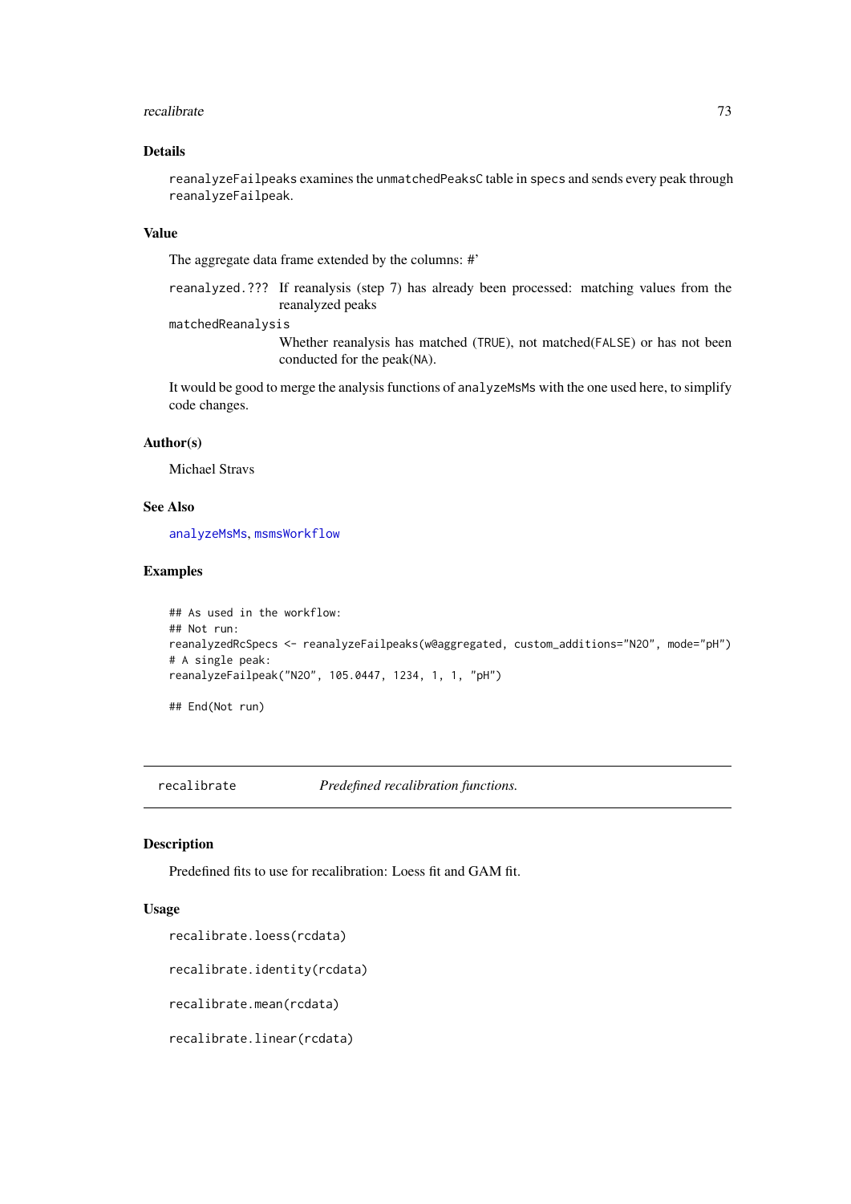### Details

`reanalyzeFailpeaks` examines the `unmatchedPeaksC` table in `specs` and sends every peak through `reanalyzeFailpeak`.

### Value

The aggregate data frame extended by the columns: #'

`reanalyzed.???` If reanalysis (step 7) has already been processed: matching values from the reanalyzed peaks

`matchedReanalysis`
Whether reanalysis has matched (`TRUE`), not matched(`FALSE`) or has not been conducted for the peak(`NA`).

It would be good to merge the analysis functions of `analyzeMsMs` with the one used here, to simplify code changes.

### Author(s)

Michael Stravs

### See Also

`analyzeMsMs`, `msmsWorkflow`

### Examples

```
## As used in the workflow:
## Not run:
reanalyzedRcSpecs <- reanalyzeFailpeaks(w@aggregated, custom_additions="N2O", mode="pH")
# A single peak:
reanalyzeFailpeak("N2O", 105.0447, 1234, 1, 1, "pH")

## End(Not run)
```

---

## recalibrate — *Predefined recalibration functions.*

### Description

Predefined fits to use for recalibration: Loess fit and GAM fit.

### Usage

```
recalibrate.loess(rcdata)

recalibrate.identity(rcdata)

recalibrate.mean(rcdata)

recalibrate.linear(rcdata)
```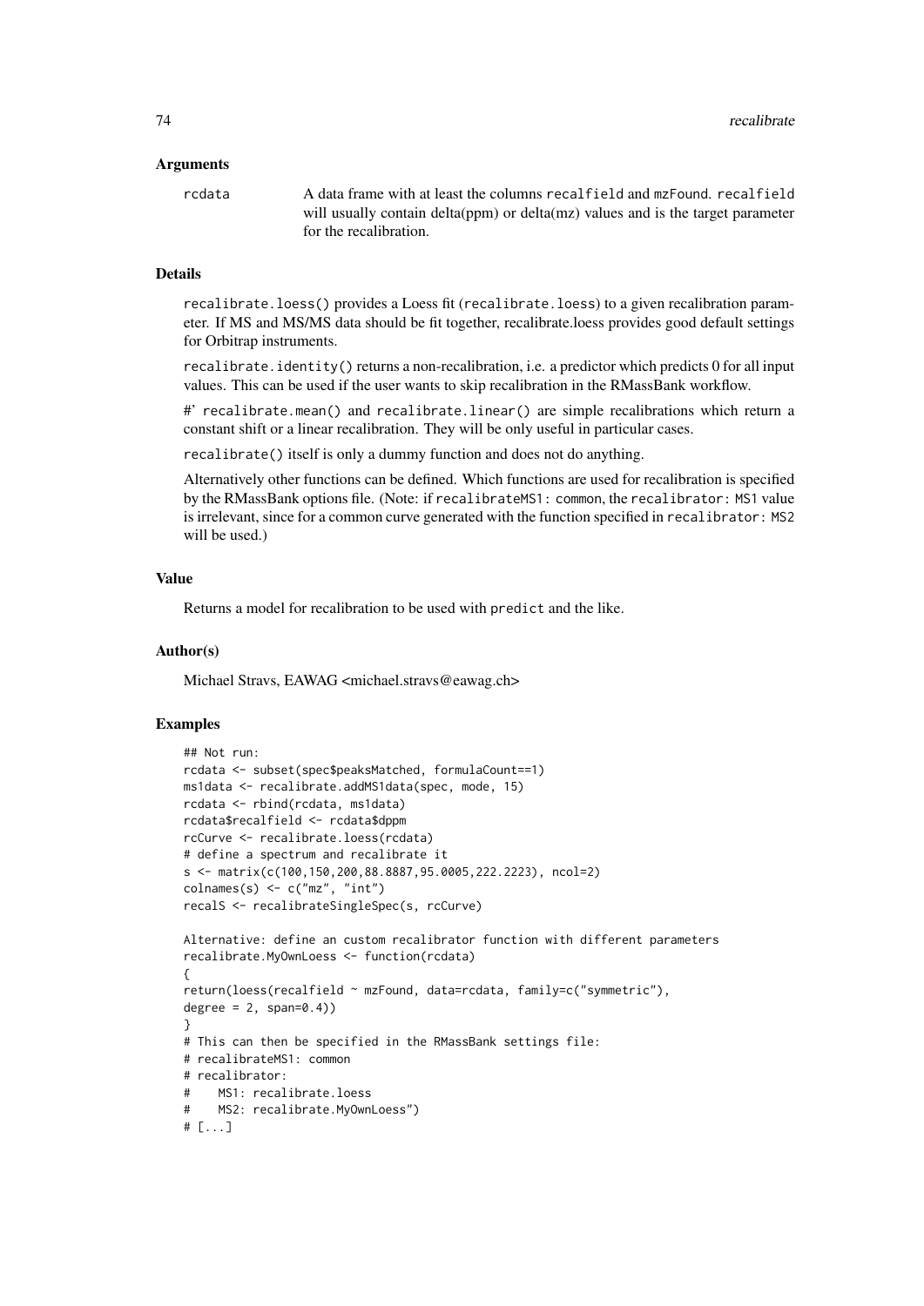### Arguments

rcdata A data frame with at least the columns `recalfield` and `mzFound`. `recalfield` will usually contain delta(ppm) or delta(mz) values and is the target parameter for the recalibration.

### Details

`recalibrate.loess()` provides a Loess fit (`recalibrate.loess`) to a given recalibration parameter. If MS and MS/MS data should be fit together, recalibrate.loess provides good default settings for Orbitrap instruments.

`recalibrate.identity()` returns a non-recalibration, i.e. a predictor which predicts 0 for all input values. This can be used if the user wants to skip recalibration in the RMassBank workflow.

#' `recalibrate.mean()` and `recalibrate.linear()` are simple recalibrations which return a constant shift or a linear recalibration. They will be only useful in particular cases.

`recalibrate()` itself is only a dummy function and does not do anything.

Alternatively other functions can be defined. Which functions are used for recalibration is specified by the RMassBank options file. (Note: if `recalibrateMS1: common`, the `recalibrator: MS1` value is irrelevant, since for a common curve generated with the function specified in `recalibrator: MS2` will be used.)

### Value

Returns a model for recalibration to be used with `predict` and the like.

### Author(s)

Michael Stravs, EAWAG <michael.stravs@eawag.ch>

### Examples

```
## Not run:
rcdata <- subset(spec$peaksMatched, formulaCount==1)
ms1data <- recalibrate.addMS1data(spec, mode, 15)
rcdata <- rbind(rcdata, ms1data)
rcdata$recalfield <- rcdata$dppm
rcCurve <- recalibrate.loess(rcdata)
# define a spectrum and recalibrate it
s <- matrix(c(100,150,200,88.8887,95.0005,222.2223), ncol=2)
colnames(s) <- c("mz", "int")
recalS <- recalibrateSingleSpec(s, rcCurve)

Alternative: define an custom recalibrator function with different parameters
recalibrate.MyOwnLoess <- function(rcdata)
{
return(loess(recalfield ~ mzFound, data=rcdata, family=c("symmetric"),
degree = 2, span=0.4))
}
# This can then be specified in the RMassBank settings file:
# recalibrateMS1: common
# recalibrator:
#    MS1: recalibrate.loess
#    MS2: recalibrate.MyOwnLoess")
# [...]
```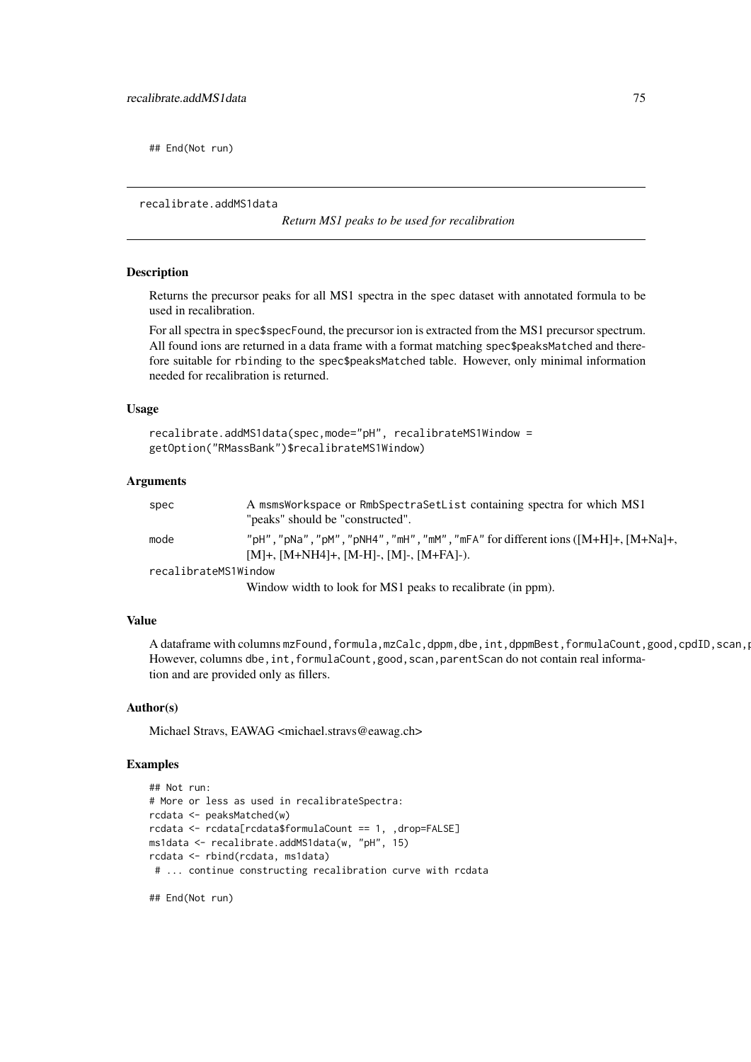## End(Not run)

---

recalibrate.addMS1data *Return MS1 peaks to be used for recalibration*

---

### Description

Returns the precursor peaks for all MS1 spectra in the spec dataset with annotated formula to be used in recalibration.

For all spectra in spec$specFound, the precursor ion is extracted from the MS1 precursor spectrum. All found ions are returned in a data frame with a format matching spec$peaksMatched and therefore suitable for rbinding to the spec$peaksMatched table. However, only minimal information needed for recalibration is returned.

### Usage

```
recalibrate.addMS1data(spec,mode="pH", recalibrateMS1Window =
getOption("RMassBank")$recalibrateMS1Window)
```

### Arguments

| | |
|---|---|
| spec | A msmsWorkspace or RmbSpectraSetList containing spectra for which MS1 "peaks" should be "constructed". |
| mode | "pH","pNa","pM","pNH4","mH","mM","mFA" for different ions ([M+H]+, [M+Na]+, [M]+, [M+NH4]+, [M-H]-, [M]-, [M+FA]-). |
| recalibrateMS1Window | Window width to look for MS1 peaks to recalibrate (in ppm). |

### Value

A dataframe with columns mzFound,formula,mzCalc,dppm,dbe,int,dppmBest,formulaCount,good,cpdID,scan,p However, columns dbe,int,formulaCount,good,scan,parentScan do not contain real information and are provided only as fillers.

### Author(s)

Michael Stravs, EAWAG <michael.stravs@eawag.ch>

### Examples

```
## Not run:
# More or less as used in recalibrateSpectra:
rcdata <- peaksMatched(w)
rcdata <- rcdata[rcdata$formulaCount == 1, ,drop=FALSE]
ms1data <- recalibrate.addMS1data(w, "pH", 15)
rcdata <- rbind(rcdata, ms1data)
 # ... continue constructing recalibration curve with rcdata

## End(Not run)
```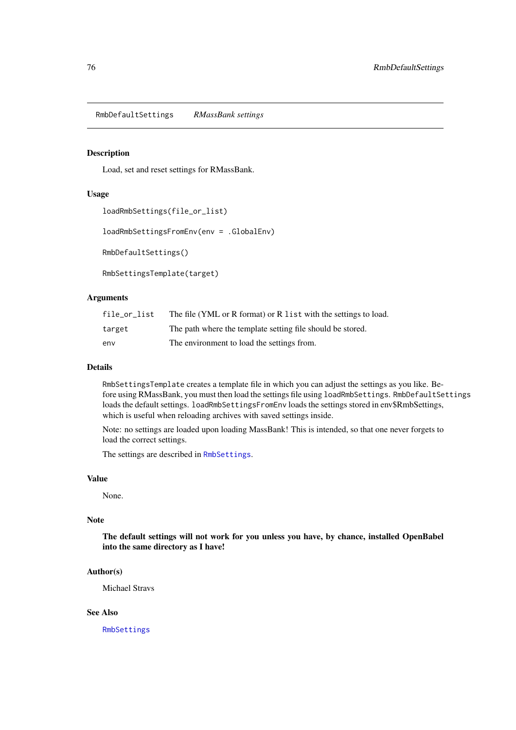`RmbDefaultSettings` *RMassBank settings*

### Description

Load, set and reset settings for RMassBank.

### Usage

```
loadRmbSettings(file_or_list)

loadRmbSettingsFromEnv(env = .GlobalEnv)

RmbDefaultSettings()

RmbSettingsTemplate(target)
```

### Arguments

| | |
|---|---|
| `file_or_list` | The file (YML or R format) or R `list` with the settings to load. |
| `target` | The path where the template setting file should be stored. |
| `env` | The environment to load the settings from. |

### Details

`RmbSettingsTemplate` creates a template file in which you can adjust the settings as you like. Before using RMassBank, you must then load the settings file using `loadRmbSettings`. `RmbDefaultSettings` loads the default settings. `loadRmbSettingsFromEnv` loads the settings stored in env$RmbSettings, which is useful when reloading archives with saved settings inside.

Note: no settings are loaded upon loading MassBank! This is intended, so that one never forgets to load the correct settings.

The settings are described in `RmbSettings`.

### Value

None.

### Note

**The default settings will not work for you unless you have, by chance, installed OpenBabel into the same directory as I have!**

### Author(s)

Michael Stravs

### See Also

`RmbSettings`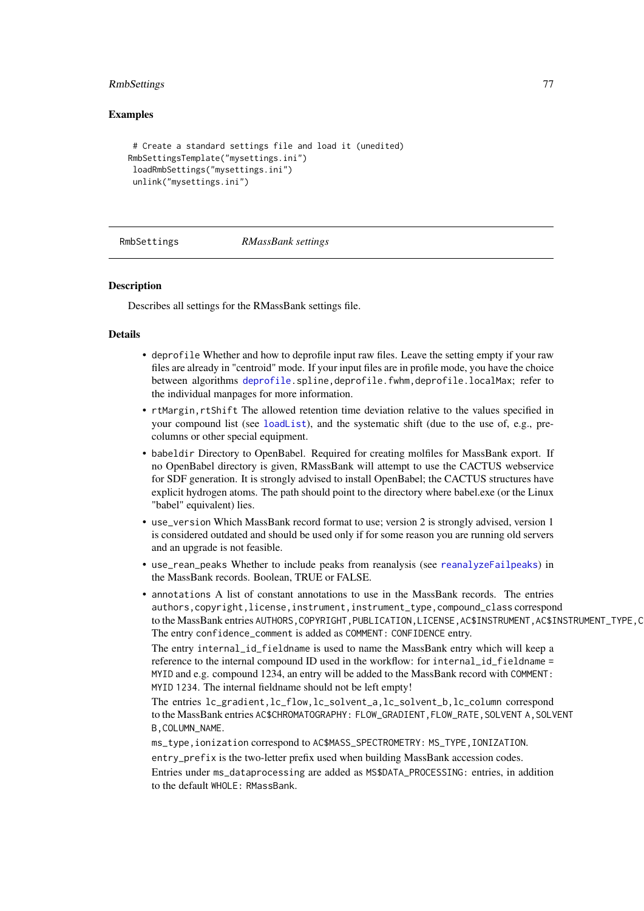### Examples

```
# Create a standard settings file and load it (unedited)
RmbSettingsTemplate("mysettings.ini")
loadRmbSettings("mysettings.ini")
unlink("mysettings.ini")
```

---

## RmbSettings — *RMassBank settings*

---

### Description

Describes all settings for the RMassBank settings file.

### Details

- `deprofile` Whether and how to deprofile input raw files. Leave the setting empty if your raw files are already in "centroid" mode. If your input files are in profile mode, you have the choice between algorithms `deprofile.spline,deprofile.fwhm,deprofile.localMax`; refer to the individual manpages for more information.
- `rtMargin,rtShift` The allowed retention time deviation relative to the values specified in your compound list (see `loadList`), and the systematic shift (due to the use of, e.g., pre-columns or other special equipment.
- `babeldir` Directory to OpenBabel. Required for creating molfiles for MassBank export. If no OpenBabel directory is given, RMassBank will attempt to use the CACTUS webservice for SDF generation. It is strongly advised to install OpenBabel; the CACTUS structures have explicit hydrogen atoms. The path should point to the directory where babel.exe (or the Linux "babel" equivalent) lies.
- `use_version` Which MassBank record format to use; version 2 is strongly advised, version 1 is considered outdated and should be used only if for some reason you are running old servers and an upgrade is not feasible.
- `use_rean_peaks` Whether to include peaks from reanalysis (see `reanalyzeFailpeaks`) in the MassBank records. Boolean, TRUE or FALSE.
- `annotations` A list of constant annotations to use in the MassBank records. The entries `authors,copyright,license,instrument,instrument_type,compound_class` correspond to the MassBank entries `AUTHORS,COPYRIGHT,PUBLICATION,LICENSE,AC$INSTRUMENT,AC$INSTRUMENT_TYPE,C` The entry `confidence_comment` is added as `COMMENT: CONFIDENCE` entry.

  The entry `internal_id_fieldname` is used to name the MassBank entry which will keep a reference to the internal compound ID used in the workflow: for `internal_id_fieldname` = `MYID` and e.g. compound 1234, an entry will be added to the MassBank record with `COMMENT: MYID 1234`. The internal fieldname should not be left empty!

  The entries `lc_gradient,lc_flow,lc_solvent_a,lc_solvent_b,lc_column` correspond to the MassBank entries `AC$CHROMATOGRAPHY: FLOW_GRADIENT,FLOW_RATE,SOLVENT A,SOLVENT B,COLUMN_NAME`.

  `ms_type,ionization` correspond to `AC$MASS_SPECTROMETRY: MS_TYPE,IONIZATION`.

  `entry_prefix` is the two-letter prefix used when building MassBank accession codes.

  Entries under `ms_dataprocessing` are added as `MS$DATA_PROCESSING:` entries, in addition to the default `WHOLE: RMassBank`.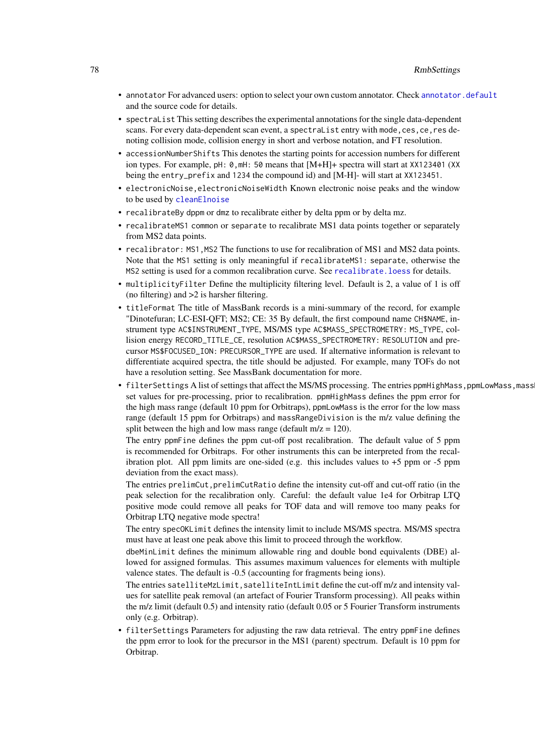- `annotator` For advanced users: option to select your own custom annotator. Check `annotator.default` and the source code for details.
- `spectraList` This setting describes the experimental annotations for the single data-dependent scans. For every data-dependent scan event, a `spectraList` entry with `mode,ces,ce,res` denoting collision mode, collision energy in short and verbose notation, and FT resolution.
- `accessionNumberShifts` This denotes the starting points for accession numbers for different ion types. For example, `pH: 0,mH: 50` means that [M+H]+ spectra will start at `XX123401` (`XX` being the `entry_prefix` and `1234` the compound id) and [M-H]- will start at `XX123451`.
- `electronicNoise,electronicNoiseWidth` Known electronic noise peaks and the window to be used by `cleanElnoise`
- `recalibrateBy` `dppm` or `dmz` to recalibrate either by delta ppm or by delta mz.
- `recalibrateMS1` `common` or `separate` to recalibrate MS1 data points together or separately from MS2 data points.
- `recalibrator: MS1,MS2` The functions to use for recalibration of MS1 and MS2 data points. Note that the `MS1` setting is only meaningful if `recalibrateMS1: separate`, otherwise the `MS2` setting is used for a common recalibration curve. See `recalibrate.loess` for details.
- `multiplicityFilter` Define the multiplicity filtering level. Default is 2, a value of 1 is off (no filtering) and >2 is harsher filtering.
- `titleFormat` The title of MassBank records is a mini-summary of the record, for example "Dinotefuran; LC-ESI-QFT; MS2; CE: 35 By default, the first compound name `CH$NAME`, instrument type `AC$INSTRUMENT_TYPE`, MS/MS type `AC$MASS_SPECTROMETRY: MS_TYPE`, collision energy `RECORD_TITLE_CE`, resolution `AC$MASS_SPECTROMETRY: RESOLUTION` and precursor `MS$FOCUSED_ION: PRECURSOR_TYPE` are used. If alternative information is relevant to differentiate acquired spectra, the title should be adjusted. For example, many TOFs do not have a resolution setting. See MassBank documentation for more.
- `filterSettings` A list of settings that affect the MS/MS processing. The entries `ppmHighMass,ppmLowMass,massRangeDivision` set values for pre-processing, prior to recalibration. `ppmHighMass` defines the ppm error for the high mass range (default 10 ppm for Orbitraps), `ppmLowMass` is the error for the low mass range (default 15 ppm for Orbitraps) and `massRangeDivision` is the m/z value defining the split between the high and low mass range (default m/z = 120).

  The entry `ppmFine` defines the ppm cut-off post recalibration. The default value of 5 ppm is recommended for Orbitraps. For other instruments this can be interpreted from the recalibration plot. All ppm limits are one-sided (e.g. this includes values to +5 ppm or -5 ppm deviation from the exact mass).

  The entries `prelimCut,prelimCutRatio` define the intensity cut-off and cut-off ratio (in the peak selection for the recalibration only. Careful: the default value 1e4 for Orbitrap LTQ positive mode could remove all peaks for TOF data and will remove too many peaks for Orbitrap LTQ negative mode spectra!

  The entry `specOKLimit` defines the intensity limit to include MS/MS spectra. MS/MS spectra must have at least one peak above this limit to proceed through the workflow.

  `dbeMinLimit` defines the minimum allowable ring and double bond equivalents (DBE) allowed for assigned formulas. This assumes maximum valuences for elements with multiple valence states. The default is -0.5 (accounting for fragments being ions).

  The entries `satelliteMzLimit,satelliteIntLimit` define the cut-off m/z and intensity values for satellite peak removal (an artefact of Fourier Transform processing). All peaks within the m/z limit (default 0.5) and intensity ratio (default 0.05 or 5 Fourier Transform instruments only (e.g. Orbitrap).
- `filterSettings` Parameters for adjusting the raw data retrieval. The entry `ppmFine` defines the ppm error to look for the precursor in the MS1 (parent) spectrum. Default is 10 ppm for Orbitrap.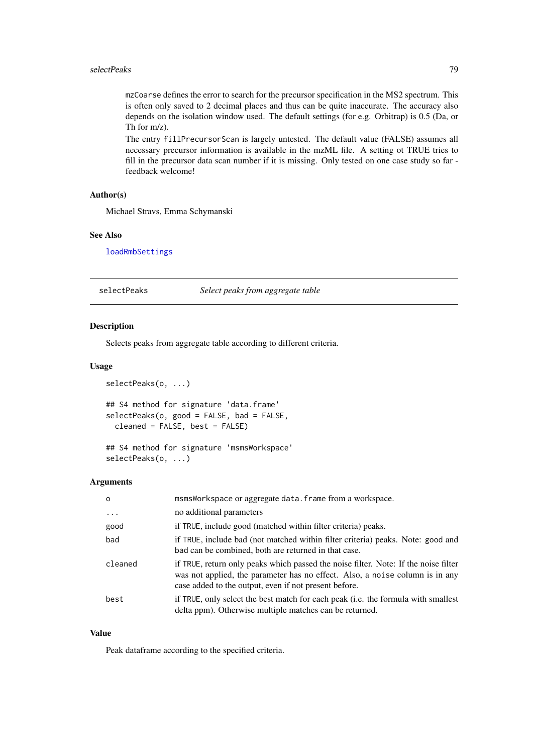`mzCoarse` defines the error to search for the precursor specification in the MS2 spectrum. This is often only saved to 2 decimal places and thus can be quite inaccurate. The accuracy also depends on the isolation window used. The default settings (for e.g. Orbitrap) is 0.5 (Da, or Th for m/z).

The entry `fillPrecursorScan` is largely untested. The default value (FALSE) assumes all necessary precursor information is available in the mzML file. A setting ot TRUE tries to fill in the precursor data scan number if it is missing. Only tested on one case study so far - feedback welcome!

### Author(s)

Michael Stravs, Emma Schymanski

### See Also

`loadRmbSettings`

---

## selectPeaks — *Select peaks from aggregate table*

### Description

Selects peaks from aggregate table according to different criteria.

### Usage

```
selectPeaks(o, ...)

## S4 method for signature 'data.frame'
selectPeaks(o, good = FALSE, bad = FALSE,
  cleaned = FALSE, best = FALSE)

## S4 method for signature 'msmsWorkspace'
selectPeaks(o, ...)
```

### Arguments

| | |
|---|---|
| `o` | `msmsWorkspace` or aggregate `data.frame` from a workspace. |
| `...` | no additional parameters |
| `good` | if `TRUE`, include good (matched within filter criteria) peaks. |
| `bad` | if `TRUE`, include bad (not matched within filter criteria) peaks. Note: `good` and `bad` can be combined, both are returned in that case. |
| `cleaned` | if `TRUE`, return only peaks which passed the noise filter. Note: If the noise filter was not applied, the parameter has no effect. Also, a `noise` column is in any case added to the output, even if not present before. |
| `best` | if `TRUE`, only select the best match for each peak (i.e. the formula with smallest delta ppm). Otherwise multiple matches can be returned. |

### Value

Peak dataframe according to the specified criteria.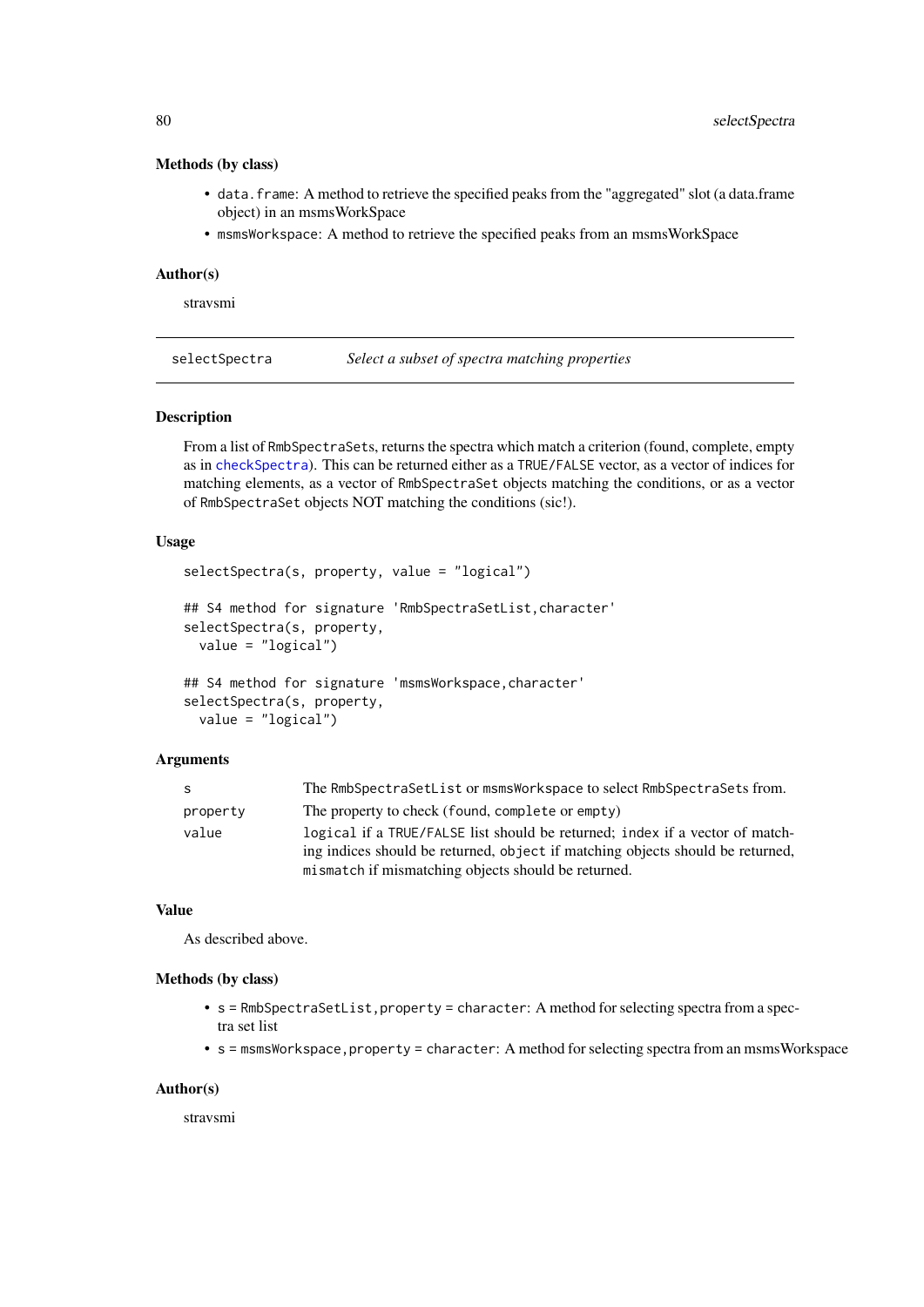### Methods (by class)

- `data.frame`: A method to retrieve the specified peaks from the "aggregated" slot (a data.frame object) in an msmsWorkSpace
- `msmsWorkspace`: A method to retrieve the specified peaks from an msmsWorkSpace

### Author(s)

stravsmi

---

`selectSpectra` *Select a subset of spectra matching properties*

---

### Description

From a list of `RmbSpectraSets`, returns the spectra which match a criterion (found, complete, empty as in `checkSpectra`). This can be returned either as a `TRUE/FALSE` vector, as a vector of indices for matching elements, as a vector of `RmbSpectraSet` objects matching the conditions, or as a vector of `RmbSpectraSet` objects NOT matching the conditions (sic!).

### Usage

```
selectSpectra(s, property, value = "logical")

## S4 method for signature 'RmbSpectraSetList,character'
selectSpectra(s, property,
  value = "logical")

## S4 method for signature 'msmsWorkspace,character'
selectSpectra(s, property,
  value = "logical")
```

### Arguments

| | |
|---|---|
| `s` | The `RmbSpectraSetList` or `msmsWorkspace` to select `RmbSpectraSets` from. |
| `property` | The property to check (`found`, `complete` or `empty`) |
| `value` | `logical` if a `TRUE/FALSE` list should be returned; `index` if a vector of matching indices should be returned, `object` if matching objects should be returned, `mismatch` if mismatching objects should be returned. |

### Value

As described above.

### Methods (by class)

- `s = RmbSpectraSetList,property = character`: A method for selecting spectra from a spectra set list
- `s = msmsWorkspace,property = character`: A method for selecting spectra from an msmsWorkspace

### Author(s)

stravsmi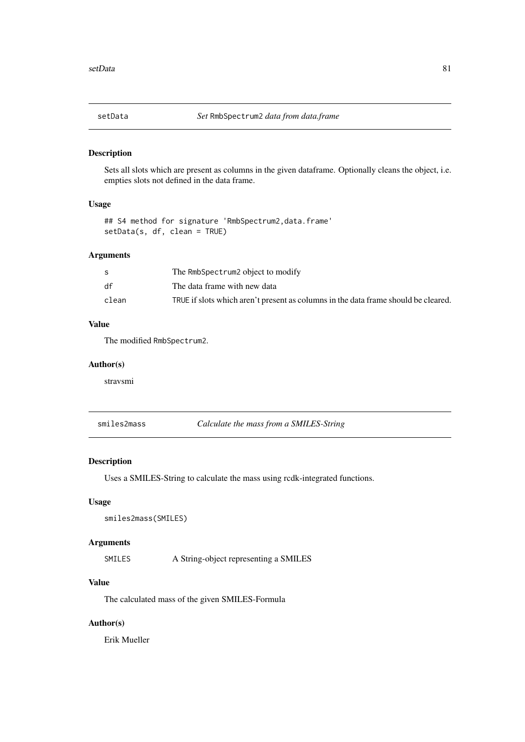## setData — *Set* `RmbSpectrum2` *data from data.frame*

### Description

Sets all slots which are present as columns in the given dataframe. Optionally cleans the object, i.e. empties slots not defined in the data frame.

### Usage

```
## S4 method for signature 'RmbSpectrum2,data.frame'
setData(s, df, clean = TRUE)
```

### Arguments

| | |
|---|---|
| `s` | The `RmbSpectrum2` object to modify |
| `df` | The data frame with new data |
| `clean` | `TRUE` if slots which aren't present as columns in the data frame should be cleared. |

### Value

The modified `RmbSpectrum2`.

### Author(s)

stravsmi

## smiles2mass — *Calculate the mass from a SMILES-String*

### Description

Uses a SMILES-String to calculate the mass using rcdk-integrated functions.

### Usage

```
smiles2mass(SMILES)
```

### Arguments

| | |
|---|---|
| `SMILES` | A String-object representing a SMILES |

### Value

The calculated mass of the given SMILES-Formula

### Author(s)

Erik Mueller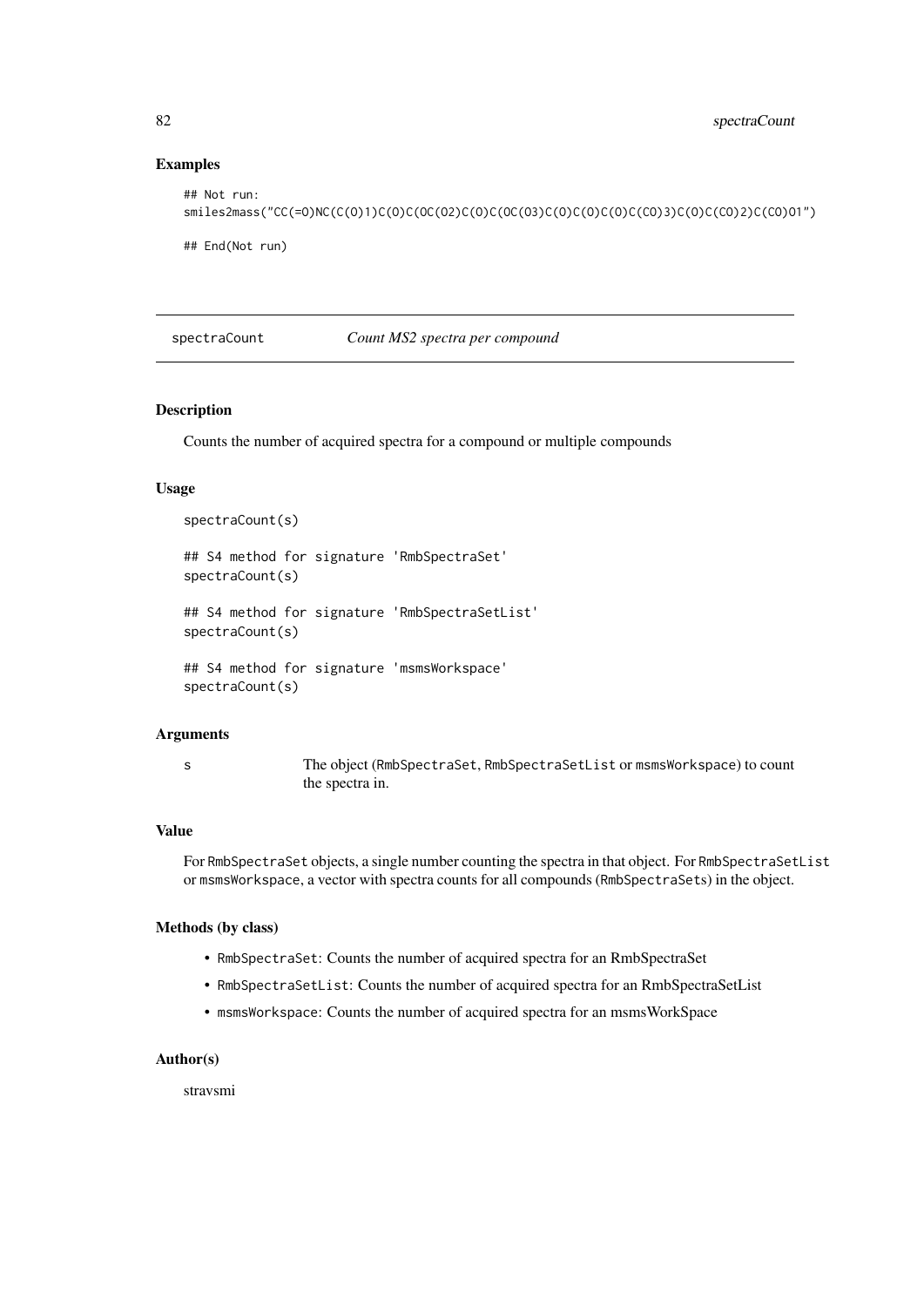### Examples

```
## Not run:
smiles2mass("CC(=O)NC(C(O)1)C(O)C(OC(O2)C(O)C(OC(O3)C(O)C(O)C(O)C(CO)3)C(O)C(CO)2)C(CO)O1")

## End(Not run)
```

---

## spectraCount *Count MS2 spectra per compound*

---

### Description

Counts the number of acquired spectra for a compound or multiple compounds

### Usage

```
spectraCount(s)

## S4 method for signature 'RmbSpectraSet'
spectraCount(s)

## S4 method for signature 'RmbSpectraSetList'
spectraCount(s)

## S4 method for signature 'msmsWorkspace'
spectraCount(s)
```

### Arguments

| | |
|---|---|
| s | The object (`RmbSpectraSet`, `RmbSpectraSetList` or `msmsWorkspace`) to count the spectra in. |

### Value

For `RmbSpectraSet` objects, a single number counting the spectra in that object. For `RmbSpectraSetList` or `msmsWorkspace`, a vector with spectra counts for all compounds (`RmbSpectraSets`) in the object.

### Methods (by class)

- `RmbSpectraSet`: Counts the number of acquired spectra for an RmbSpectraSet
- `RmbSpectraSetList`: Counts the number of acquired spectra for an RmbSpectraSetList
- `msmsWorkspace`: Counts the number of acquired spectra for an msmsWorkSpace

### Author(s)

stravsmi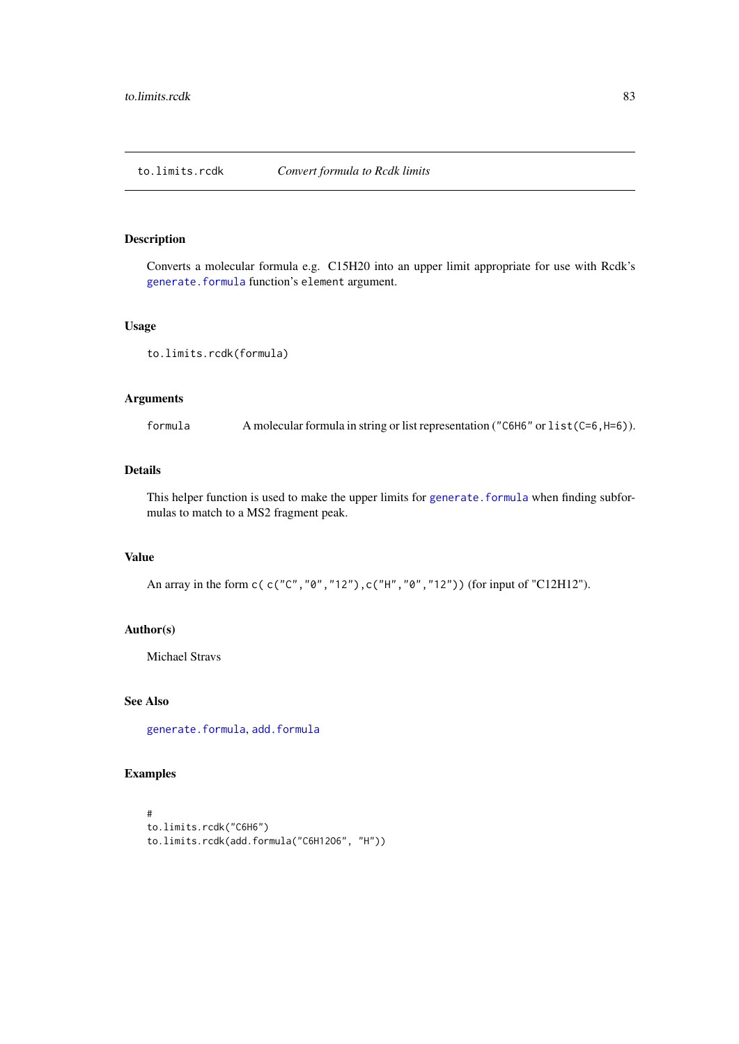## to.limits.rcdk — *Convert formula to Rcdk limits*

### Description

Converts a molecular formula e.g. C15H20 into an upper limit appropriate for use with Rcdk's `generate.formula` function's `element` argument.

### Usage

```
to.limits.rcdk(formula)
```

### Arguments

| | |
|---|---|
| `formula` | A molecular formula in string or list representation (`"C6H6"` or `list(C=6,H=6)`). |

### Details

This helper function is used to make the upper limits for `generate.formula` when finding subformulas to match to a MS2 fragment peak.

### Value

An array in the form `c( c("C","0","12"),c("H","0","12"))` (for input of "C12H12").

### Author(s)

Michael Stravs

### See Also

`generate.formula`, `add.formula`

### Examples

```
#
to.limits.rcdk("C6H6")
to.limits.rcdk(add.formula("C6H12O6", "H"))
```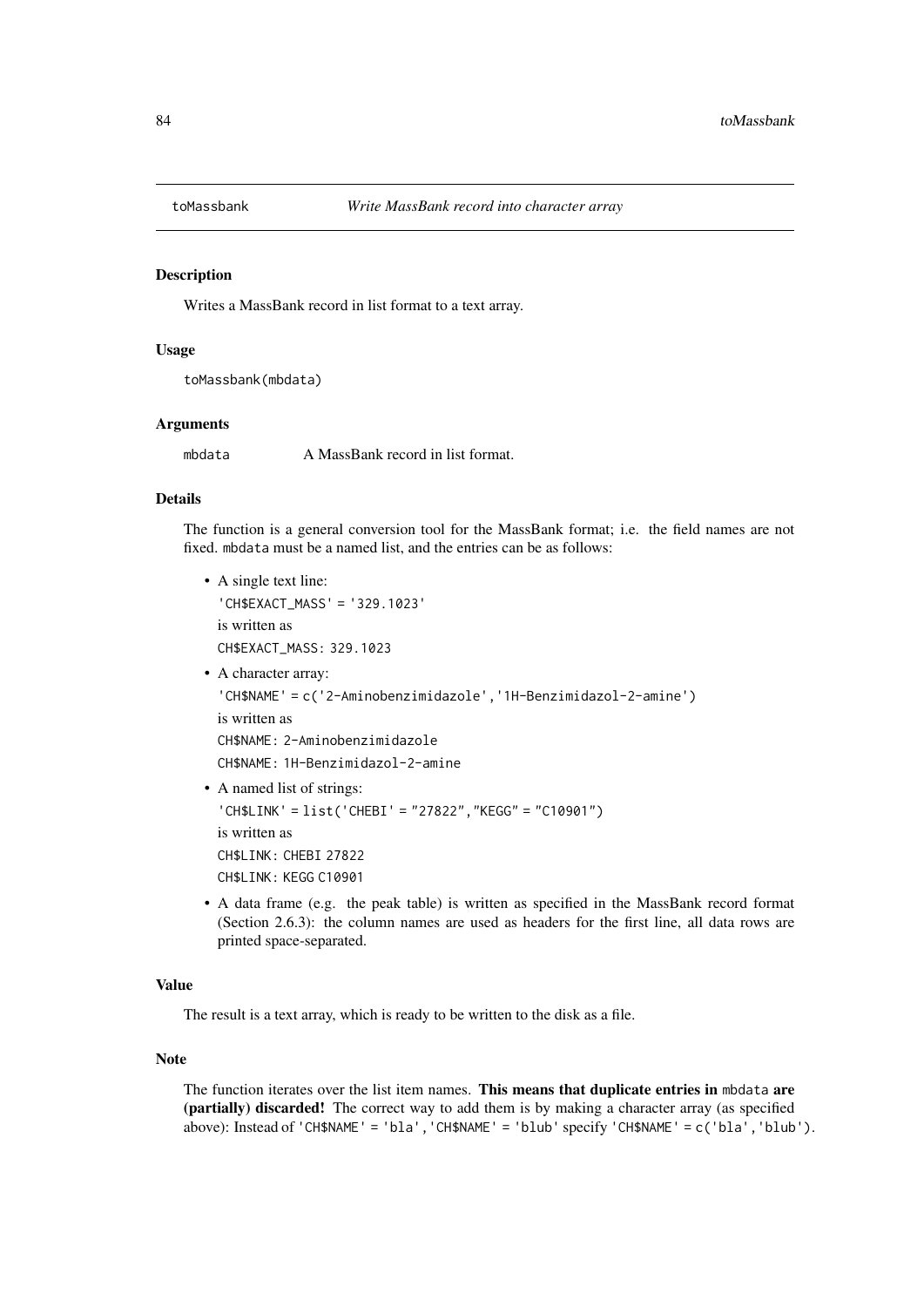# toMassbank

*Write MassBank record into character array*

## Description

Writes a MassBank record in list format to a text array.

## Usage

```
toMassbank(mbdata)
```

## Arguments

| | |
|---|---|
| `mbdata` | A MassBank record in list format. |

## Details

The function is a general conversion tool for the MassBank format; i.e. the field names are not fixed. `mbdata` must be a named list, and the entries can be as follows:

- A single text line:
  `'CH$EXACT_MASS' = '329.1023'`
  is written as
  `CH$EXACT_MASS: 329.1023`
- A character array:
  `'CH$NAME' = c('2-Aminobenzimidazole','1H-Benzimidazol-2-amine')`
  is written as
  `CH$NAME: 2-Aminobenzimidazole`
  `CH$NAME: 1H-Benzimidazol-2-amine`
- A named list of strings:
  `'CH$LINK' = list('CHEBI' = "27822","KEGG" = "C10901")`
  is written as
  `CH$LINK: CHEBI 27822`
  `CH$LINK: KEGG C10901`
- A data frame (e.g. the peak table) is written as specified in the MassBank record format (Section 2.6.3): the column names are used as headers for the first line, all data rows are printed space-separated.

## Value

The result is a text array, which is ready to be written to the disk as a file.

## Note

The function iterates over the list item names. **This means that duplicate entries in `mbdata` are (partially) discarded!** The correct way to add them is by making a character array (as specified above): Instead of `'CH$NAME' = 'bla','CH$NAME' = 'blub'` specify `'CH$NAME' = c('bla','blub')`.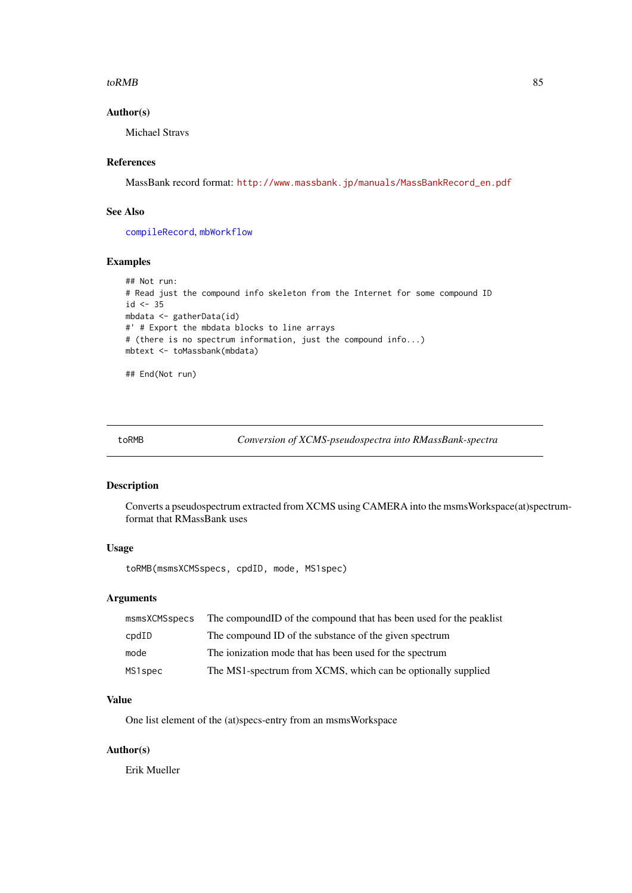### Author(s)

Michael Stravs

### References

MassBank record format: http://www.massbank.jp/manuals/MassBankRecord_en.pdf

### See Also

compileRecord, mbWorkflow

### Examples

```
## Not run:
# Read just the compound info skeleton from the Internet for some compound ID
id <- 35
mbdata <- gatherData(id)
#' # Export the mbdata blocks to line arrays
# (there is no spectrum information, just the compound info...)
mbtext <- toMassbank(mbdata)

## End(Not run)
```

---

## toRMB — *Conversion of XCMS-pseudospectra into RMassBank-spectra*

### Description

Converts a pseudospectrum extracted from XCMS using CAMERA into the msmsWorkspace(at)spectrum-format that RMassBank uses

### Usage

```
toRMB(msmsXCMSspecs, cpdID, mode, MS1spec)
```

### Arguments

| | |
|---|---|
| msmsXCMSspecs | The compoundID of the compound that has been used for the peaklist |
| cpdID | The compound ID of the substance of the given spectrum |
| mode | The ionization mode that has been used for the spectrum |
| MS1spec | The MS1-spectrum from XCMS, which can be optionally supplied |

### Value

One list element of the (at)specs-entry from an msmsWorkspace

### Author(s)

Erik Mueller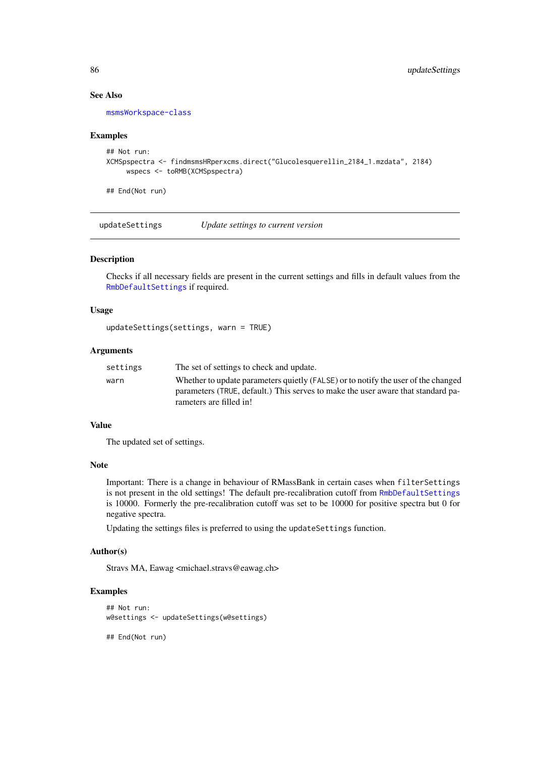### See Also

msmsWorkspace-class

### Examples

```
## Not run:
XCMSpspectra <- findmsmsHRperxcms.direct("Glucolesquerellin_2184_1.mzdata", 2184)
     wspecs <- toRMB(XCMSpspectra)

## End(Not run)
```

---

updateSettings — *Update settings to current version*

---

### Description

Checks if all necessary fields are present in the current settings and fills in default values from the RmbDefaultSettings if required.

### Usage

```
updateSettings(settings, warn = TRUE)
```

### Arguments

| | |
|---|---|
| settings | The set of settings to check and update. |
| warn | Whether to update parameters quietly (FALSE) or to notify the user of the changed parameters (TRUE, default.) This serves to make the user aware that standard parameters are filled in! |

### Value

The updated set of settings.

### Note

Important: There is a change in behaviour of RMassBank in certain cases when filterSettings is not present in the old settings! The default pre-recalibration cutoff from RmbDefaultSettings is 10000. Formerly the pre-recalibration cutoff was set to be 10000 for positive spectra but 0 for negative spectra.

Updating the settings files is preferred to using the updateSettings function.

### Author(s)

Stravs MA, Eawag <michael.stravs@eawag.ch>

### Examples

```
## Not run:
w@settings <- updateSettings(w@settings)

## End(Not run)
```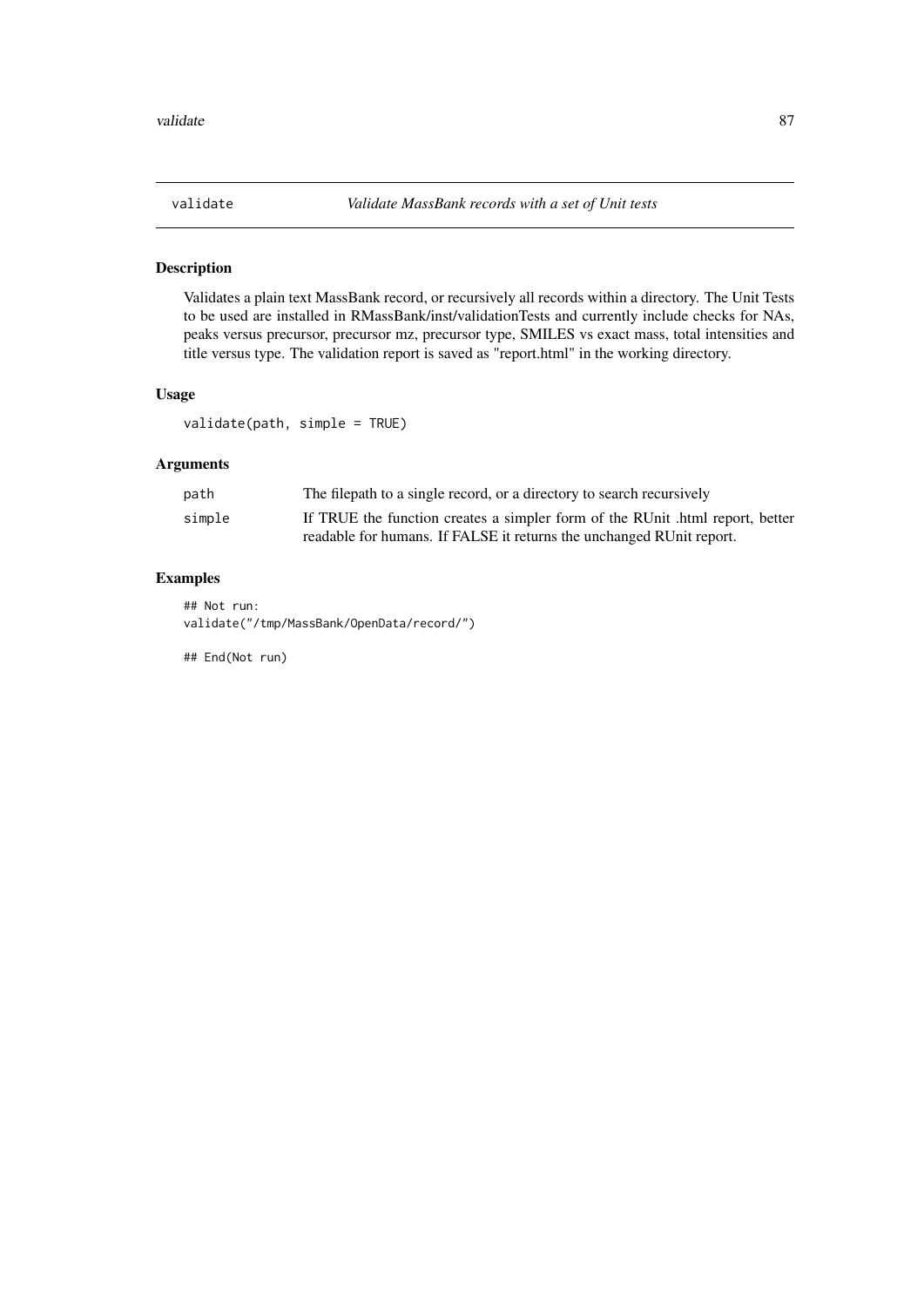# validate — *Validate MassBank records with a set of Unit tests*

## Description

Validates a plain text MassBank record, or recursively all records within a directory. The Unit Tests to be used are installed in RMassBank/inst/validationTests and currently include checks for NAs, peaks versus precursor, precursor mz, precursor type, SMILES vs exact mass, total intensities and title versus type. The validation report is saved as "report.html" in the working directory.

## Usage

```
validate(path, simple = TRUE)
```

## Arguments

| | |
|---|---|
| `path` | The filepath to a single record, or a directory to search recursively |
| `simple` | If TRUE the function creates a simpler form of the RUnit .html report, better readable for humans. If FALSE it returns the unchanged RUnit report. |

## Examples

```
## Not run:
validate("/tmp/MassBank/OpenData/record/")

## End(Not run)
```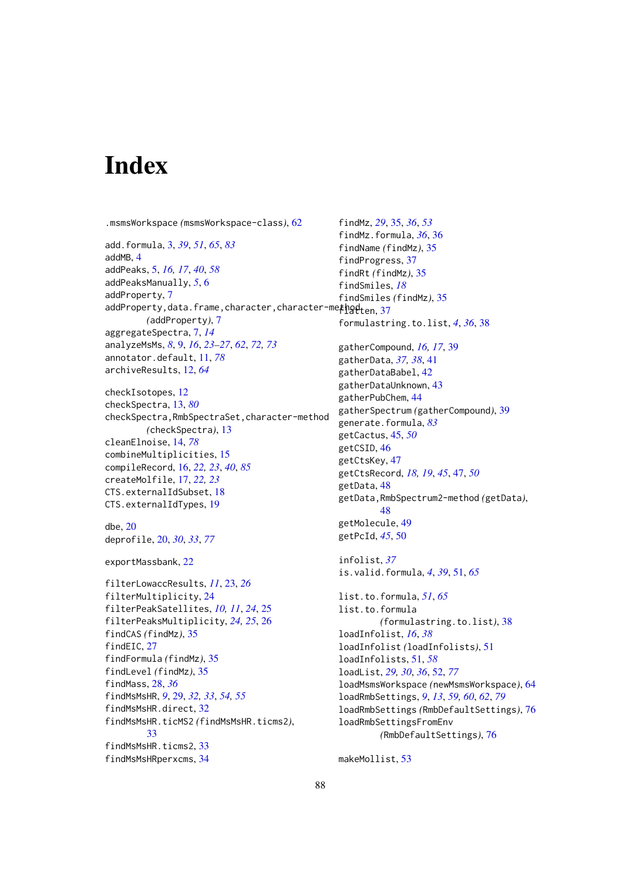# Index

.msmsWorkspace *(msmsWorkspace-class)*, 62

add.formula, 3, *39*, *51*, *65*, *83*
addMB, 4
addPeaks, 5, *16, 17*, *40*, *58*
addPeaksManually, *5*, 6
addProperty, 7
addProperty,data.frame,character,character-method *(addProperty)*, 7
aggregateSpectra, 7, *14*
analyzeMsMs, *8*, 9, *16*, *23–27*, *62*, *72, 73*
annotator.default, 11, *78*
archiveResults, 12, *64*

checkIsotopes, 12
checkSpectra, 13, *80*
checkSpectra,RmbSpectraSet,character-method *(checkSpectra)*, 13
cleanElnoise, 14, *78*
combineMultiplicities, 15
compileRecord, 16, *22, 23*, *40*, *85*
createMolfile, 17, *22, 23*
CTS.externalIdSubset, 18
CTS.externalIdTypes, 19

dbe, 20
deprofile, 20, *30*, *33*, *77*

exportMassbank, 22

filterLowaccResults, *11*, 23, *26*
filterMultiplicity, 24
filterPeakSatellites, *10, 11*, *24*, 25
filterPeaksMultiplicity, *24, 25*, 26
findCAS *(findMz)*, 35
findEIC, 27
findFormula *(findMz)*, 35
findLevel *(findMz)*, 35
findMass, 28, *36*
findMsMsHR, *9*, 29, *32, 33*, *54, 55*
findMsMsHR.direct, 32
findMsMsHR.ticMS2 *(findMsMsHR.ticms2)*, 33
findMsMsHR.ticms2, 33
findMsMsHRperxcms, 34
findMz, *29*, 35, *36*, *53*
findMz.formula, *36*, 36
findName *(findMz)*, 35
findProgress, 37
findRt *(findMz)*, 35
findSmiles, *18*
findSmiles *(findMz)*, 35
flatten, 37
formulastring.to.list, *4*, *36*, 38

gatherCompound, *16, 17*, 39
gatherData, *37, 38*, 41
gatherDataBabel, 42
gatherDataUnknown, 43
gatherPubChem, 44
gatherSpectrum *(gatherCompound)*, 39
generate.formula, *83*
getCactus, 45, *50*
getCSID, 46
getCtsKey, 47
getCtsRecord, *18, 19*, *45*, 47, *50*
getData, 48
getData,RmbSpectrum2-method *(getData)*, 48
getMolecule, 49
getPcId, *45*, 50

infolist, *37*
is.valid.formula, *4*, *39*, 51, *65*

list.to.formula, *51*, *65*
list.to.formula *(formulastring.to.list)*, 38
loadInfolist, *16*, *38*
loadInfolist *(loadInfolists)*, 51
loadInfolists, 51, *58*
loadList, *29, 30*, *36*, 52, *77*
loadMsmsWorkspace *(newMsmsWorkspace)*, 64
loadRmbSettings, *9*, *13*, *59, 60*, *62*, *79*
loadRmbSettings *(RmbDefaultSettings)*, 76
loadRmbSettingsFromEnv *(RmbDefaultSettings)*, 76

makeMollist, 53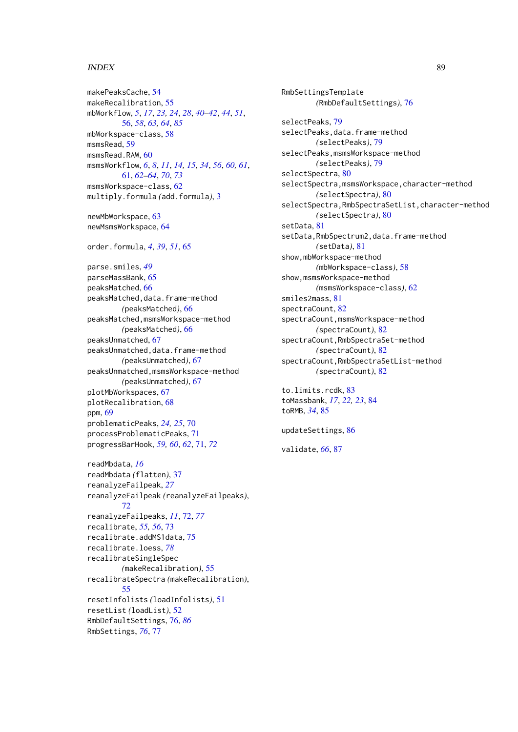makePeaksCache, 54
makeRecalibration, 55
mbWorkflow, *5*, *17*, *23, 24*, *28*, *40–42*, *44*, *51*, 56, *58*, *63, 64*, *85*
mbWorkspace-class, 58
msmsRead, 59
msmsRead.RAW, 60
msmsWorkflow, *6*, *8*, *11*, *14, 15*, *34*, *56*, *60, 61*, 61, *62–64*, *70*, *73*
msmsWorkspace-class, 62
multiply.formula *(*add.formula*)*, 3

newMbWorkspace, 63
newMsmsWorkspace, 64

order.formula, *4*, *39*, *51*, 65

parse.smiles, *49*
parseMassBank, 65
peaksMatched, 66
peaksMatched,data.frame-method *(*peaksMatched*)*, 66
peaksMatched,msmsWorkspace-method *(*peaksMatched*)*, 66
peaksUnmatched, 67
peaksUnmatched,data.frame-method *(*peaksUnmatched*)*, 67
peaksUnmatched,msmsWorkspace-method *(*peaksUnmatched*)*, 67
plotMbWorkspaces, 67
plotRecalibration, 68
ppm, 69
problematicPeaks, *24, 25*, 70
processProblematicPeaks, 71
progressBarHook, *59, 60*, *62*, 71, *72*

readMbdata, *16*
readMbdata *(*flatten*)*, 37
reanalyzeFailpeak, *27*
reanalyzeFailpeak *(*reanalyzeFailpeaks*)*, 72
reanalyzeFailpeaks, *11*, 72, *77*
recalibrate, *55, 56*, 73
recalibrate.addMS1data, 75
recalibrate.loess, *78*
recalibrateSingleSpec *(*makeRecalibration*)*, 55
recalibrateSpectra *(*makeRecalibration*)*, 55
resetInfolists *(*loadInfolists*)*, 51
resetList *(*loadList*)*, 52
RmbDefaultSettings, 76, *86*
RmbSettings, *76*, 77
RmbSettingsTemplate *(*RmbDefaultSettings*)*, 76

selectPeaks, 79
selectPeaks,data.frame-method *(*selectPeaks*)*, 79
selectPeaks,msmsWorkspace-method *(*selectPeaks*)*, 79
selectSpectra, 80
selectSpectra,msmsWorkspace,character-method *(*selectSpectra*)*, 80
selectSpectra,RmbSpectraSetList,character-method *(*selectSpectra*)*, 80
setData, 81
setData,RmbSpectrum2,data.frame-method *(*setData*)*, 81
show,mbWorkspace-method *(*mbWorkspace-class*)*, 58
show,msmsWorkspace-method *(*msmsWorkspace-class*)*, 62
smiles2mass, 81
spectraCount, 82
spectraCount,msmsWorkspace-method *(*spectraCount*)*, 82
spectraCount,RmbSpectraSet-method *(*spectraCount*)*, 82
spectraCount,RmbSpectraSetList-method *(*spectraCount*)*, 82

to.limits.rcdk, 83
toMassbank, *17*, *22, 23*, 84
toRMB, *34*, 85

updateSettings, 86

validate, *66*, 87